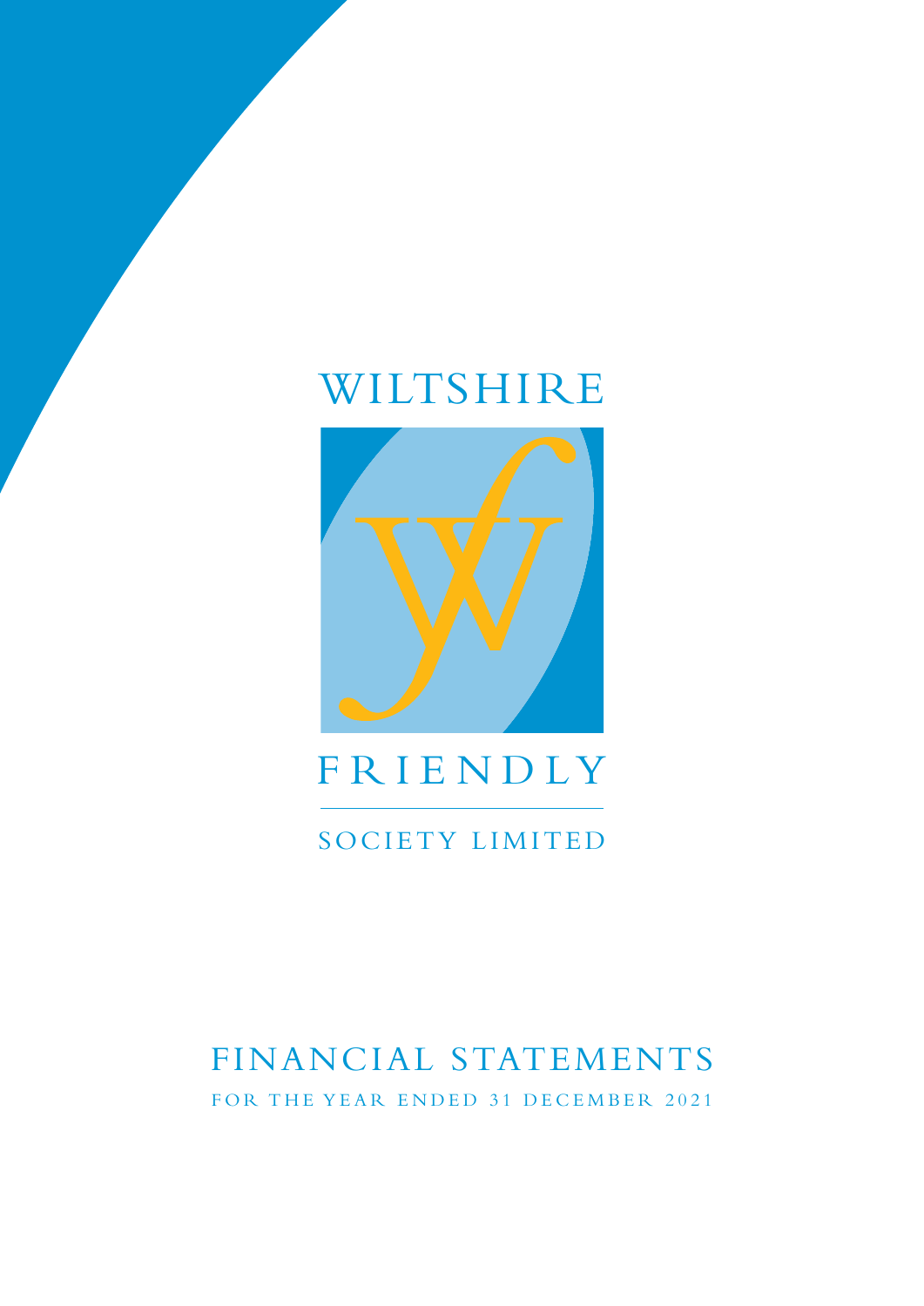# WILTSHIRE FRIENDLY SOCIETY LIMITED

## FINANCIAL STATEMENTS

FOR THE YEAR ENDED 31 DECEMBER 2021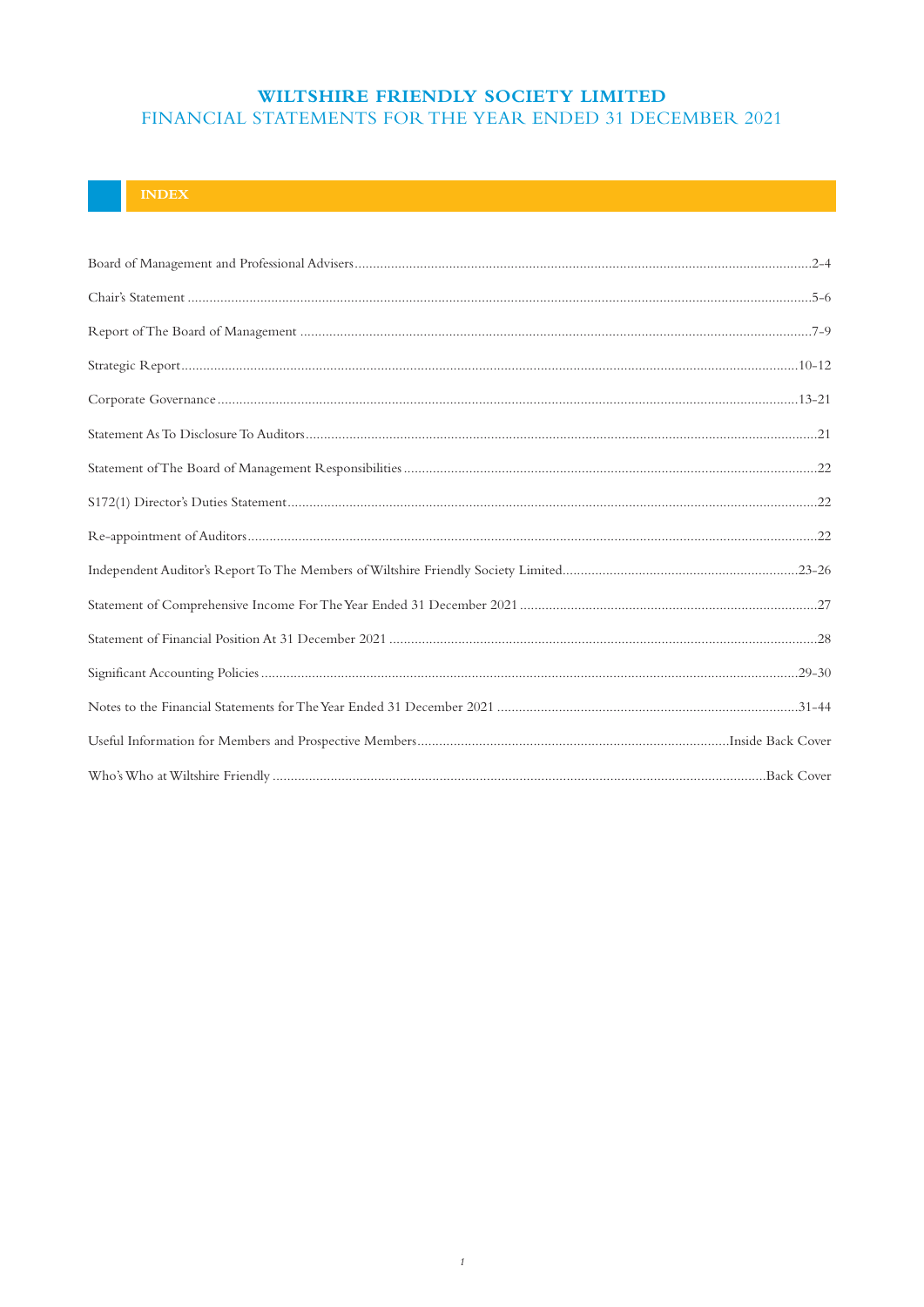# WILTSHIRE FRIENDLY SOCIETY LIMITED

## FINANCIAL STATEMENTS FOR THE YEAR ENDED 31 DECEMBER 2021

### INDEX

| | |
|---|---|
| Board of Management and Professional Advisers | 2-4 |
| Chair's Statement | 5-6 |
| Report of The Board of Management | 7-9 |
| Strategic Report | 10-12 |
| Corporate Governance | 13-21 |
| Statement As To Disclosure To Auditors | 21 |
| Statement of The Board of Management Responsibilities | 22 |
| S172(1) Director's Duties Statement | 22 |
| Re-appointment of Auditors | 22 |
| Independent Auditor's Report To The Members of Wiltshire Friendly Society Limited | 23-26 |
| Statement of Comprehensive Income For The Year Ended 31 December 2021 | 27 |
| Statement of Financial Position At 31 December 2021 | 28 |
| Significant Accounting Policies | 29-30 |
| Notes to the Financial Statements for The Year Ended 31 December 2021 | 31-44 |
| Useful Information for Members and Prospective Members | Inside Back Cover |
| Who's Who at Wiltshire Friendly | Back Cover |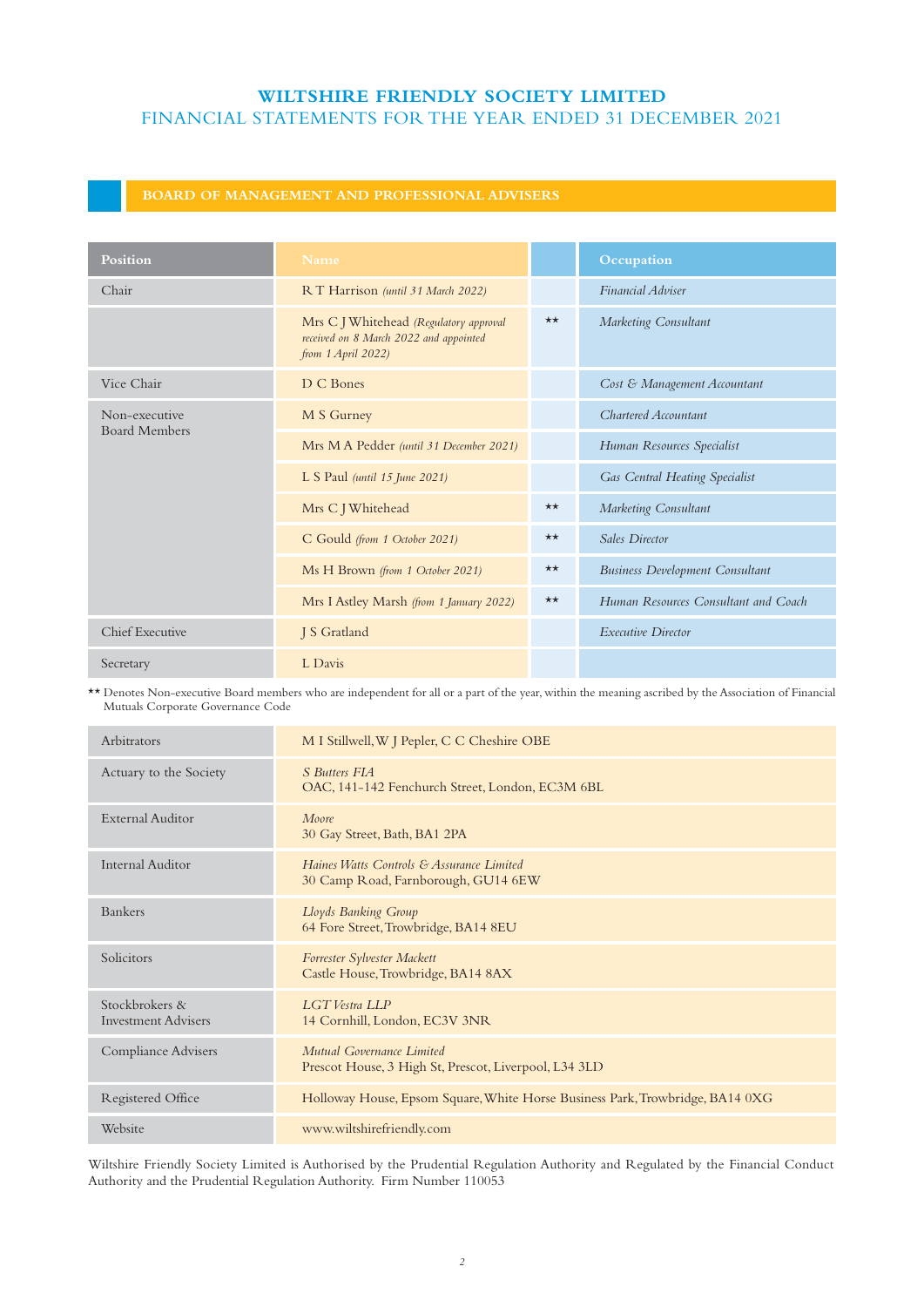# WILTSHIRE FRIENDLY SOCIETY LIMITED
## FINANCIAL STATEMENTS FOR THE YEAR ENDED 31 DECEMBER 2021

### BOARD OF MANAGEMENT AND PROFESSIONAL ADVISERS

| Position | Name | | Occupation |
|---|---|---|---|
| Chair | R T Harrison *(until 31 March 2022)* | | *Financial Adviser* |
| | Mrs C J Whitehead *(Regulatory approval received on 8 March 2022 and appointed from 1 April 2022)* | ** | *Marketing Consultant* |
| Vice Chair | D C Bones | | *Cost & Management Accountant* |
| Non-executive Board Members | M S Gurney | | *Chartered Accountant* |
| | Mrs M A Pedder *(until 31 December 2021)* | | *Human Resources Specialist* |
| | L S Paul *(until 15 June 2021)* | | *Gas Central Heating Specialist* |
| | Mrs C J Whitehead | ** | *Marketing Consultant* |
| | C Gould *(from 1 October 2021)* | ** | *Sales Director* |
| | Ms H Brown *(from 1 October 2021)* | ** | *Business Development Consultant* |
| | Mrs I Astley Marsh *(from 1 January 2022)* | ** | *Human Resources Consultant and Coach* |
| Chief Executive | J S Gratland | | *Executive Director* |
| Secretary | L Davis | | |

** Denotes Non-executive Board members who are independent for all or a part of the year, within the meaning ascribed by the Association of Financial Mutuals Corporate Governance Code

| | |
|---|---|
| Arbitrators | M I Stillwell, W J Pepler, C C Cheshire OBE |
| Actuary to the Society | *S Butters FIA*<br>OAC, 141-142 Fenchurch Street, London, EC3M 6BL |
| External Auditor | *Moore*<br>30 Gay Street, Bath, BA1 2PA |
| Internal Auditor | *Haines Watts Controls & Assurance Limited*<br>30 Camp Road, Farnborough, GU14 6EW |
| Bankers | *Lloyds Banking Group*<br>64 Fore Street, Trowbridge, BA14 8EU |
| Solicitors | *Forrester Sylvester Mackett*<br>Castle House, Trowbridge, BA14 8AX |
| Stockbrokers & Investment Advisers | *LGT Vestra LLP*<br>14 Cornhill, London, EC3V 3NR |
| Compliance Advisers | *Mutual Governance Limited*<br>Prescot House, 3 High St, Prescot, Liverpool, L34 3LD |
| Registered Office | Holloway House, Epsom Square, White Horse Business Park, Trowbridge, BA14 0XG |
| Website | www.wiltshirefriendly.com |

Wiltshire Friendly Society Limited is Authorised by the Prudential Regulation Authority and Regulated by the Financial Conduct Authority and the Prudential Regulation Authority. Firm Number 110053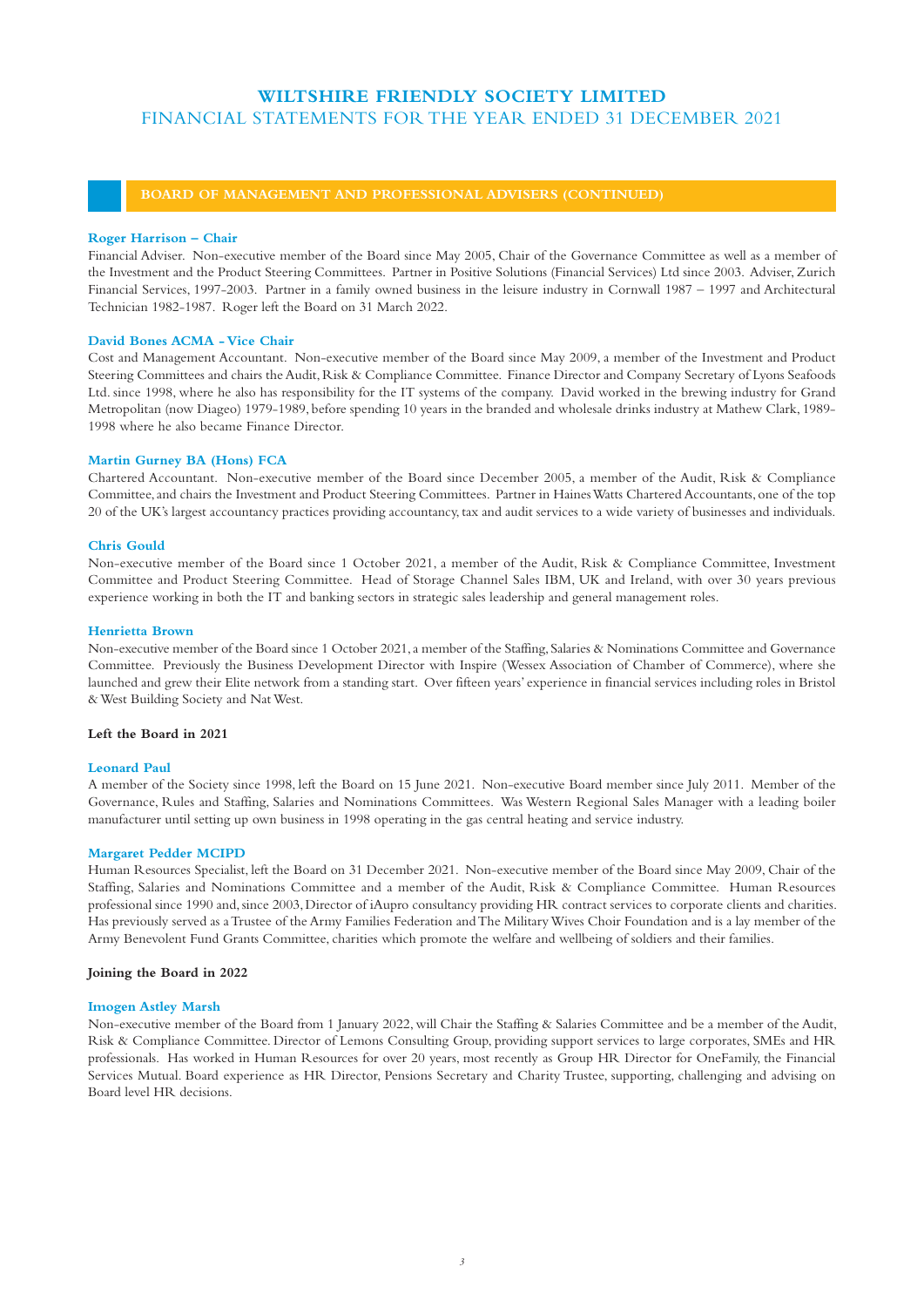## BOARD OF MANAGEMENT AND PROFESSIONAL ADVISERS (CONTINUED)

### Roger Harrison – Chair

Financial Adviser. Non-executive member of the Board since May 2005, Chair of the Governance Committee as well as a member of the Investment and the Product Steering Committees. Partner in Positive Solutions (Financial Services) Ltd since 2003. Adviser, Zurich Financial Services, 1997-2003. Partner in a family owned business in the leisure industry in Cornwall 1987 – 1997 and Architectural Technician 1982-1987. Roger left the Board on 31 March 2022.

### David Bones ACMA - Vice Chair

Cost and Management Accountant. Non-executive member of the Board since May 2009, a member of the Investment and Product Steering Committees and chairs the Audit, Risk & Compliance Committee. Finance Director and Company Secretary of Lyons Seafoods Ltd. since 1998, where he also has responsibility for the IT systems of the company. David worked in the brewing industry for Grand Metropolitan (now Diageo) 1979-1989, before spending 10 years in the branded and wholesale drinks industry at Mathew Clark, 1989-1998 where he also became Finance Director.

### Martin Gurney BA (Hons) FCA

Chartered Accountant. Non-executive member of the Board since December 2005, a member of the Audit, Risk & Compliance Committee, and chairs the Investment and Product Steering Committees. Partner in Haines Watts Chartered Accountants, one of the top 20 of the UK's largest accountancy practices providing accountancy, tax and audit services to a wide variety of businesses and individuals.

### Chris Gould

Non-executive member of the Board since 1 October 2021, a member of the Audit, Risk & Compliance Committee, Investment Committee and Product Steering Committee. Head of Storage Channel Sales IBM, UK and Ireland, with over 30 years previous experience working in both the IT and banking sectors in strategic sales leadership and general management roles.

### Henrietta Brown

Non-executive member of the Board since 1 October 2021, a member of the Staffing, Salaries & Nominations Committee and Governance Committee. Previously the Business Development Director with Inspire (Wessex Association of Chamber of Commerce), where she launched and grew their Elite network from a standing start. Over fifteen years' experience in financial services including roles in Bristol & West Building Society and Nat West.

**Left the Board in 2021**

### Leonard Paul

A member of the Society since 1998, left the Board on 15 June 2021. Non-executive Board member since July 2011. Member of the Governance, Rules and Staffing, Salaries and Nominations Committees. Was Western Regional Sales Manager with a leading boiler manufacturer until setting up own business in 1998 operating in the gas central heating and service industry.

### Margaret Pedder MCIPD

Human Resources Specialist, left the Board on 31 December 2021. Non-executive member of the Board since May 2009, Chair of the Staffing, Salaries and Nominations Committee and a member of the Audit, Risk & Compliance Committee. Human Resources professional since 1990 and, since 2003, Director of iAupro consultancy providing HR contract services to corporate clients and charities. Has previously served as a Trustee of the Army Families Federation and The Military Wives Choir Foundation and is a lay member of the Army Benevolent Fund Grants Committee, charities which promote the welfare and wellbeing of soldiers and their families.

**Joining the Board in 2022**

### Imogen Astley Marsh

Non-executive member of the Board from 1 January 2022, will Chair the Staffing & Salaries Committee and be a member of the Audit, Risk & Compliance Committee. Director of Lemons Consulting Group, providing support services to large corporates, SMEs and HR professionals. Has worked in Human Resources for over 20 years, most recently as Group HR Director for OneFamily, the Financial Services Mutual. Board experience as HR Director, Pensions Secretary and Charity Trustee, supporting, challenging and advising on Board level HR decisions.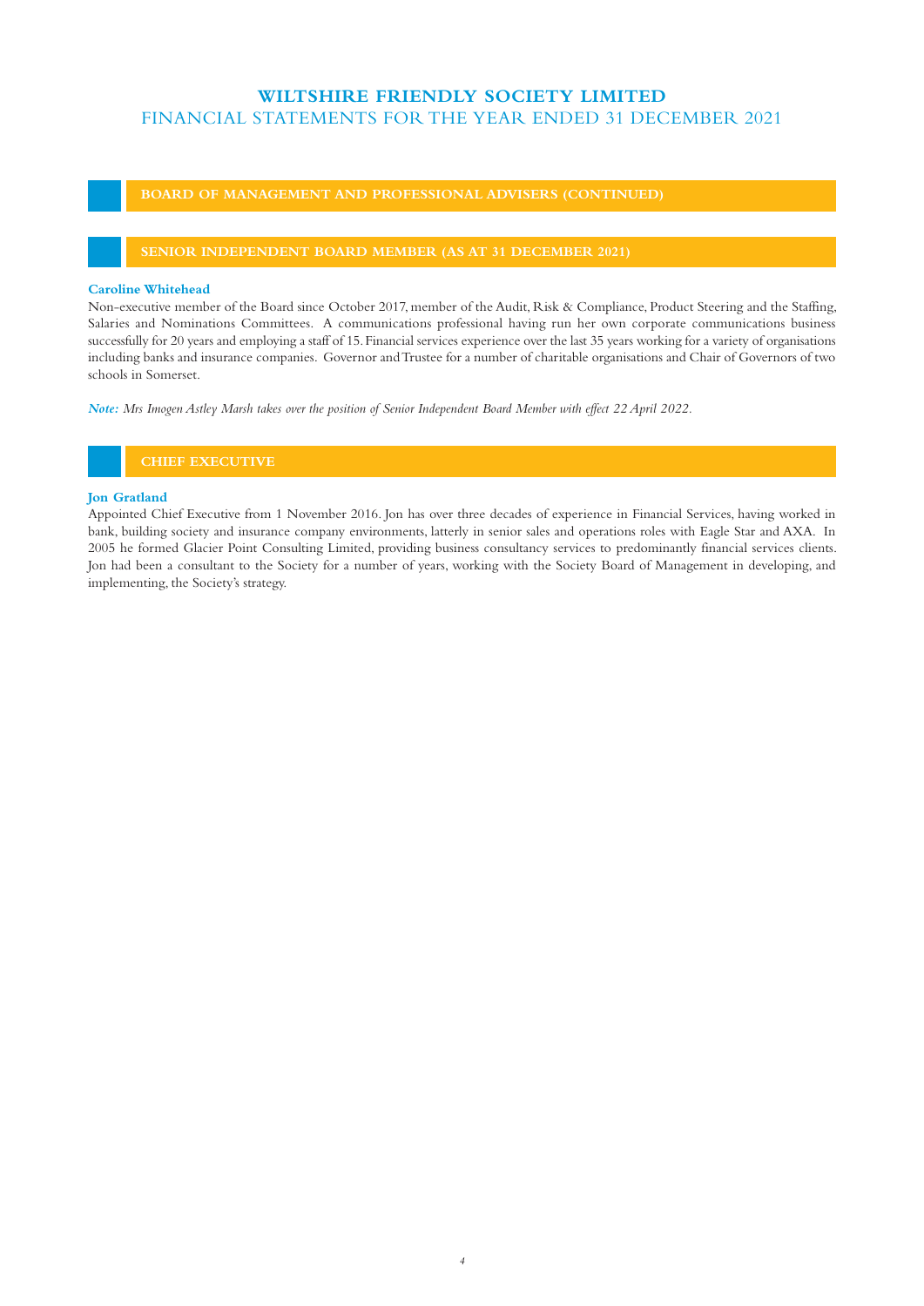## BOARD OF MANAGEMENT AND PROFESSIONAL ADVISERS (CONTINUED)

## SENIOR INDEPENDENT BOARD MEMBER (AS AT 31 DECEMBER 2021)

**Caroline Whitehead**

Non-executive member of the Board since October 2017, member of the Audit, Risk & Compliance, Product Steering and the Staffing, Salaries and Nominations Committees. A communications professional having run her own corporate communications business successfully for 20 years and employing a staff of 15. Financial services experience over the last 35 years working for a variety of organisations including banks and insurance companies. Governor and Trustee for a number of charitable organisations and Chair of Governors of two schools in Somerset.

***Note:*** *Mrs Imogen Astley Marsh takes over the position of Senior Independent Board Member with effect 22 April 2022.*

## CHIEF EXECUTIVE

**Jon Gratland**

Appointed Chief Executive from 1 November 2016. Jon has over three decades of experience in Financial Services, having worked in bank, building society and insurance company environments, latterly in senior sales and operations roles with Eagle Star and AXA. In 2005 he formed Glacier Point Consulting Limited, providing business consultancy services to predominantly financial services clients. Jon had been a consultant to the Society for a number of years, working with the Society Board of Management in developing, and implementing, the Society's strategy.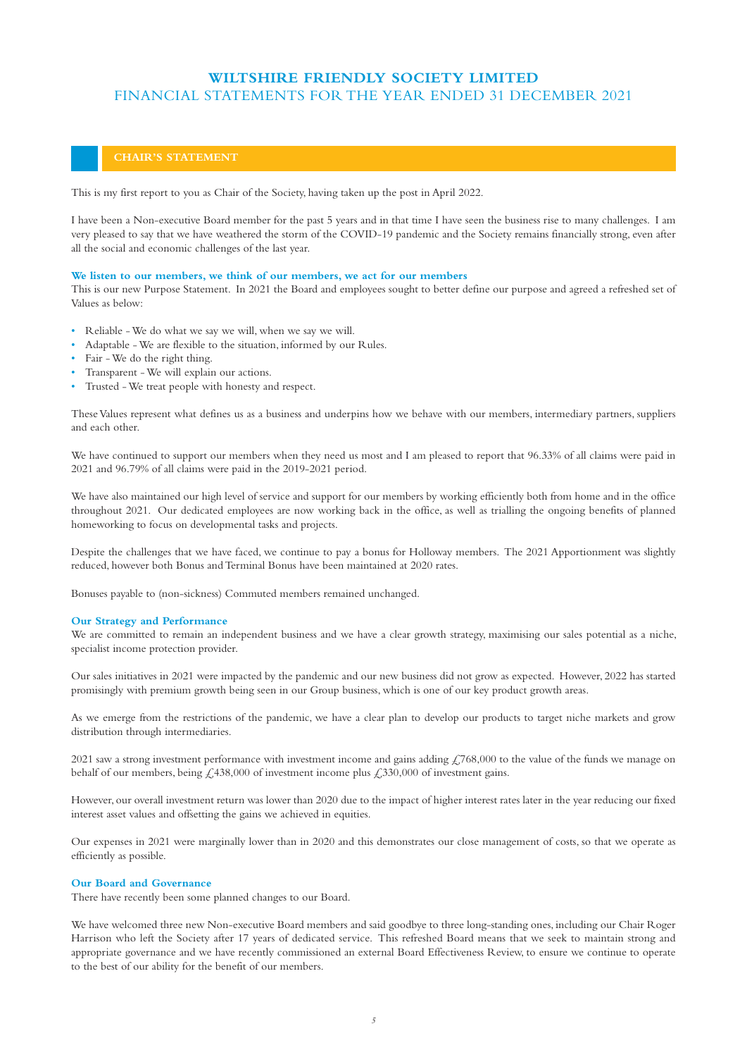# WILTSHIRE FRIENDLY SOCIETY LIMITED

FINANCIAL STATEMENTS FOR THE YEAR ENDED 31 DECEMBER 2021

## CHAIR'S STATEMENT

This is my first report to you as Chair of the Society, having taken up the post in April 2022.

I have been a Non-executive Board member for the past 5 years and in that time I have seen the business rise to many challenges. I am very pleased to say that we have weathered the storm of the COVID-19 pandemic and the Society remains financially strong, even after all the social and economic challenges of the last year.

### We listen to our members, we think of our members, we act for our members

This is our new Purpose Statement. In 2021 the Board and employees sought to better define our purpose and agreed a refreshed set of Values as below:

- Reliable - We do what we say we will, when we say we will.
- Adaptable - We are flexible to the situation, informed by our Rules.
- Fair - We do the right thing.
- Transparent - We will explain our actions.
- Trusted - We treat people with honesty and respect.

These Values represent what defines us as a business and underpins how we behave with our members, intermediary partners, suppliers and each other.

We have continued to support our members when they need us most and I am pleased to report that 96.33% of all claims were paid in 2021 and 96.79% of all claims were paid in the 2019-2021 period.

We have also maintained our high level of service and support for our members by working efficiently both from home and in the office throughout 2021. Our dedicated employees are now working back in the office, as well as trialling the ongoing benefits of planned homeworking to focus on developmental tasks and projects.

Despite the challenges that we have faced, we continue to pay a bonus for Holloway members. The 2021 Apportionment was slightly reduced, however both Bonus and Terminal Bonus have been maintained at 2020 rates.

Bonuses payable to (non-sickness) Commuted members remained unchanged.

### Our Strategy and Performance

We are committed to remain an independent business and we have a clear growth strategy, maximising our sales potential as a niche, specialist income protection provider.

Our sales initiatives in 2021 were impacted by the pandemic and our new business did not grow as expected. However, 2022 has started promisingly with premium growth being seen in our Group business, which is one of our key product growth areas.

As we emerge from the restrictions of the pandemic, we have a clear plan to develop our products to target niche markets and grow distribution through intermediaries.

2021 saw a strong investment performance with investment income and gains adding £768,000 to the value of the funds we manage on behalf of our members, being £438,000 of investment income plus £330,000 of investment gains.

However, our overall investment return was lower than 2020 due to the impact of higher interest rates later in the year reducing our fixed interest asset values and offsetting the gains we achieved in equities.

Our expenses in 2021 were marginally lower than in 2020 and this demonstrates our close management of costs, so that we operate as efficiently as possible.

### Our Board and Governance

There have recently been some planned changes to our Board.

We have welcomed three new Non-executive Board members and said goodbye to three long-standing ones, including our Chair Roger Harrison who left the Society after 17 years of dedicated service. This refreshed Board means that we seek to maintain strong and appropriate governance and we have recently commissioned an external Board Effectiveness Review, to ensure we continue to operate to the best of our ability for the benefit of our members.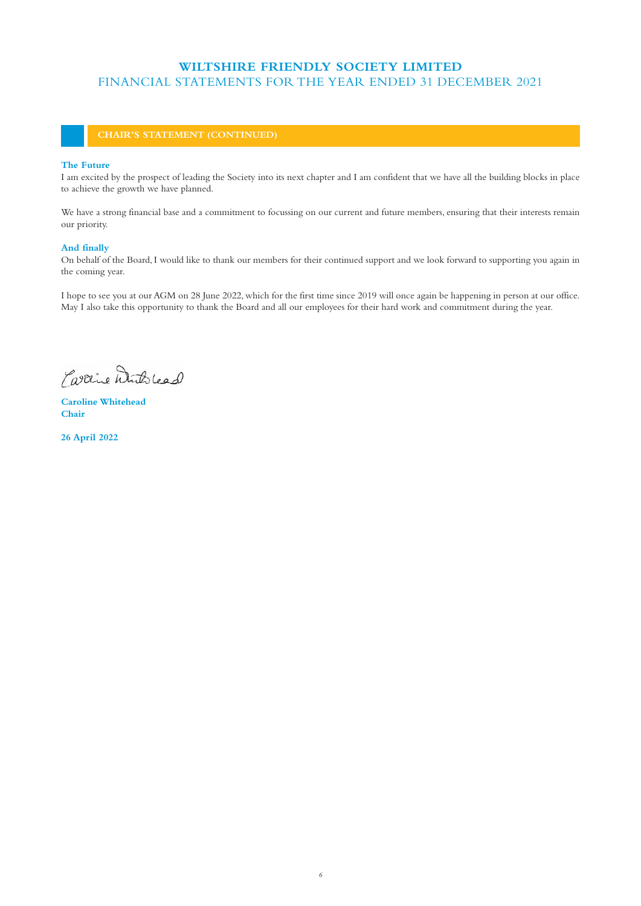## CHAIR'S STATEMENT (CONTINUED)

### The Future

I am excited by the prospect of leading the Society into its next chapter and I am confident that we have all the building blocks in place to achieve the growth we have planned.

We have a strong financial base and a commitment to focussing on our current and future members, ensuring that their interests remain our priority.

### And finally

On behalf of the Board, I would like to thank our members for their continued support and we look forward to supporting you again in the coming year.

I hope to see you at our AGM on 28 June 2022, which for the first time since 2019 will once again be happening in person at our office. May I also take this opportunity to thank the Board and all our employees for their hard work and commitment during the year.

**Caroline Whitehead**
**Chair**

**26 April 2022**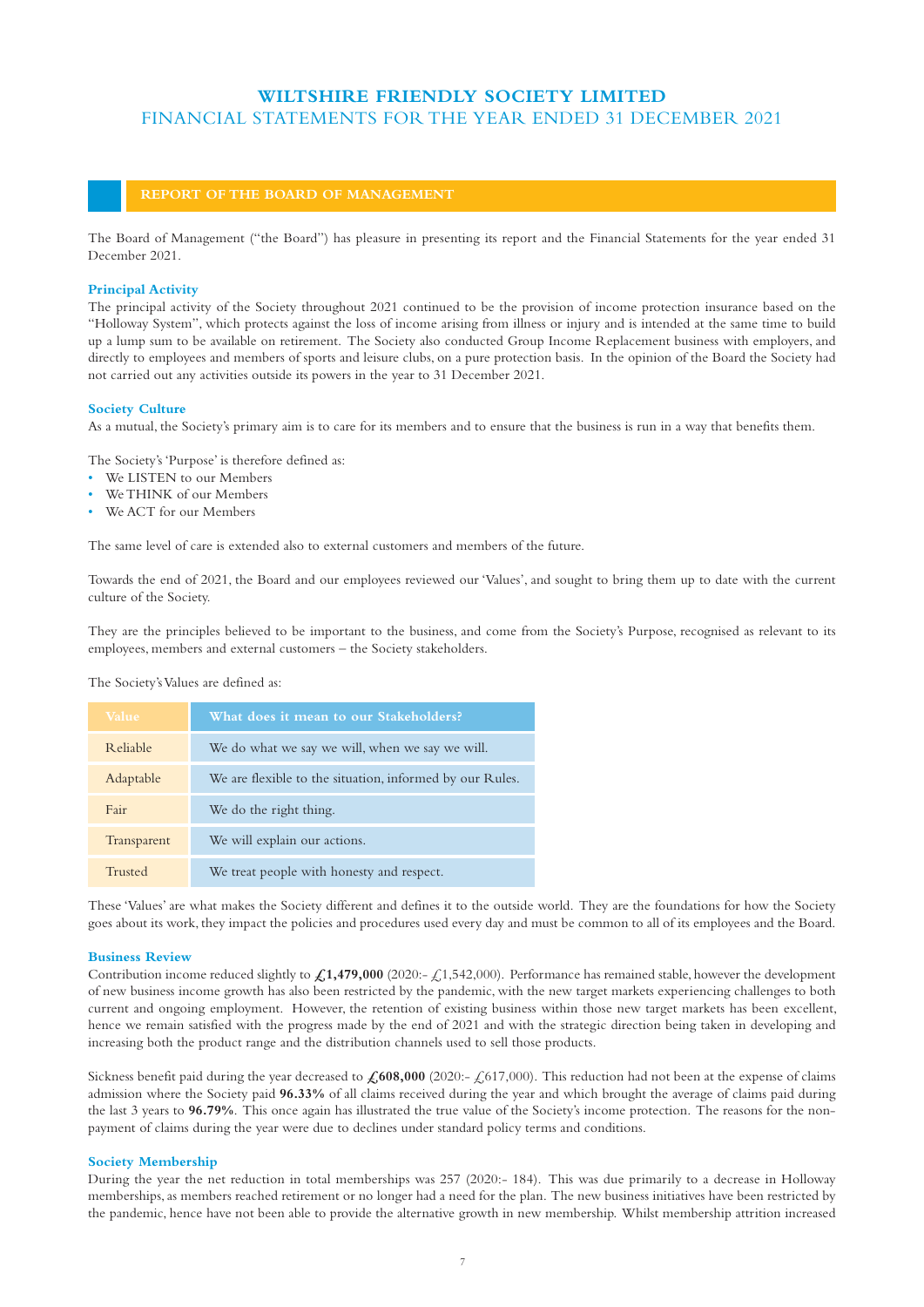# WILTSHIRE FRIENDLY SOCIETY LIMITED
## FINANCIAL STATEMENTS FOR THE YEAR ENDED 31 DECEMBER 2021

## REPORT OF THE BOARD OF MANAGEMENT

The Board of Management ("the Board") has pleasure in presenting its report and the Financial Statements for the year ended 31 December 2021.

### Principal Activity

The principal activity of the Society throughout 2021 continued to be the provision of income protection insurance based on the "Holloway System", which protects against the loss of income arising from illness or injury and is intended at the same time to build up a lump sum to be available on retirement. The Society also conducted Group Income Replacement business with employers, and directly to employees and members of sports and leisure clubs, on a pure protection basis. In the opinion of the Board the Society had not carried out any activities outside its powers in the year to 31 December 2021.

### Society Culture

As a mutual, the Society's primary aim is to care for its members and to ensure that the business is run in a way that benefits them.

The Society's 'Purpose' is therefore defined as:

- We LISTEN to our Members
- We THINK of our Members
- We ACT for our Members

The same level of care is extended also to external customers and members of the future.

Towards the end of 2021, the Board and our employees reviewed our 'Values', and sought to bring them up to date with the current culture of the Society.

They are the principles believed to be important to the business, and come from the Society's Purpose, recognised as relevant to its employees, members and external customers – the Society stakeholders.

The Society's Values are defined as:

| Value | What does it mean to our Stakeholders? |
|---|---|
| Reliable | We do what we say we will, when we say we will. |
| Adaptable | We are flexible to the situation, informed by our Rules. |
| Fair | We do the right thing. |
| Transparent | We will explain our actions. |
| Trusted | We treat people with honesty and respect. |

These 'Values' are what makes the Society different and defines it to the outside world. They are the foundations for how the Society goes about its work, they impact the policies and procedures used every day and must be common to all of its employees and the Board.

### Business Review

Contribution income reduced slightly to **£1,479,000** (2020:- £1,542,000). Performance has remained stable, however the development of new business income growth has also been restricted by the pandemic, with the new target markets experiencing challenges to both current and ongoing employment. However, the retention of existing business within those new target markets has been excellent, hence we remain satisfied with the progress made by the end of 2021 and with the strategic direction being taken in developing and increasing both the product range and the distribution channels used to sell those products.

Sickness benefit paid during the year decreased to **£608,000** (2020:- £617,000). This reduction had not been at the expense of claims admission where the Society paid **96.33%** of all claims received during the year and which brought the average of claims paid during the last 3 years to **96.79%**. This once again has illustrated the true value of the Society's income protection. The reasons for the non-payment of claims during the year were due to declines under standard policy terms and conditions.

### Society Membership

During the year the net reduction in total memberships was 257 (2020:- 184). This was due primarily to a decrease in Holloway memberships, as members reached retirement or no longer had a need for the plan. The new business initiatives have been restricted by the pandemic, hence have not been able to provide the alternative growth in new membership. Whilst membership attrition increased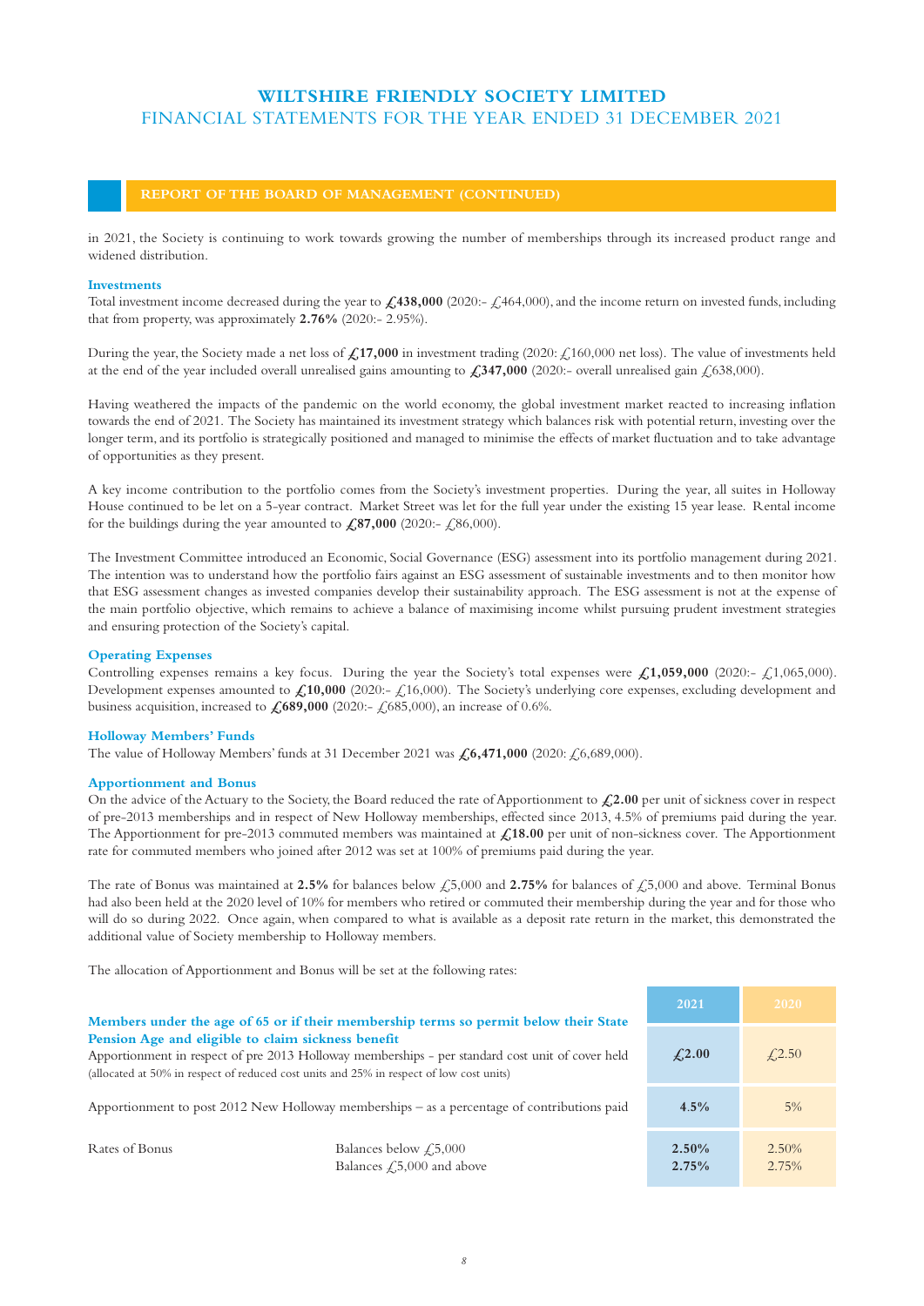## REPORT OF THE BOARD OF MANAGEMENT (CONTINUED)

in 2021, the Society is continuing to work towards growing the number of memberships through its increased product range and widened distribution.

### Investments

Total investment income decreased during the year to **£438,000** (2020:- £464,000), and the income return on invested funds, including that from property, was approximately **2.76%** (2020:- 2.95%).

During the year, the Society made a net loss of **£17,000** in investment trading (2020: £160,000 net loss). The value of investments held at the end of the year included overall unrealised gains amounting to **£347,000** (2020:- overall unrealised gain £638,000).

Having weathered the impacts of the pandemic on the world economy, the global investment market reacted to increasing inflation towards the end of 2021. The Society has maintained its investment strategy which balances risk with potential return, investing over the longer term, and its portfolio is strategically positioned and managed to minimise the effects of market fluctuation and to take advantage of opportunities as they present.

A key income contribution to the portfolio comes from the Society's investment properties. During the year, all suites in Holloway House continued to be let on a 5-year contract. Market Street was let for the full year under the existing 15 year lease. Rental income for the buildings during the year amounted to **£87,000** (2020:- £86,000).

The Investment Committee introduced an Economic, Social Governance (ESG) assessment into its portfolio management during 2021. The intention was to understand how the portfolio fairs against an ESG assessment of sustainable investments and to then monitor how that ESG assessment changes as invested companies develop their sustainability approach. The ESG assessment is not at the expense of the main portfolio objective, which remains to achieve a balance of maximising income whilst pursuing prudent investment strategies and ensuring protection of the Society's capital.

### Operating Expenses

Controlling expenses remains a key focus. During the year the Society's total expenses were **£1,059,000** (2020:- £1,065,000). Development expenses amounted to **£10,000** (2020:- £16,000). The Society's underlying core expenses, excluding development and business acquisition, increased to **£689,000** (2020:- £685,000), an increase of 0.6%.

### Holloway Members' Funds

The value of Holloway Members' funds at 31 December 2021 was **£6,471,000** (2020: £6,689,000).

### Apportionment and Bonus

On the advice of the Actuary to the Society, the Board reduced the rate of Apportionment to **£2.00** per unit of sickness cover in respect of pre-2013 memberships and in respect of New Holloway memberships, effected since 2013, 4.5% of premiums paid during the year. The Apportionment for pre-2013 commuted members was maintained at **£18.00** per unit of non-sickness cover. The Apportionment rate for commuted members who joined after 2012 was set at 100% of premiums paid during the year.

The rate of Bonus was maintained at **2.5%** for balances below £5,000 and **2.75%** for balances of £5,000 and above. Terminal Bonus had also been held at the 2020 level of 10% for members who retired or commuted their membership during the year and for those who will do so during 2022. Once again, when compared to what is available as a deposit rate return in the market, this demonstrated the additional value of Society membership to Holloway members.

The allocation of Apportionment and Bonus will be set at the following rates:

| | | 2021 | 2020 |
|---|---|---|---|
| **Members under the age of 65 or if their membership terms so permit below their State Pension Age and eligible to claim sickness benefit** Apportionment in respect of pre 2013 Holloway memberships - per standard cost unit of cover held (allocated at 50% in respect of reduced cost units and 25% in respect of low cost units) | | **£2.00** | £2.50 |
| Apportionment to post 2012 New Holloway memberships – as a percentage of contributions paid | | **4.5%** | 5% |
| Rates of Bonus | Balances below £5,000 | **2.50%** | 2.50% |
| | Balances £5,000 and above | **2.75%** | 2.75% |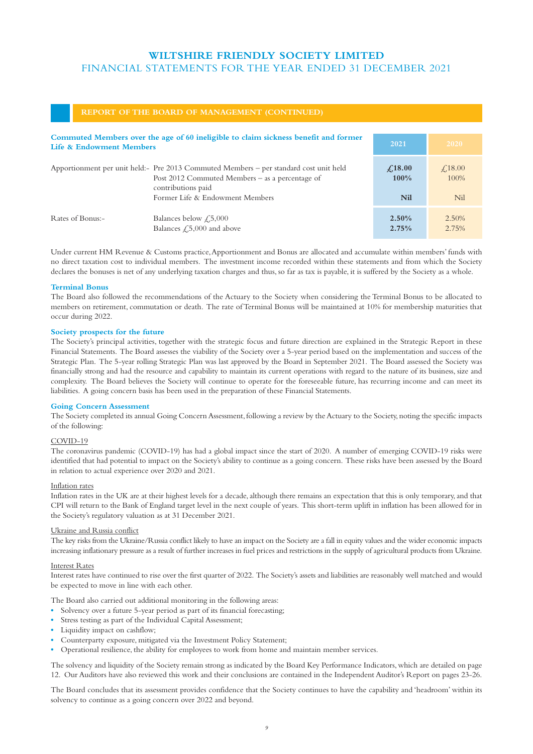## REPORT OF THE BOARD OF MANAGEMENT (CONTINUED)

| Commuted Members over the age of 60 ineligible to claim sickness benefit and former Life & Endowment Members | | 2021 | 2020 |
|---|---|---|---|
| Apportionment per unit held:- | Pre 2013 Commuted Members – per standard cost unit held | **£18.00** | £18.00 |
| | Post 2012 Commuted Members – as a percentage of contributions paid | **100%** | 100% |
| | Former Life & Endowment Members | **Nil** | Nil |
| Rates of Bonus:- | Balances below £5,000 | **2.50%** | 2.50% |
| | Balances £5,000 and above | **2.75%** | 2.75% |

Under current HM Revenue & Customs practice, Apportionment and Bonus are allocated and accumulate within members' funds with no direct taxation cost to individual members. The investment income recorded within these statements and from which the Society declares the bonuses is net of any underlying taxation charges and thus, so far as tax is payable, it is suffered by the Society as a whole.

### Terminal Bonus

The Board also followed the recommendations of the Actuary to the Society when considering the Terminal Bonus to be allocated to members on retirement, commutation or death. The rate of Terminal Bonus will be maintained at 10% for membership maturities that occur during 2022.

### Society prospects for the future

The Society's principal activities, together with the strategic focus and future direction are explained in the Strategic Report in these Financial Statements. The Board assesses the viability of the Society over a 5-year period based on the implementation and success of the Strategic Plan. The 5-year rolling Strategic Plan was last approved by the Board in September 2021. The Board assessed the Society was financially strong and had the resource and capability to maintain its current operations with regard to the nature of its business, size and complexity. The Board believes the Society will continue to operate for the foreseeable future, has recurring income and can meet its liabilities. A going concern basis has been used in the preparation of these Financial Statements.

### Going Concern Assessment

The Society completed its annual Going Concern Assessment, following a review by the Actuary to the Society, noting the specific impacts of the following:

COVID-19

The coronavirus pandemic (COVID-19) has had a global impact since the start of 2020. A number of emerging COVID-19 risks were identified that had potential to impact on the Society's ability to continue as a going concern. These risks have been assessed by the Board in relation to actual experience over 2020 and 2021.

Inflation rates

Inflation rates in the UK are at their highest levels for a decade, although there remains an expectation that this is only temporary, and that CPI will return to the Bank of England target level in the next couple of years. This short-term uplift in inflation has been allowed for in the Society's regulatory valuation as at 31 December 2021.

Ukraine and Russia conflict

The key risks from the Ukraine/Russia conflict likely to have an impact on the Society are a fall in equity values and the wider economic impacts increasing inflationary pressure as a result of further increases in fuel prices and restrictions in the supply of agricultural products from Ukraine.

Interest Rates

Interest rates have continued to rise over the first quarter of 2022. The Society's assets and liabilities are reasonably well matched and would be expected to move in line with each other.

The Board also carried out additional monitoring in the following areas:

- Solvency over a future 5-year period as part of its financial forecasting;
- Stress testing as part of the Individual Capital Assessment;
- Liquidity impact on cashflow;
- Counterparty exposure, mitigated via the Investment Policy Statement;
- Operational resilience, the ability for employees to work from home and maintain member services.

The solvency and liquidity of the Society remain strong as indicated by the Board Key Performance Indicators, which are detailed on page 12. Our Auditors have also reviewed this work and their conclusions are contained in the Independent Auditor's Report on pages 23-26.

The Board concludes that its assessment provides confidence that the Society continues to have the capability and 'headroom' within its solvency to continue as a going concern over 2022 and beyond.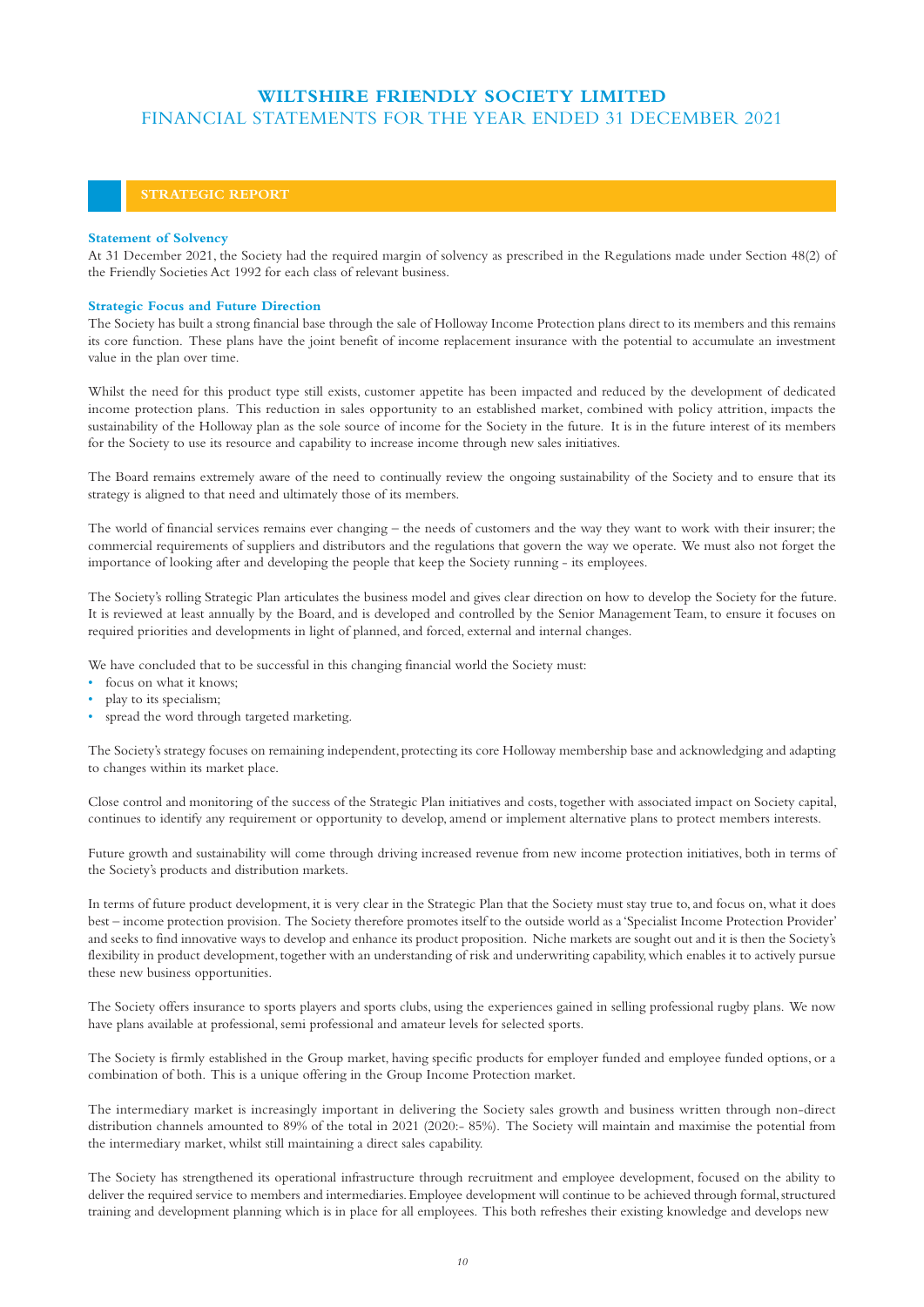## STRATEGIC REPORT

### Statement of Solvency

At 31 December 2021, the Society had the required margin of solvency as prescribed in the Regulations made under Section 48(2) of the Friendly Societies Act 1992 for each class of relevant business.

### Strategic Focus and Future Direction

The Society has built a strong financial base through the sale of Holloway Income Protection plans direct to its members and this remains its core function. These plans have the joint benefit of income replacement insurance with the potential to accumulate an investment value in the plan over time.

Whilst the need for this product type still exists, customer appetite has been impacted and reduced by the development of dedicated income protection plans. This reduction in sales opportunity to an established market, combined with policy attrition, impacts the sustainability of the Holloway plan as the sole source of income for the Society in the future. It is in the future interest of its members for the Society to use its resource and capability to increase income through new sales initiatives.

The Board remains extremely aware of the need to continually review the ongoing sustainability of the Society and to ensure that its strategy is aligned to that need and ultimately those of its members.

The world of financial services remains ever changing – the needs of customers and the way they want to work with their insurer; the commercial requirements of suppliers and distributors and the regulations that govern the way we operate. We must also not forget the importance of looking after and developing the people that keep the Society running - its employees.

The Society's rolling Strategic Plan articulates the business model and gives clear direction on how to develop the Society for the future. It is reviewed at least annually by the Board, and is developed and controlled by the Senior Management Team, to ensure it focuses on required priorities and developments in light of planned, and forced, external and internal changes.

We have concluded that to be successful in this changing financial world the Society must:

- focus on what it knows;
- play to its specialism;
- spread the word through targeted marketing.

The Society's strategy focuses on remaining independent, protecting its core Holloway membership base and acknowledging and adapting to changes within its market place.

Close control and monitoring of the success of the Strategic Plan initiatives and costs, together with associated impact on Society capital, continues to identify any requirement or opportunity to develop, amend or implement alternative plans to protect members interests.

Future growth and sustainability will come through driving increased revenue from new income protection initiatives, both in terms of the Society's products and distribution markets.

In terms of future product development, it is very clear in the Strategic Plan that the Society must stay true to, and focus on, what it does best – income protection provision. The Society therefore promotes itself to the outside world as a 'Specialist Income Protection Provider' and seeks to find innovative ways to develop and enhance its product proposition. Niche markets are sought out and it is then the Society's flexibility in product development, together with an understanding of risk and underwriting capability, which enables it to actively pursue these new business opportunities.

The Society offers insurance to sports players and sports clubs, using the experiences gained in selling professional rugby plans. We now have plans available at professional, semi professional and amateur levels for selected sports.

The Society is firmly established in the Group market, having specific products for employer funded and employee funded options, or a combination of both. This is a unique offering in the Group Income Protection market.

The intermediary market is increasingly important in delivering the Society sales growth and business written through non-direct distribution channels amounted to 89% of the total in 2021 (2020:- 85%). The Society will maintain and maximise the potential from the intermediary market, whilst still maintaining a direct sales capability.

The Society has strengthened its operational infrastructure through recruitment and employee development, focused on the ability to deliver the required service to members and intermediaries. Employee development will continue to be achieved through formal, structured training and development planning which is in place for all employees. This both refreshes their existing knowledge and develops new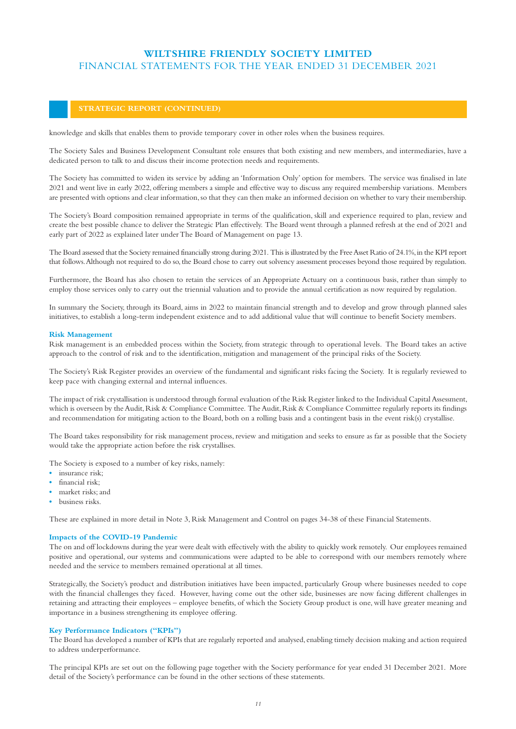## STRATEGIC REPORT (CONTINUED)

knowledge and skills that enables them to provide temporary cover in other roles when the business requires.

The Society Sales and Business Development Consultant role ensures that both existing and new members, and intermediaries, have a dedicated person to talk to and discuss their income protection needs and requirements.

The Society has committed to widen its service by adding an 'Information Only' option for members. The service was finalised in late 2021 and went live in early 2022, offering members a simple and effective way to discuss any required membership variations. Members are presented with options and clear information, so that they can then make an informed decision on whether to vary their membership.

The Society's Board composition remained appropriate in terms of the qualification, skill and experience required to plan, review and create the best possible chance to deliver the Strategic Plan effectively. The Board went through a planned refresh at the end of 2021 and early part of 2022 as explained later under The Board of Management on page 13.

The Board assessed that the Society remained financially strong during 2021. This is illustrated by the Free Asset Ratio of 24.1%, in the KPI report that follows. Although not required to do so, the Board chose to carry out solvency assessment processes beyond those required by regulation.

Furthermore, the Board has also chosen to retain the services of an Appropriate Actuary on a continuous basis, rather than simply to employ those services only to carry out the triennial valuation and to provide the annual certification as now required by regulation.

In summary the Society, through its Board, aims in 2022 to maintain financial strength and to develop and grow through planned sales initiatives, to establish a long-term independent existence and to add additional value that will continue to benefit Society members.

### Risk Management

Risk management is an embedded process within the Society, from strategic through to operational levels. The Board takes an active approach to the control of risk and to the identification, mitigation and management of the principal risks of the Society.

The Society's Risk Register provides an overview of the fundamental and significant risks facing the Society. It is regularly reviewed to keep pace with changing external and internal influences.

The impact of risk crystallisation is understood through formal evaluation of the Risk Register linked to the Individual Capital Assessment, which is overseen by the Audit, Risk & Compliance Committee. The Audit, Risk & Compliance Committee regularly reports its findings and recommendation for mitigating action to the Board, both on a rolling basis and a contingent basis in the event risk(s) crystallise.

The Board takes responsibility for risk management process, review and mitigation and seeks to ensure as far as possible that the Society would take the appropriate action before the risk crystallises.

The Society is exposed to a number of key risks, namely:

- insurance risk;
- financial risk;
- market risks; and
- business risks.

These are explained in more detail in Note 3, Risk Management and Control on pages 34-38 of these Financial Statements.

### Impacts of the COVID-19 Pandemic

The on and off lockdowns during the year were dealt with effectively with the ability to quickly work remotely. Our employees remained positive and operational, our systems and communications were adapted to be able to correspond with our members remotely where needed and the service to members remained operational at all times.

Strategically, the Society's product and distribution initiatives have been impacted, particularly Group where businesses needed to cope with the financial challenges they faced. However, having come out the other side, businesses are now facing different challenges in retaining and attracting their employees – employee benefits, of which the Society Group product is one, will have greater meaning and importance in a business strengthening its employee offering.

### Key Performance Indicators ("KPIs")

The Board has developed a number of KPIs that are regularly reported and analysed, enabling timely decision making and action required to address underperformance.

The principal KPIs are set out on the following page together with the Society performance for year ended 31 December 2021. More detail of the Society's performance can be found in the other sections of these statements.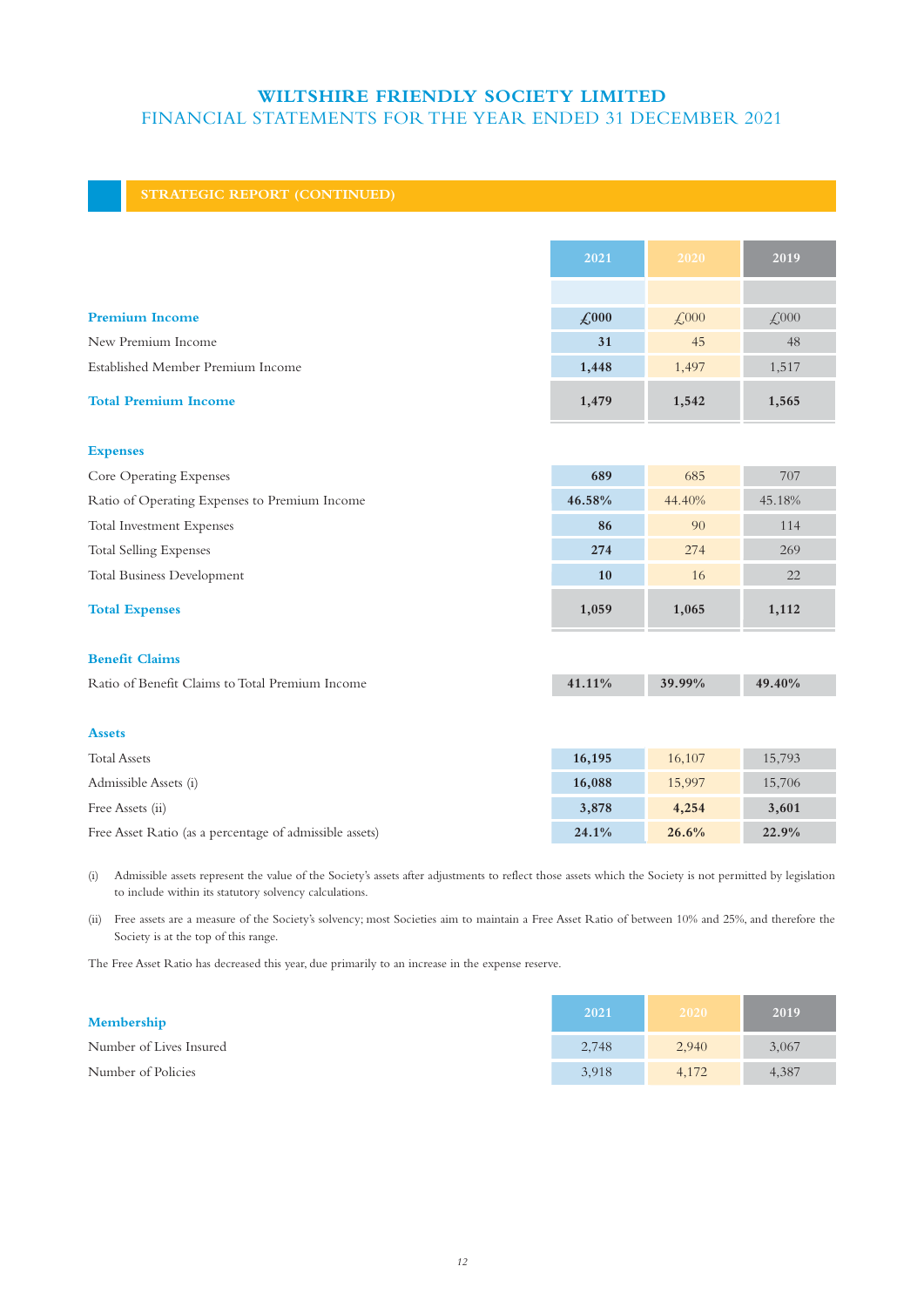# WILTSHIRE FRIENDLY SOCIETY LIMITED

## FINANCIAL STATEMENTS FOR THE YEAR ENDED 31 DECEMBER 2021

### STRATEGIC REPORT (CONTINUED)

| | 2021 | 2020 | 2019 |
|---|---|---|---|
| **Premium Income** | **£000** | £000 | £000 |
| New Premium Income | **31** | 45 | 48 |
| Established Member Premium Income | **1,448** | 1,497 | 1,517 |
| **Total Premium Income** | **1,479** | **1,542** | **1,565** |
| **Expenses** | | | |
| Core Operating Expenses | **689** | 685 | 707 |
| Ratio of Operating Expenses to Premium Income | **46.58%** | 44.40% | 45.18% |
| Total Investment Expenses | **86** | 90 | 114 |
| Total Selling Expenses | **274** | 274 | 269 |
| Total Business Development | **10** | 16 | 22 |
| **Total Expenses** | **1,059** | **1,065** | **1,112** |
| **Benefit Claims** | | | |
| Ratio of Benefit Claims to Total Premium Income | **41.11%** | **39.99%** | **49.40%** |
| **Assets** | | | |
| Total Assets | **16,195** | 16,107 | 15,793 |
| Admissible Assets (i) | **16,088** | 15,997 | 15,706 |
| Free Assets (ii) | **3,878** | **4,254** | **3,601** |
| Free Asset Ratio (as a percentage of admissible assets) | **24.1%** | **26.6%** | **22.9%** |

(i) Admissible assets represent the value of the Society's assets after adjustments to reflect those assets which the Society is not permitted by legislation to include within its statutory solvency calculations.

(ii) Free assets are a measure of the Society's solvency; most Societies aim to maintain a Free Asset Ratio of between 10% and 25%, and therefore the Society is at the top of this range.

The Free Asset Ratio has decreased this year, due primarily to an increase in the expense reserve.

| **Membership** | 2021 | 2020 | 2019 |
|---|---|---|---|
| Number of Lives Insured | 2,748 | 2,940 | 3,067 |
| Number of Policies | 3,918 | 4,172 | 4,387 |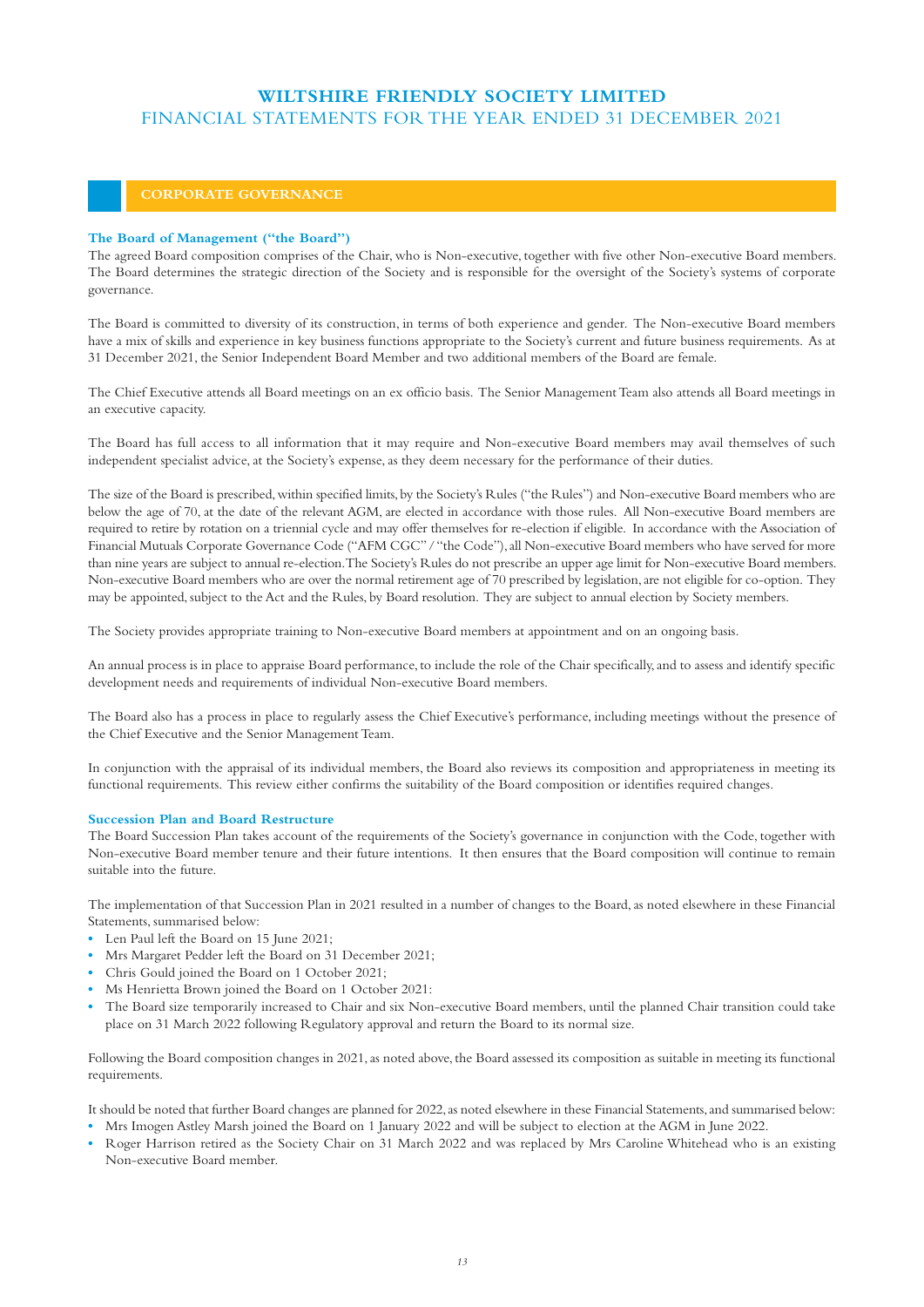## CORPORATE GOVERNANCE

### The Board of Management ("the Board")

The agreed Board composition comprises of the Chair, who is Non-executive, together with five other Non-executive Board members. The Board determines the strategic direction of the Society and is responsible for the oversight of the Society's systems of corporate governance.

The Board is committed to diversity of its construction, in terms of both experience and gender. The Non-executive Board members have a mix of skills and experience in key business functions appropriate to the Society's current and future business requirements. As at 31 December 2021, the Senior Independent Board Member and two additional members of the Board are female.

The Chief Executive attends all Board meetings on an ex officio basis. The Senior Management Team also attends all Board meetings in an executive capacity.

The Board has full access to all information that it may require and Non-executive Board members may avail themselves of such independent specialist advice, at the Society's expense, as they deem necessary for the performance of their duties.

The size of the Board is prescribed, within specified limits, by the Society's Rules ("the Rules") and Non-executive Board members who are below the age of 70, at the date of the relevant AGM, are elected in accordance with those rules. All Non-executive Board members are required to retire by rotation on a triennial cycle and may offer themselves for re-election if eligible. In accordance with the Association of Financial Mutuals Corporate Governance Code ("AFM CGC" / "the Code"), all Non-executive Board members who have served for more than nine years are subject to annual re-election. The Society's Rules do not prescribe an upper age limit for Non-executive Board members. Non-executive Board members who are over the normal retirement age of 70 prescribed by legislation, are not eligible for co-option. They may be appointed, subject to the Act and the Rules, by Board resolution. They are subject to annual election by Society members.

The Society provides appropriate training to Non-executive Board members at appointment and on an ongoing basis.

An annual process is in place to appraise Board performance, to include the role of the Chair specifically, and to assess and identify specific development needs and requirements of individual Non-executive Board members.

The Board also has a process in place to regularly assess the Chief Executive's performance, including meetings without the presence of the Chief Executive and the Senior Management Team.

In conjunction with the appraisal of its individual members, the Board also reviews its composition and appropriateness in meeting its functional requirements. This review either confirms the suitability of the Board composition or identifies required changes.

### Succession Plan and Board Restructure

The Board Succession Plan takes account of the requirements of the Society's governance in conjunction with the Code, together with Non-executive Board member tenure and their future intentions. It then ensures that the Board composition will continue to remain suitable into the future.

The implementation of that Succession Plan in 2021 resulted in a number of changes to the Board, as noted elsewhere in these Financial Statements, summarised below:

- Len Paul left the Board on 15 June 2021;
- Mrs Margaret Pedder left the Board on 31 December 2021;
- Chris Gould joined the Board on 1 October 2021;
- Ms Henrietta Brown joined the Board on 1 October 2021:
- The Board size temporarily increased to Chair and six Non-executive Board members, until the planned Chair transition could take place on 31 March 2022 following Regulatory approval and return the Board to its normal size.

Following the Board composition changes in 2021, as noted above, the Board assessed its composition as suitable in meeting its functional requirements.

It should be noted that further Board changes are planned for 2022, as noted elsewhere in these Financial Statements, and summarised below:

- Mrs Imogen Astley Marsh joined the Board on 1 January 2022 and will be subject to election at the AGM in June 2022.
- Roger Harrison retired as the Society Chair on 31 March 2022 and was replaced by Mrs Caroline Whitehead who is an existing Non-executive Board member.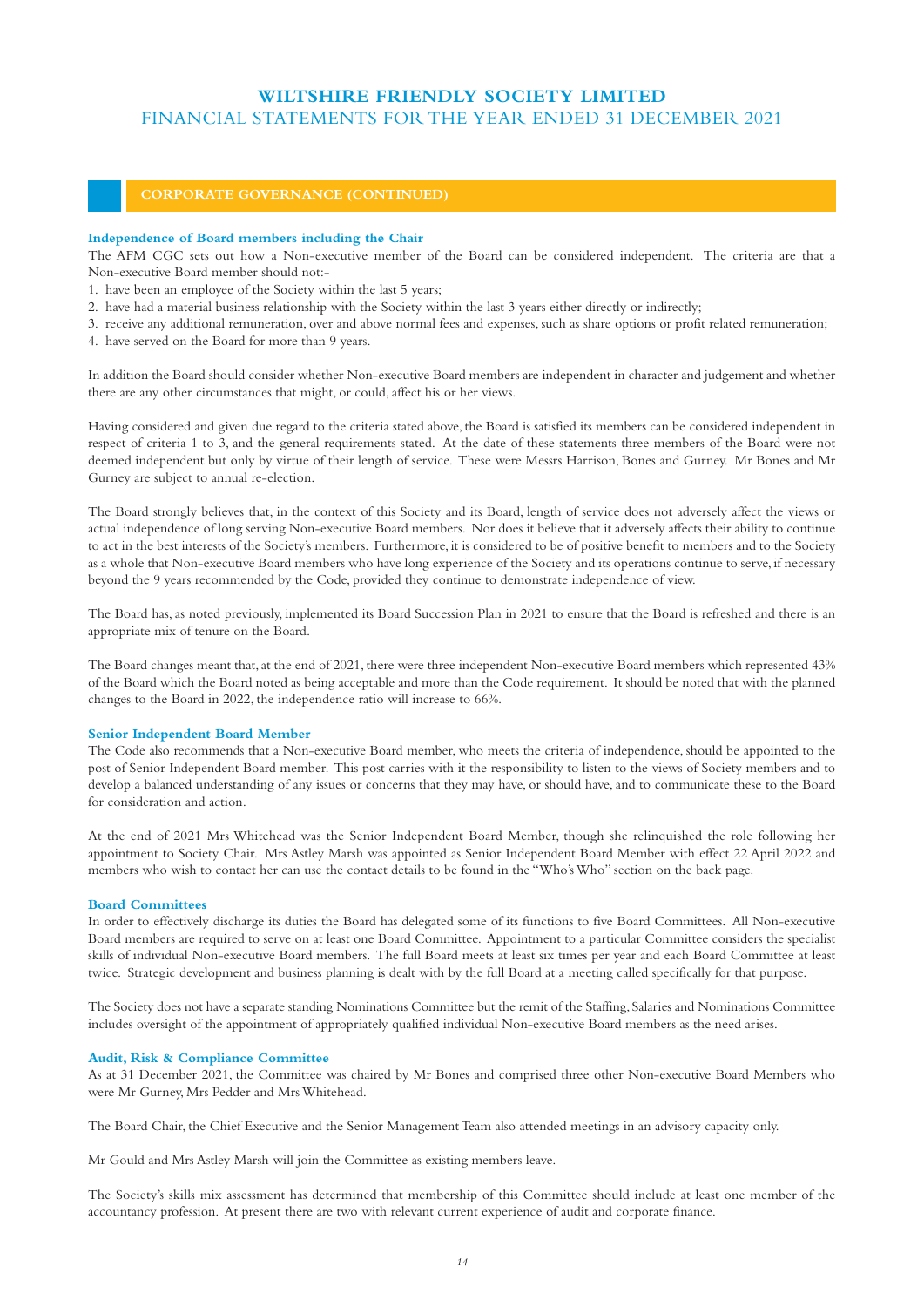## CORPORATE GOVERNANCE (CONTINUED)

### Independence of Board members including the Chair

The AFM CGC sets out how a Non-executive member of the Board can be considered independent. The criteria are that a Non-executive Board member should not:-

1. have been an employee of the Society within the last 5 years;
2. have had a material business relationship with the Society within the last 3 years either directly or indirectly;
3. receive any additional remuneration, over and above normal fees and expenses, such as share options or profit related remuneration;
4. have served on the Board for more than 9 years.

In addition the Board should consider whether Non-executive Board members are independent in character and judgement and whether there are any other circumstances that might, or could, affect his or her views.

Having considered and given due regard to the criteria stated above, the Board is satisfied its members can be considered independent in respect of criteria 1 to 3, and the general requirements stated. At the date of these statements three members of the Board were not deemed independent but only by virtue of their length of service. These were Messrs Harrison, Bones and Gurney. Mr Bones and Mr Gurney are subject to annual re-election.

The Board strongly believes that, in the context of this Society and its Board, length of service does not adversely affect the views or actual independence of long serving Non-executive Board members. Nor does it believe that it adversely affects their ability to continue to act in the best interests of the Society's members. Furthermore, it is considered to be of positive benefit to members and to the Society as a whole that Non-executive Board members who have long experience of the Society and its operations continue to serve, if necessary beyond the 9 years recommended by the Code, provided they continue to demonstrate independence of view.

The Board has, as noted previously, implemented its Board Succession Plan in 2021 to ensure that the Board is refreshed and there is an appropriate mix of tenure on the Board.

The Board changes meant that, at the end of 2021, there were three independent Non-executive Board members which represented 43% of the Board which the Board noted as being acceptable and more than the Code requirement. It should be noted that with the planned changes to the Board in 2022, the independence ratio will increase to 66%.

### Senior Independent Board Member

The Code also recommends that a Non-executive Board member, who meets the criteria of independence, should be appointed to the post of Senior Independent Board member. This post carries with it the responsibility to listen to the views of Society members and to develop a balanced understanding of any issues or concerns that they may have, or should have, and to communicate these to the Board for consideration and action.

At the end of 2021 Mrs Whitehead was the Senior Independent Board Member, though she relinquished the role following her appointment to Society Chair. Mrs Astley Marsh was appointed as Senior Independent Board Member with effect 22 April 2022 and members who wish to contact her can use the contact details to be found in the "Who's Who" section on the back page.

### Board Committees

In order to effectively discharge its duties the Board has delegated some of its functions to five Board Committees. All Non-executive Board members are required to serve on at least one Board Committee. Appointment to a particular Committee considers the specialist skills of individual Non-executive Board members. The full Board meets at least six times per year and each Board Committee at least twice. Strategic development and business planning is dealt with by the full Board at a meeting called specifically for that purpose.

The Society does not have a separate standing Nominations Committee but the remit of the Staffing, Salaries and Nominations Committee includes oversight of the appointment of appropriately qualified individual Non-executive Board members as the need arises.

### Audit, Risk & Compliance Committee

As at 31 December 2021, the Committee was chaired by Mr Bones and comprised three other Non-executive Board Members who were Mr Gurney, Mrs Pedder and Mrs Whitehead.

The Board Chair, the Chief Executive and the Senior Management Team also attended meetings in an advisory capacity only.

Mr Gould and Mrs Astley Marsh will join the Committee as existing members leave.

The Society's skills mix assessment has determined that membership of this Committee should include at least one member of the accountancy profession. At present there are two with relevant current experience of audit and corporate finance.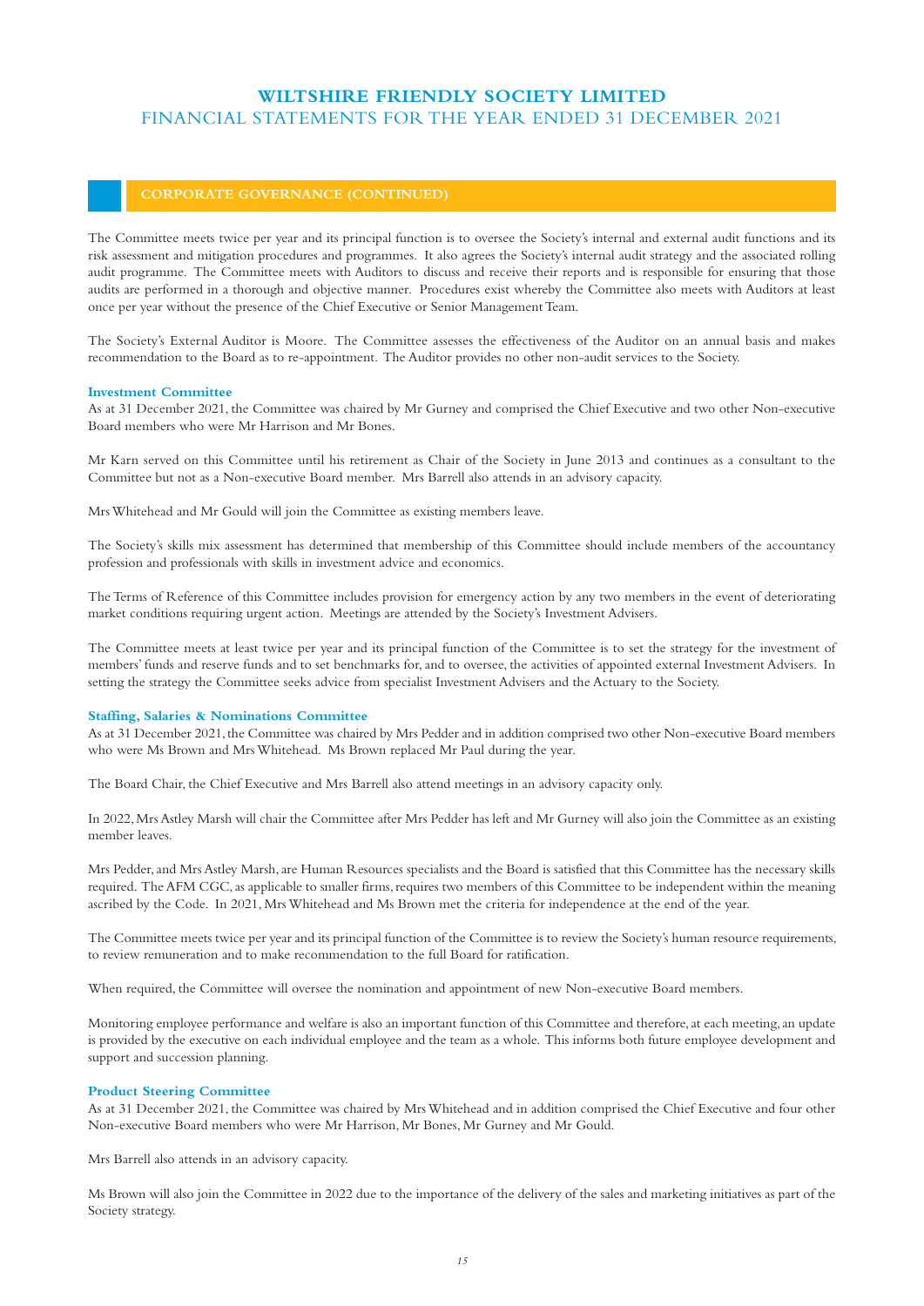## CORPORATE GOVERNANCE (CONTINUED)

The Committee meets twice per year and its principal function is to oversee the Society's internal and external audit functions and its risk assessment and mitigation procedures and programmes. It also agrees the Society's internal audit strategy and the associated rolling audit programme. The Committee meets with Auditors to discuss and receive their reports and is responsible for ensuring that those audits are performed in a thorough and objective manner. Procedures exist whereby the Committee also meets with Auditors at least once per year without the presence of the Chief Executive or Senior Management Team.

The Society's External Auditor is Moore. The Committee assesses the effectiveness of the Auditor on an annual basis and makes recommendation to the Board as to re-appointment. The Auditor provides no other non-audit services to the Society.

### Investment Committee

As at 31 December 2021, the Committee was chaired by Mr Gurney and comprised the Chief Executive and two other Non-executive Board members who were Mr Harrison and Mr Bones.

Mr Karn served on this Committee until his retirement as Chair of the Society in June 2013 and continues as a consultant to the Committee but not as a Non-executive Board member. Mrs Barrell also attends in an advisory capacity.

Mrs Whitehead and Mr Gould will join the Committee as existing members leave.

The Society's skills mix assessment has determined that membership of this Committee should include members of the accountancy profession and professionals with skills in investment advice and economics.

The Terms of Reference of this Committee includes provision for emergency action by any two members in the event of deteriorating market conditions requiring urgent action. Meetings are attended by the Society's Investment Advisers.

The Committee meets at least twice per year and its principal function of the Committee is to set the strategy for the investment of members' funds and reserve funds and to set benchmarks for, and to oversee, the activities of appointed external Investment Advisers. In setting the strategy the Committee seeks advice from specialist Investment Advisers and the Actuary to the Society.

### Staffing, Salaries & Nominations Committee

As at 31 December 2021, the Committee was chaired by Mrs Pedder and in addition comprised two other Non-executive Board members who were Ms Brown and Mrs Whitehead. Ms Brown replaced Mr Paul during the year.

The Board Chair, the Chief Executive and Mrs Barrell also attend meetings in an advisory capacity only.

In 2022, Mrs Astley Marsh will chair the Committee after Mrs Pedder has left and Mr Gurney will also join the Committee as an existing member leaves.

Mrs Pedder, and Mrs Astley Marsh, are Human Resources specialists and the Board is satisfied that this Committee has the necessary skills required. The AFM CGC, as applicable to smaller firms, requires two members of this Committee to be independent within the meaning ascribed by the Code. In 2021, Mrs Whitehead and Ms Brown met the criteria for independence at the end of the year.

The Committee meets twice per year and its principal function of the Committee is to review the Society's human resource requirements, to review remuneration and to make recommendation to the full Board for ratification.

When required, the Committee will oversee the nomination and appointment of new Non-executive Board members.

Monitoring employee performance and welfare is also an important function of this Committee and therefore, at each meeting, an update is provided by the executive on each individual employee and the team as a whole. This informs both future employee development and support and succession planning.

### Product Steering Committee

As at 31 December 2021, the Committee was chaired by Mrs Whitehead and in addition comprised the Chief Executive and four other Non-executive Board members who were Mr Harrison, Mr Bones, Mr Gurney and Mr Gould.

Mrs Barrell also attends in an advisory capacity.

Ms Brown will also join the Committee in 2022 due to the importance of the delivery of the sales and marketing initiatives as part of the Society strategy.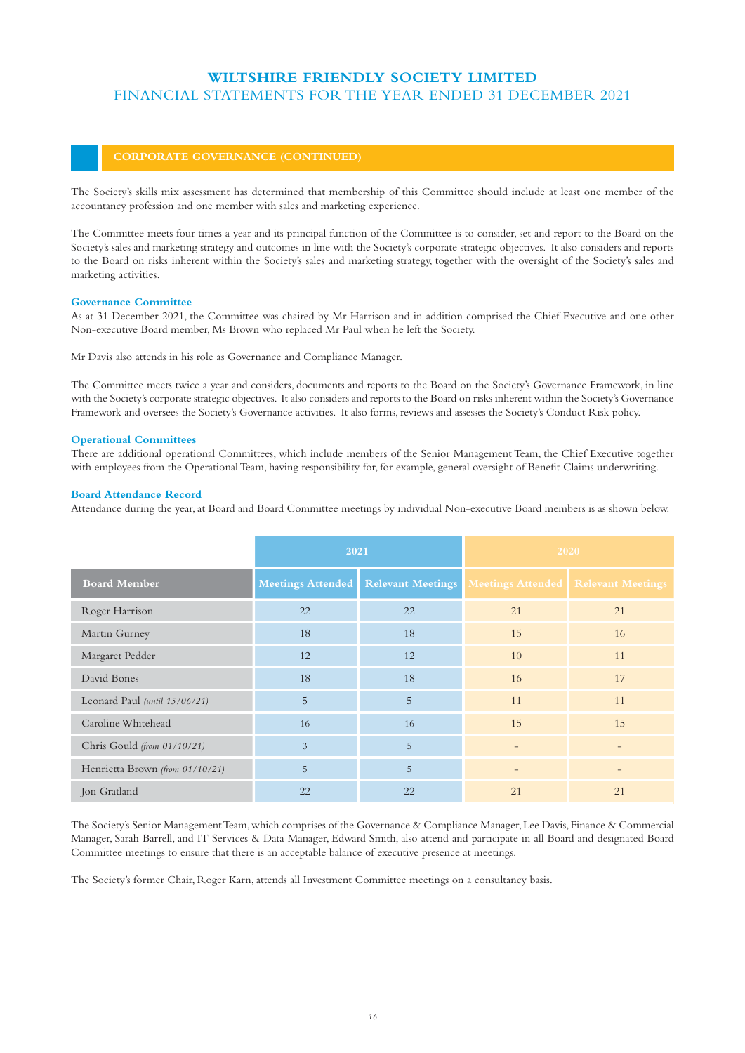## CORPORATE GOVERNANCE (CONTINUED)

The Society's skills mix assessment has determined that membership of this Committee should include at least one member of the accountancy profession and one member with sales and marketing experience.

The Committee meets four times a year and its principal function of the Committee is to consider, set and report to the Board on the Society's sales and marketing strategy and outcomes in line with the Society's corporate strategic objectives. It also considers and reports to the Board on risks inherent within the Society's sales and marketing strategy, together with the oversight of the Society's sales and marketing activities.

### Governance Committee

As at 31 December 2021, the Committee was chaired by Mr Harrison and in addition comprised the Chief Executive and one other Non-executive Board member, Ms Brown who replaced Mr Paul when he left the Society.

Mr Davis also attends in his role as Governance and Compliance Manager.

The Committee meets twice a year and considers, documents and reports to the Board on the Society's Governance Framework, in line with the Society's corporate strategic objectives. It also considers and reports to the Board on risks inherent within the Society's Governance Framework and oversees the Society's Governance activities. It also forms, reviews and assesses the Society's Conduct Risk policy.

### Operational Committees

There are additional operational Committees, which include members of the Senior Management Team, the Chief Executive together with employees from the Operational Team, having responsibility for, for example, general oversight of Benefit Claims underwriting.

### Board Attendance Record

Attendance during the year, at Board and Board Committee meetings by individual Non-executive Board members is as shown below.

| | 2021 | | 2020 | |
|---|---|---|---|---|
| **Board Member** | **Meetings Attended** | **Relevant Meetings** | **Meetings Attended** | **Relevant Meetings** |
| Roger Harrison | 22 | 22 | 21 | 21 |
| Martin Gurney | 18 | 18 | 15 | 16 |
| Margaret Pedder | 12 | 12 | 10 | 11 |
| David Bones | 18 | 18 | 16 | 17 |
| Leonard Paul *(until 15/06/21)* | 5 | 5 | 11 | 11 |
| Caroline Whitehead | 16 | 16 | 15 | 15 |
| Chris Gould *(from 01/10/21)* | 3 | 5 | - | - |
| Henrietta Brown *(from 01/10/21)* | 5 | 5 | - | - |
| Jon Gratland | 22 | 22 | 21 | 21 |

The Society's Senior Management Team, which comprises of the Governance & Compliance Manager, Lee Davis, Finance & Commercial Manager, Sarah Barrell, and IT Services & Data Manager, Edward Smith, also attend and participate in all Board and designated Board Committee meetings to ensure that there is an acceptable balance of executive presence at meetings.

The Society's former Chair, Roger Karn, attends all Investment Committee meetings on a consultancy basis.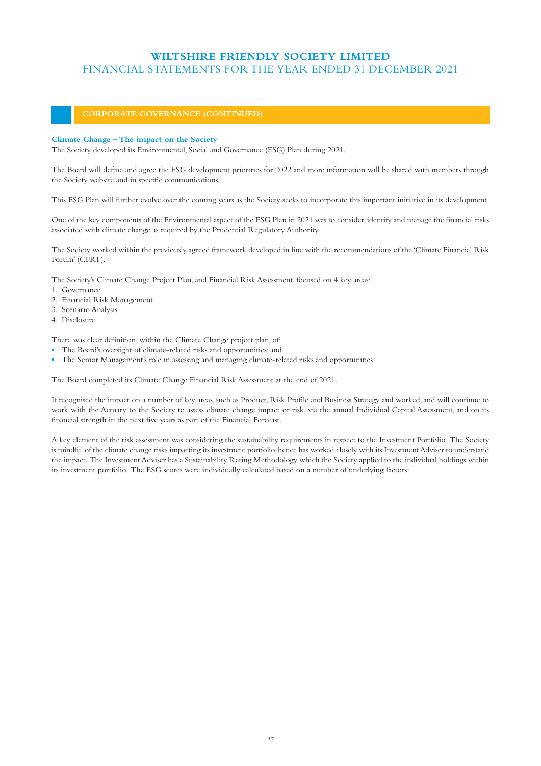## CORPORATE GOVERNANCE (CONTINUED)

### Climate Change – The impact on the Society

The Society developed its Environmental, Social and Governance (ESG) Plan during 2021.

The Board will define and agree the ESG development priorities for 2022 and more information will be shared with members through the Society website and in specific communications.

This ESG Plan will further evolve over the coming years as the Society seeks to incorporate this important initiative in its development.

One of the key components of the Environmental aspect of the ESG Plan in 2021 was to consider, identify and manage the financial risks associated with climate change as required by the Prudential Regulatory Authority.

The Society worked within the previously agreed framework developed in line with the recommendations of the 'Climate Financial Risk Forum' (CFRF).

The Society's Climate Change Project Plan, and Financial Risk Assessment, focused on 4 key areas:

1. Governance
2. Financial Risk Management
3. Scenario Analysis
4. Disclosure

There was clear definition, within the Climate Change project plan, of:

- The Board's oversight of climate-related risks and opportunities; and
- The Senior Management's role in assessing and managing climate-related risks and opportunities.

The Board completed its Climate Change Financial Risk Assessment at the end of 2021.

It recognised the impact on a number of key areas, such as Product, Risk Profile and Business Strategy and worked, and will continue to work with the Actuary to the Society to assess climate change impact or risk, via the annual Individual Capital Assessment, and on its financial strength in the next five years as part of the Financial Forecast.

A key element of the risk assessment was considering the sustainability requirements in respect to the Investment Portfolio. The Society is mindful of the climate change risks impacting its investment portfolio, hence has worked closely with its Investment Adviser to understand the impact. The Investment Adviser has a Sustainability Rating Methodology which the Society applied to the individual holdings within its investment portfolio. The ESG scores were individually calculated based on a number of underlying factors: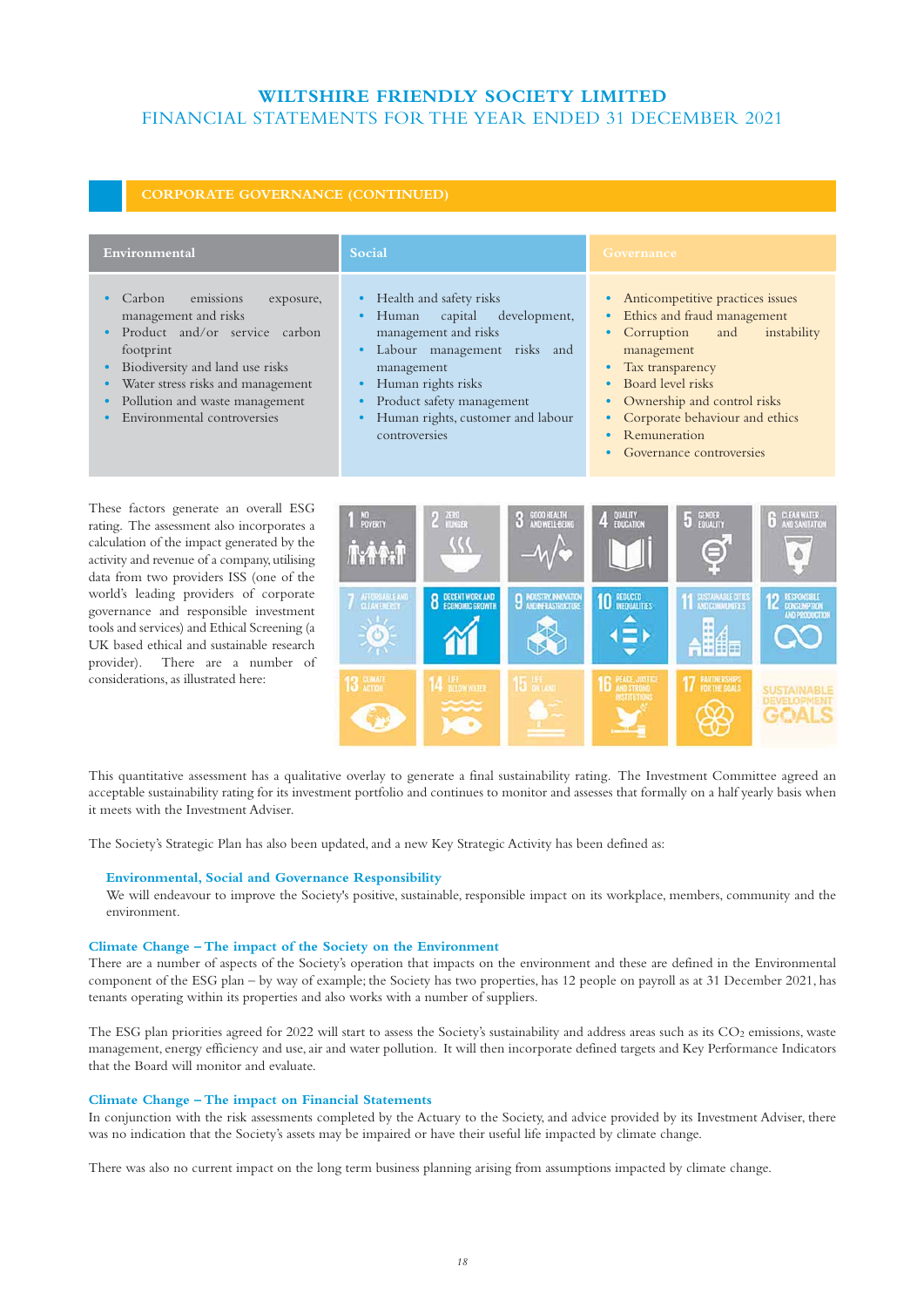## CORPORATE GOVERNANCE (CONTINUED)

| Environmental | Social | Governance |
|---|---|---|
| • Carbon emissions exposure, management and risks<br>• Product and/or service carbon footprint<br>• Biodiversity and land use risks<br>• Water stress risks and management<br>• Pollution and waste management<br>• Environmental controversies | • Health and safety risks<br>• Human capital development, management and risks<br>• Labour management risks and management<br>• Human rights risks<br>• Product safety management<br>• Human rights, customer and labour controversies | • Anticompetitive practices issues<br>• Ethics and fraud management<br>• Corruption and instability management<br>• Tax transparency<br>• Board level risks<br>• Ownership and control risks<br>• Corporate behaviour and ethics<br>• Remuneration<br>• Governance controversies |

These factors generate an overall ESG rating. The assessment also incorporates a calculation of the impact generated by the activity and revenue of a company, utilising data from two providers ISS (one of the world's leading providers of corporate governance and responsible investment tools and services) and Ethical Screening (a UK based ethical and sustainable research provider). There are a number of considerations, as illustrated here:

This quantitative assessment has a qualitative overlay to generate a final sustainability rating. The Investment Committee agreed an acceptable sustainability rating for its investment portfolio and continues to monitor and assesses that formally on a half yearly basis when it meets with the Investment Adviser.

The Society's Strategic Plan has also been updated, and a new Key Strategic Activity has been defined as:

**Environmental, Social and Governance Responsibility**
We will endeavour to improve the Society's positive, sustainable, responsible impact on its workplace, members, community and the environment.

### Climate Change – The impact of the Society on the Environment

There are a number of aspects of the Society's operation that impacts on the environment and these are defined in the Environmental component of the ESG plan – by way of example; the Society has two properties, has 12 people on payroll as at 31 December 2021, has tenants operating within its properties and also works with a number of suppliers.

The ESG plan priorities agreed for 2022 will start to assess the Society's sustainability and address areas such as its $CO_2$ emissions, waste management, energy efficiency and use, air and water pollution. It will then incorporate defined targets and Key Performance Indicators that the Board will monitor and evaluate.

### Climate Change – The impact on Financial Statements

In conjunction with the risk assessments completed by the Actuary to the Society, and advice provided by its Investment Adviser, there was no indication that the Society's assets may be impaired or have their useful life impacted by climate change.

There was also no current impact on the long term business planning arising from assumptions impacted by climate change.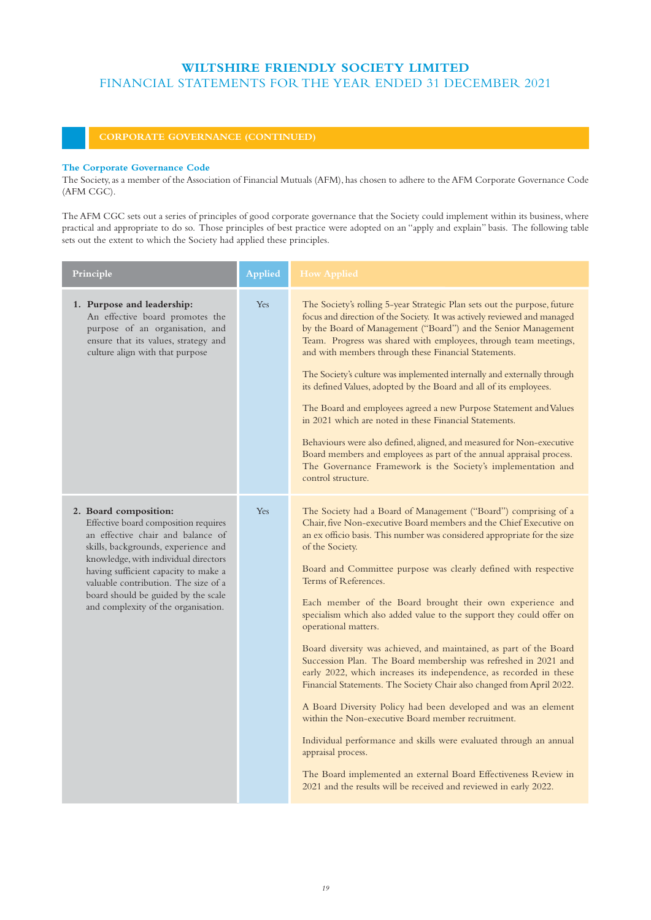## CORPORATE GOVERNANCE (CONTINUED)

### The Corporate Governance Code

The Society, as a member of the Association of Financial Mutuals (AFM), has chosen to adhere to the AFM Corporate Governance Code (AFM CGC).

The AFM CGC sets out a series of principles of good corporate governance that the Society could implement within its business, where practical and appropriate to do so. Those principles of best practice were adopted on an "apply and explain" basis. The following table sets out the extent to which the Society had applied these principles.

| Principle | Applied | How Applied |
|---|---|---|
| **1. Purpose and leadership:** An effective board promotes the purpose of an organisation, and ensure that its values, strategy and culture align with that purpose | Yes | The Society's rolling 5-year Strategic Plan sets out the purpose, future focus and direction of the Society. It was actively reviewed and managed by the Board of Management ("Board") and the Senior Management Team. Progress was shared with employees, through team meetings, and with members through these Financial Statements.<br><br>The Society's culture was implemented internally and externally through its defined Values, adopted by the Board and all of its employees.<br><br>The Board and employees agreed a new Purpose Statement and Values in 2021 which are noted in these Financial Statements.<br><br>Behaviours were also defined, aligned, and measured for Non-executive Board members and employees as part of the annual appraisal process. The Governance Framework is the Society's implementation and control structure. |
| **2. Board composition:** Effective board composition requires an effective chair and balance of skills, backgrounds, experience and knowledge, with individual directors having sufficient capacity to make a valuable contribution. The size of a board should be guided by the scale and complexity of the organisation. | Yes | The Society had a Board of Management ("Board") comprising of a Chair, five Non-executive Board members and the Chief Executive on an ex officio basis. This number was considered appropriate for the size of the Society.<br><br>Board and Committee purpose was clearly defined with respective Terms of References.<br><br>Each member of the Board brought their own experience and specialism which also added value to the support they could offer on operational matters.<br><br>Board diversity was achieved, and maintained, as part of the Board Succession Plan. The Board membership was refreshed in 2021 and early 2022, which increases its independence, as recorded in these Financial Statements. The Society Chair also changed from April 2022.<br><br>A Board Diversity Policy had been developed and was an element within the Non-executive Board member recruitment.<br><br>Individual performance and skills were evaluated through an annual appraisal process.<br><br>The Board implemented an external Board Effectiveness Review in 2021 and the results will be received and reviewed in early 2022. |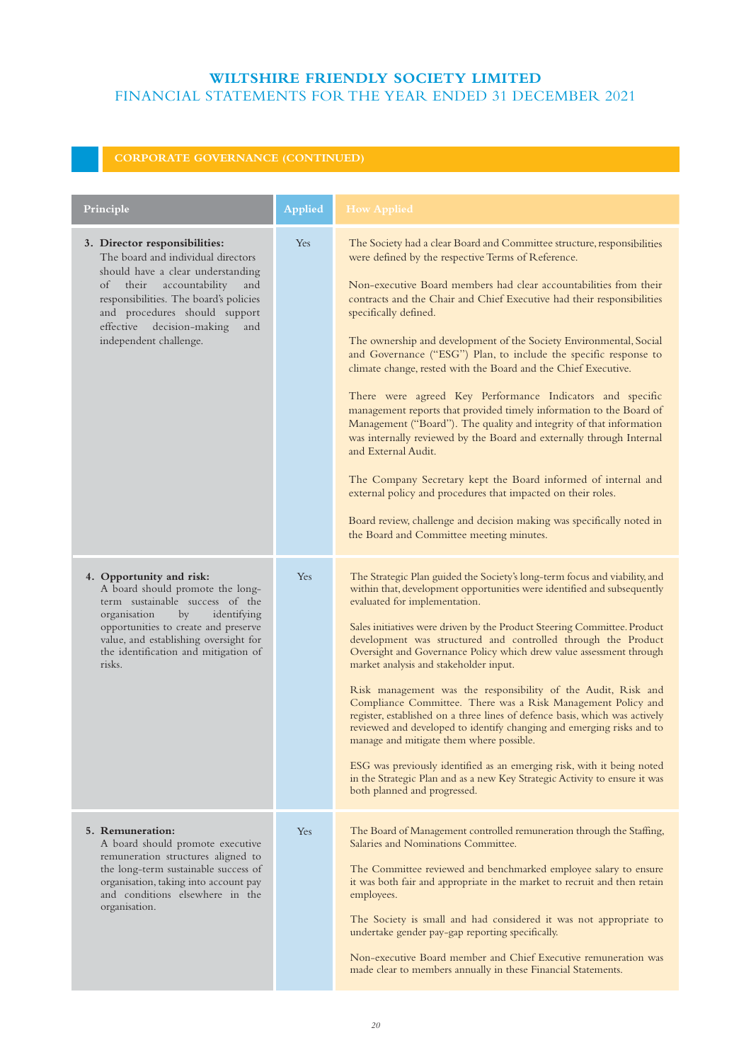## CORPORATE GOVERNANCE (CONTINUED)

| Principle | Applied | How Applied |
|---|---|---|
| **3. Director responsibilities:** The board and individual directors should have a clear understanding of their accountability and responsibilities. The board's policies and procedures should support effective decision-making and independent challenge. | Yes | The Society had a clear Board and Committee structure, responsibilities were defined by the respective Terms of Reference.<br><br>Non-executive Board members had clear accountabilities from their contracts and the Chair and Chief Executive had their responsibilities specifically defined.<br><br>The ownership and development of the Society Environmental, Social and Governance ("ESG") Plan, to include the specific response to climate change, rested with the Board and the Chief Executive.<br><br>There were agreed Key Performance Indicators and specific management reports that provided timely information to the Board of Management ("Board"). The quality and integrity of that information was internally reviewed by the Board and externally through Internal and External Audit.<br><br>The Company Secretary kept the Board informed of internal and external policy and procedures that impacted on their roles.<br><br>Board review, challenge and decision making was specifically noted in the Board and Committee meeting minutes. |
| **4. Opportunity and risk:** A board should promote the long-term sustainable success of the organisation by identifying opportunities to create and preserve value, and establishing oversight for the identification and mitigation of risks. | Yes | The Strategic Plan guided the Society's long-term focus and viability, and within that, development opportunities were identified and subsequently evaluated for implementation.<br><br>Sales initiatives were driven by the Product Steering Committee. Product development was structured and controlled through the Product Oversight and Governance Policy which drew value assessment through market analysis and stakeholder input.<br><br>Risk management was the responsibility of the Audit, Risk and Compliance Committee. There was a Risk Management Policy and register, established on a three lines of defence basis, which was actively reviewed and developed to identify changing and emerging risks and to manage and mitigate them where possible.<br><br>ESG was previously identified as an emerging risk, with it being noted in the Strategic Plan and as a new Key Strategic Activity to ensure it was both planned and progressed. |
| **5. Remuneration:** A board should promote executive remuneration structures aligned to the long-term sustainable success of organisation, taking into account pay and conditions elsewhere in the organisation. | Yes | The Board of Management controlled remuneration through the Staffing, Salaries and Nominations Committee.<br><br>The Committee reviewed and benchmarked employee salary to ensure it was both fair and appropriate in the market to recruit and then retain employees.<br><br>The Society is small and had considered it was not appropriate to undertake gender pay-gap reporting specifically.<br><br>Non-executive Board member and Chief Executive remuneration was made clear to members annually in these Financial Statements. |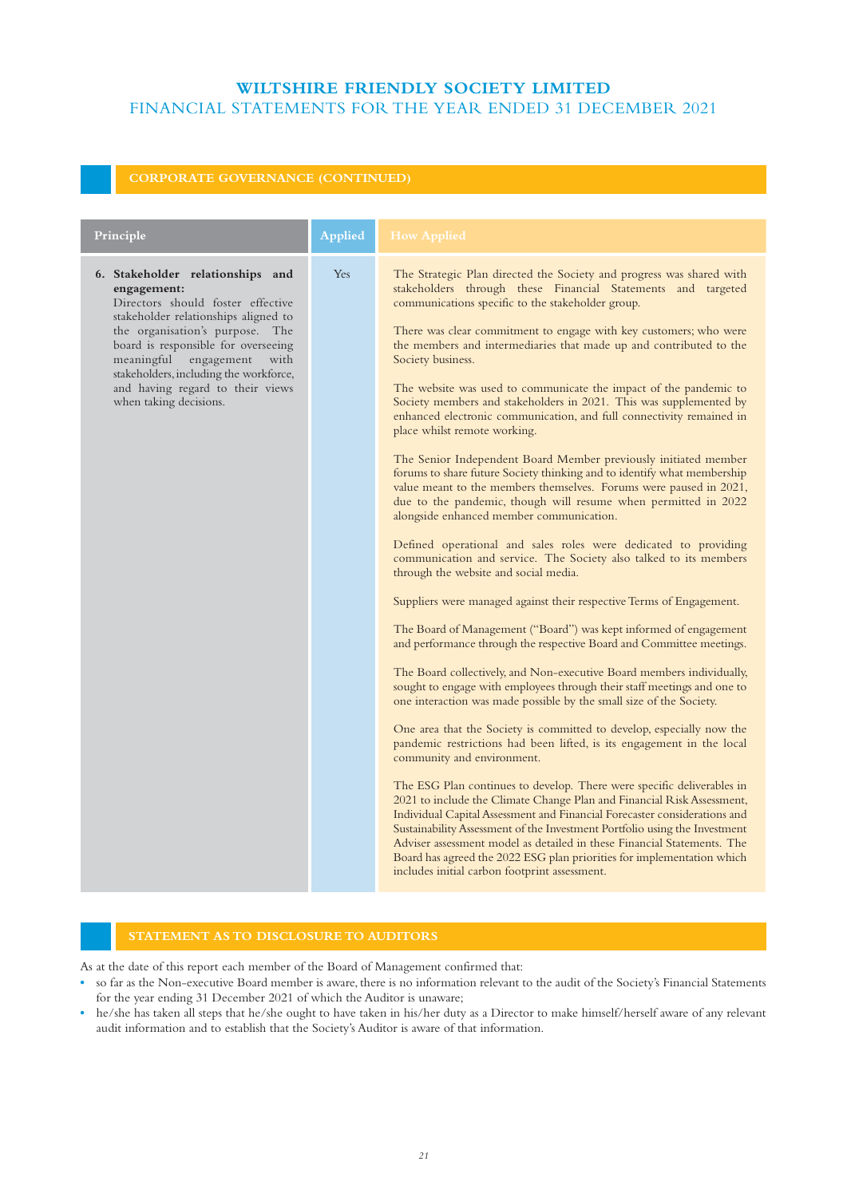## CORPORATE GOVERNANCE (CONTINUED)

| Principle | Applied | How Applied |
|---|---|---|
| **6. Stakeholder relationships and engagement:** Directors should foster effective stakeholder relationships aligned to the organisation's purpose. The board is responsible for overseeing meaningful engagement with stakeholders, including the workforce, and having regard to their views when taking decisions. | Yes | The Strategic Plan directed the Society and progress was shared with stakeholders through these Financial Statements and targeted communications specific to the stakeholder group.<br><br>There was clear commitment to engage with key customers; who were the members and intermediaries that made up and contributed to the Society business.<br><br>The website was used to communicate the impact of the pandemic to Society members and stakeholders in 2021. This was supplemented by enhanced electronic communication, and full connectivity remained in place whilst remote working.<br><br>The Senior Independent Board Member previously initiated member forums to share future Society thinking and to identify what membership value meant to the members themselves. Forums were paused in 2021, due to the pandemic, though will resume when permitted in 2022 alongside enhanced member communication.<br><br>Defined operational and sales roles were dedicated to providing communication and service. The Society also talked to its members through the website and social media.<br><br>Suppliers were managed against their respective Terms of Engagement.<br><br>The Board of Management ("Board") was kept informed of engagement and performance through the respective Board and Committee meetings.<br><br>The Board collectively, and Non-executive Board members individually, sought to engage with employees through their staff meetings and one to one interaction was made possible by the small size of the Society.<br><br>One area that the Society is committed to develop, especially now the pandemic restrictions had been lifted, is its engagement in the local community and environment.<br><br>The ESG Plan continues to develop. There were specific deliverables in 2021 to include the Climate Change Plan and Financial Risk Assessment, Individual Capital Assessment and Financial Forecaster considerations and Sustainability Assessment of the Investment Portfolio using the Investment Adviser assessment model as detailed in these Financial Statements. The Board has agreed the 2022 ESG plan priorities for implementation which includes initial carbon footprint assessment. |

## STATEMENT AS TO DISCLOSURE TO AUDITORS

As at the date of this report each member of the Board of Management confirmed that:

- so far as the Non-executive Board member is aware, there is no information relevant to the audit of the Society's Financial Statements for the year ending 31 December 2021 of which the Auditor is unaware;
- he/she has taken all steps that he/she ought to have taken in his/her duty as a Director to make himself/herself aware of any relevant audit information and to establish that the Society's Auditor is aware of that information.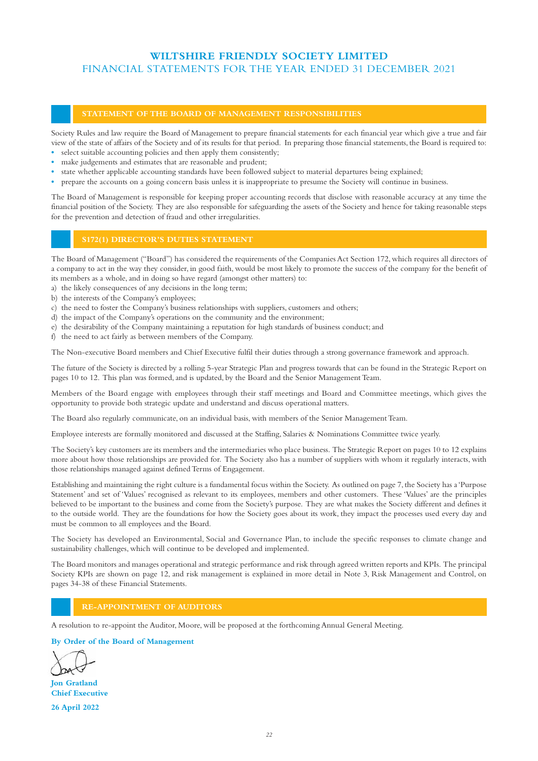# WILTSHIRE FRIENDLY SOCIETY LIMITED
## FINANCIAL STATEMENTS FOR THE YEAR ENDED 31 DECEMBER 2021

## STATEMENT OF THE BOARD OF MANAGEMENT RESPONSIBILITIES

Society Rules and law require the Board of Management to prepare financial statements for each financial year which give a true and fair view of the state of affairs of the Society and of its results for that period. In preparing those financial statements, the Board is required to:

- select suitable accounting policies and then apply them consistently;
- make judgements and estimates that are reasonable and prudent;
- state whether applicable accounting standards have been followed subject to material departures being explained;
- prepare the accounts on a going concern basis unless it is inappropriate to presume the Society will continue in business.

The Board of Management is responsible for keeping proper accounting records that disclose with reasonable accuracy at any time the financial position of the Society. They are also responsible for safeguarding the assets of the Society and hence for taking reasonable steps for the prevention and detection of fraud and other irregularities.

## S172(1) DIRECTOR'S DUTIES STATEMENT

The Board of Management ("Board") has considered the requirements of the Companies Act Section 172, which requires all directors of a company to act in the way they consider, in good faith, would be most likely to promote the success of the company for the benefit of its members as a whole, and in doing so have regard (amongst other matters) to:

a) the likely consequences of any decisions in the long term;
b) the interests of the Company's employees;
c) the need to foster the Company's business relationships with suppliers, customers and others;
d) the impact of the Company's operations on the community and the environment;
e) the desirability of the Company maintaining a reputation for high standards of business conduct; and
f) the need to act fairly as between members of the Company.

The Non-executive Board members and Chief Executive fulfil their duties through a strong governance framework and approach.

The future of the Society is directed by a rolling 5-year Strategic Plan and progress towards that can be found in the Strategic Report on pages 10 to 12. This plan was formed, and is updated, by the Board and the Senior Management Team.

Members of the Board engage with employees through their staff meetings and Board and Committee meetings, which gives the opportunity to provide both strategic update and understand and discuss operational matters.

The Board also regularly communicate, on an individual basis, with members of the Senior Management Team.

Employee interests are formally monitored and discussed at the Staffing, Salaries & Nominations Committee twice yearly.

The Society's key customers are its members and the intermediaries who place business. The Strategic Report on pages 10 to 12 explains more about how those relationships are provided for. The Society also has a number of suppliers with whom it regularly interacts, with those relationships managed against defined Terms of Engagement.

Establishing and maintaining the right culture is a fundamental focus within the Society. As outlined on page 7, the Society has a 'Purpose Statement' and set of 'Values' recognised as relevant to its employees, members and other customers. These 'Values' are the principles believed to be important to the business and come from the Society's purpose. They are what makes the Society different and defines it to the outside world. They are the foundations for how the Society goes about its work, they impact the processes used every day and must be common to all employees and the Board.

The Society has developed an Environmental, Social and Governance Plan, to include the specific responses to climate change and sustainability challenges, which will continue to be developed and implemented.

The Board monitors and manages operational and strategic performance and risk through agreed written reports and KPIs. The principal Society KPIs are shown on page 12, and risk management is explained in more detail in Note 3, Risk Management and Control, on pages 34-38 of these Financial Statements.

## RE-APPOINTMENT OF AUDITORS

A resolution to re-appoint the Auditor, Moore, will be proposed at the forthcoming Annual General Meeting.

**By Order of the Board of Management**

**Jon Gratland**
**Chief Executive**

**26 April 2022**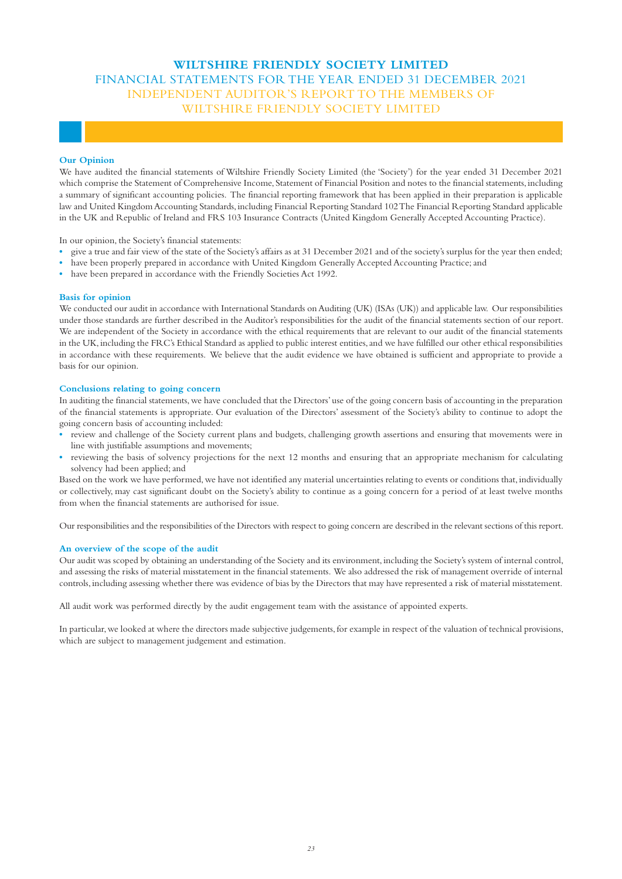# WILTSHIRE FRIENDLY SOCIETY LIMITED

## FINANCIAL STATEMENTS FOR THE YEAR ENDED 31 DECEMBER 2021

## INDEPENDENT AUDITOR'S REPORT TO THE MEMBERS OF WILTSHIRE FRIENDLY SOCIETY LIMITED

### Our Opinion

We have audited the financial statements of Wiltshire Friendly Society Limited (the 'Society') for the year ended 31 December 2021 which comprise the Statement of Comprehensive Income, Statement of Financial Position and notes to the financial statements, including a summary of significant accounting policies. The financial reporting framework that has been applied in their preparation is applicable law and United Kingdom Accounting Standards, including Financial Reporting Standard 102 The Financial Reporting Standard applicable in the UK and Republic of Ireland and FRS 103 Insurance Contracts (United Kingdom Generally Accepted Accounting Practice).

In our opinion, the Society's financial statements:

- give a true and fair view of the state of the Society's affairs as at 31 December 2021 and of the society's surplus for the year then ended;
- have been properly prepared in accordance with United Kingdom Generally Accepted Accounting Practice; and
- have been prepared in accordance with the Friendly Societies Act 1992.

### Basis for opinion

We conducted our audit in accordance with International Standards on Auditing (UK) (ISAs (UK)) and applicable law. Our responsibilities under those standards are further described in the Auditor's responsibilities for the audit of the financial statements section of our report. We are independent of the Society in accordance with the ethical requirements that are relevant to our audit of the financial statements in the UK, including the FRC's Ethical Standard as applied to public interest entities, and we have fulfilled our other ethical responsibilities in accordance with these requirements. We believe that the audit evidence we have obtained is sufficient and appropriate to provide a basis for our opinion.

### Conclusions relating to going concern

In auditing the financial statements, we have concluded that the Directors' use of the going concern basis of accounting in the preparation of the financial statements is appropriate. Our evaluation of the Directors' assessment of the Society's ability to continue to adopt the going concern basis of accounting included:

- review and challenge of the Society current plans and budgets, challenging growth assertions and ensuring that movements were in line with justifiable assumptions and movements;
- reviewing the basis of solvency projections for the next 12 months and ensuring that an appropriate mechanism for calculating solvency had been applied; and

Based on the work we have performed, we have not identified any material uncertainties relating to events or conditions that, individually or collectively, may cast significant doubt on the Society's ability to continue as a going concern for a period of at least twelve months from when the financial statements are authorised for issue.

Our responsibilities and the responsibilities of the Directors with respect to going concern are described in the relevant sections of this report.

### An overview of the scope of the audit

Our audit was scoped by obtaining an understanding of the Society and its environment, including the Society's system of internal control, and assessing the risks of material misstatement in the financial statements. We also addressed the risk of management override of internal controls, including assessing whether there was evidence of bias by the Directors that may have represented a risk of material misstatement.

All audit work was performed directly by the audit engagement team with the assistance of appointed experts.

In particular, we looked at where the directors made subjective judgements, for example in respect of the valuation of technical provisions, which are subject to management judgement and estimation.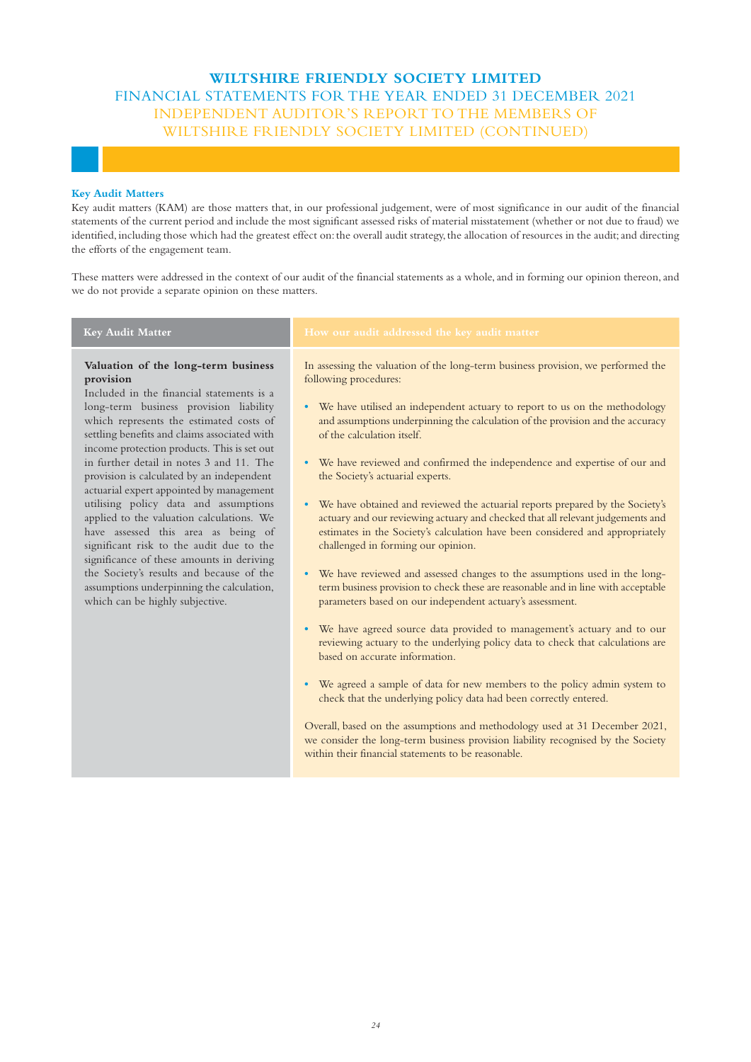# WILTSHIRE FRIENDLY SOCIETY LIMITED

## FINANCIAL STATEMENTS FOR THE YEAR ENDED 31 DECEMBER 2021

## INDEPENDENT AUDITOR'S REPORT TO THE MEMBERS OF WILTSHIRE FRIENDLY SOCIETY LIMITED (CONTINUED)

### Key Audit Matters

Key audit matters (KAM) are those matters that, in our professional judgement, were of most significance in our audit of the financial statements of the current period and include the most significant assessed risks of material misstatement (whether or not due to fraud) we identified, including those which had the greatest effect on: the overall audit strategy, the allocation of resources in the audit; and directing the efforts of the engagement team.

These matters were addressed in the context of our audit of the financial statements as a whole, and in forming our opinion thereon, and we do not provide a separate opinion on these matters.

| Key Audit Matter | How our audit addressed the key audit matter |
|---|---|
| **Valuation of the long-term business provision**<br>Included in the financial statements is a long-term business provision liability which represents the estimated costs of settling benefits and claims associated with income protection products. This is set out in further detail in notes 3 and 11. The provision is calculated by an independent actuarial expert appointed by management utilising policy data and assumptions applied to the valuation calculations. We have assessed this area as being of significant risk to the audit due to the significance of these amounts in deriving the Society's results and because of the assumptions underpinning the calculation, which can be highly subjective. | In assessing the valuation of the long-term business provision, we performed the following procedures:<br><br>• We have utilised an independent actuary to report to us on the methodology and assumptions underpinning the calculation of the provision and the accuracy of the calculation itself.<br><br>• We have reviewed and confirmed the independence and expertise of our and the Society's actuarial experts.<br><br>• We have obtained and reviewed the actuarial reports prepared by the Society's actuary and our reviewing actuary and checked that all relevant judgements and estimates in the Society's calculation have been considered and appropriately challenged in forming our opinion.<br><br>• We have reviewed and assessed changes to the assumptions used in the long-term business provision to check these are reasonable and in line with acceptable parameters based on our independent actuary's assessment.<br><br>• We have agreed source data provided to management's actuary and to our reviewing actuary to the underlying policy data to check that calculations are based on accurate information.<br><br>• We agreed a sample of data for new members to the policy admin system to check that the underlying policy data had been correctly entered.<br><br>Overall, based on the assumptions and methodology used at 31 December 2021, we consider the long-term business provision liability recognised by the Society within their financial statements to be reasonable. |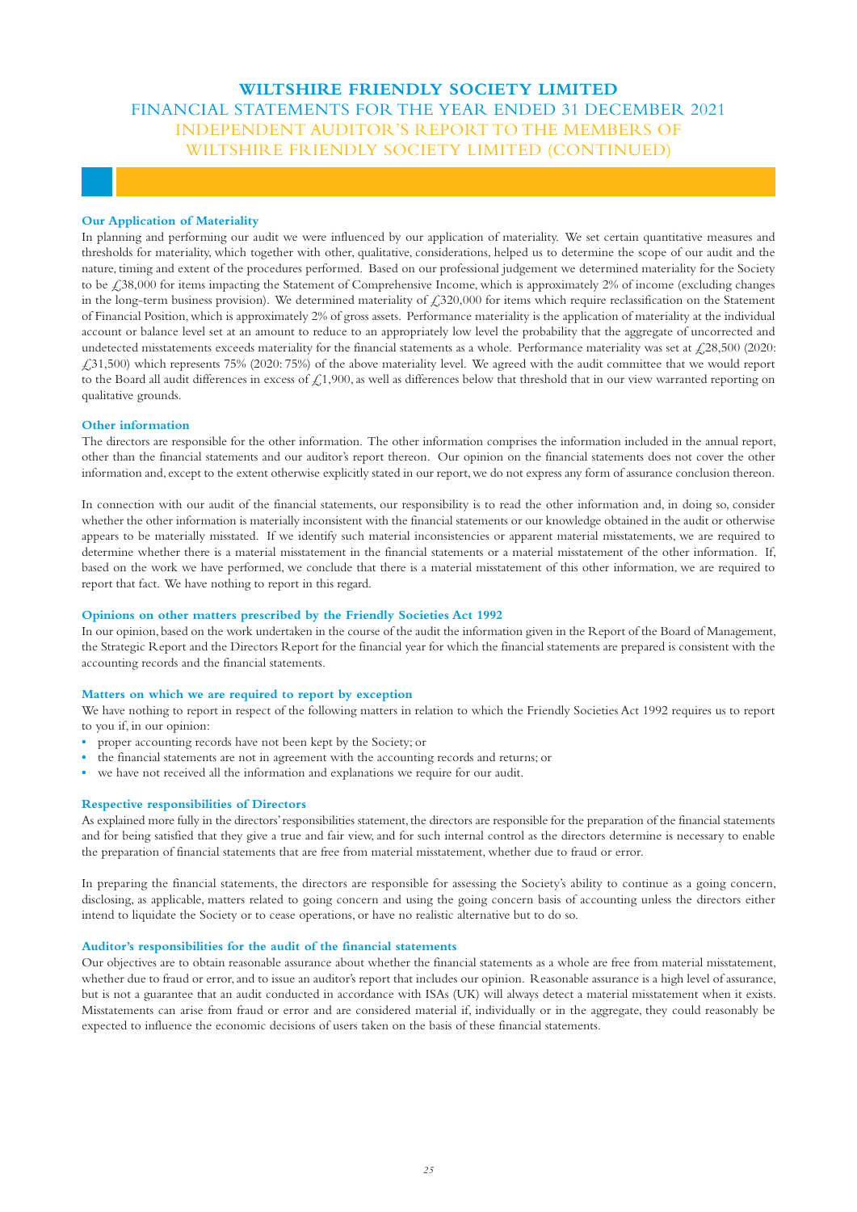## Our Application of Materiality

In planning and performing our audit we were influenced by our application of materiality. We set certain quantitative measures and thresholds for materiality, which together with other, qualitative, considerations, helped us to determine the scope of our audit and the nature, timing and extent of the procedures performed. Based on our professional judgement we determined materiality for the Society to be £38,000 for items impacting the Statement of Comprehensive Income, which is approximately 2% of income (excluding changes in the long-term business provision). We determined materiality of £320,000 for items which require reclassification on the Statement of Financial Position, which is approximately 2% of gross assets. Performance materiality is the application of materiality at the individual account or balance level set at an amount to reduce to an appropriately low level the probability that the aggregate of uncorrected and undetected misstatements exceeds materiality for the financial statements as a whole. Performance materiality was set at £28,500 (2020: £31,500) which represents 75% (2020: 75%) of the above materiality level. We agreed with the audit committee that we would report to the Board all audit differences in excess of £1,900, as well as differences below that threshold that in our view warranted reporting on qualitative grounds.

## Other information

The directors are responsible for the other information. The other information comprises the information included in the annual report, other than the financial statements and our auditor's report thereon. Our opinion on the financial statements does not cover the other information and, except to the extent otherwise explicitly stated in our report, we do not express any form of assurance conclusion thereon.

In connection with our audit of the financial statements, our responsibility is to read the other information and, in doing so, consider whether the other information is materially inconsistent with the financial statements or our knowledge obtained in the audit or otherwise appears to be materially misstated. If we identify such material inconsistencies or apparent material misstatements, we are required to determine whether there is a material misstatement in the financial statements or a material misstatement of the other information. If, based on the work we have performed, we conclude that there is a material misstatement of this other information, we are required to report that fact. We have nothing to report in this regard.

## Opinions on other matters prescribed by the Friendly Societies Act 1992

In our opinion, based on the work undertaken in the course of the audit the information given in the Report of the Board of Management, the Strategic Report and the Directors Report for the financial year for which the financial statements are prepared is consistent with the accounting records and the financial statements.

## Matters on which we are required to report by exception

We have nothing to report in respect of the following matters in relation to which the Friendly Societies Act 1992 requires us to report to you if, in our opinion:

- proper accounting records have not been kept by the Society; or
- the financial statements are not in agreement with the accounting records and returns; or
- we have not received all the information and explanations we require for our audit.

## Respective responsibilities of Directors

As explained more fully in the directors' responsibilities statement, the directors are responsible for the preparation of the financial statements and for being satisfied that they give a true and fair view, and for such internal control as the directors determine is necessary to enable the preparation of financial statements that are free from material misstatement, whether due to fraud or error.

In preparing the financial statements, the directors are responsible for assessing the Society's ability to continue as a going concern, disclosing, as applicable, matters related to going concern and using the going concern basis of accounting unless the directors either intend to liquidate the Society or to cease operations, or have no realistic alternative but to do so.

## Auditor's responsibilities for the audit of the financial statements

Our objectives are to obtain reasonable assurance about whether the financial statements as a whole are free from material misstatement, whether due to fraud or error, and to issue an auditor's report that includes our opinion. Reasonable assurance is a high level of assurance, but is not a guarantee that an audit conducted in accordance with ISAs (UK) will always detect a material misstatement when it exists. Misstatements can arise from fraud or error and are considered material if, individually or in the aggregate, they could reasonably be expected to influence the economic decisions of users taken on the basis of these financial statements.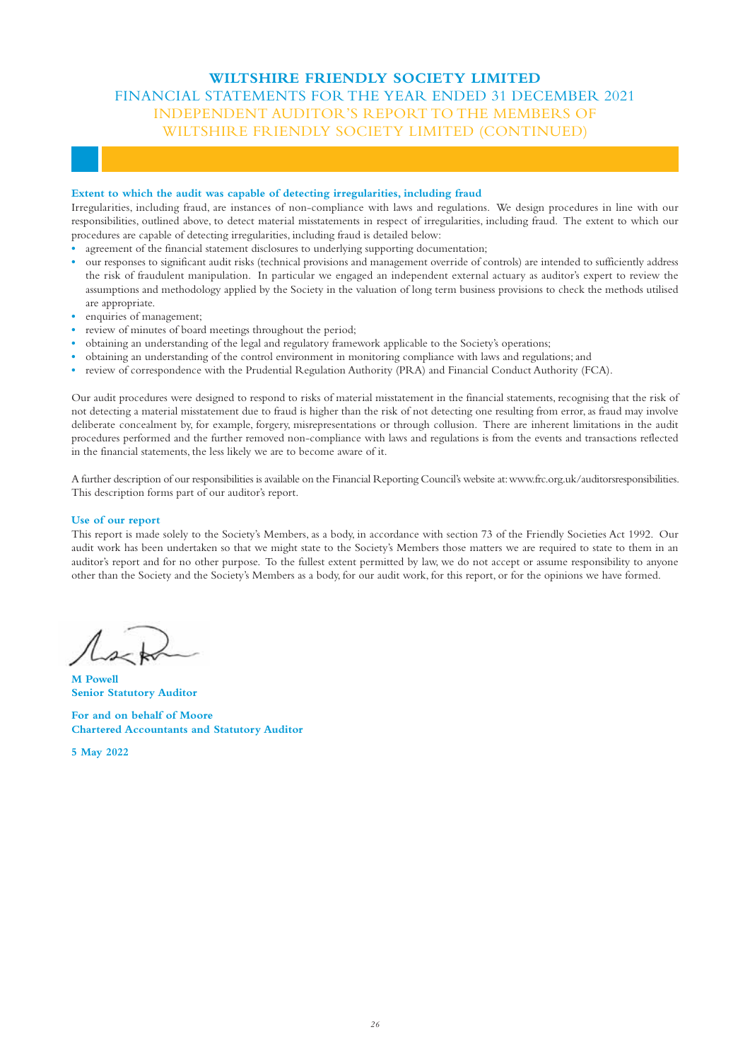## Extent to which the audit was capable of detecting irregularities, including fraud

Irregularities, including fraud, are instances of non-compliance with laws and regulations. We design procedures in line with our responsibilities, outlined above, to detect material misstatements in respect of irregularities, including fraud. The extent to which our procedures are capable of detecting irregularities, including fraud is detailed below:

- agreement of the financial statement disclosures to underlying supporting documentation;
- our responses to significant audit risks (technical provisions and management override of controls) are intended to sufficiently address the risk of fraudulent manipulation. In particular we engaged an independent external actuary as auditor's expert to review the assumptions and methodology applied by the Society in the valuation of long term business provisions to check the methods utilised are appropriate.
- enquiries of management;
- review of minutes of board meetings throughout the period;
- obtaining an understanding of the legal and regulatory framework applicable to the Society's operations;
- obtaining an understanding of the control environment in monitoring compliance with laws and regulations; and
- review of correspondence with the Prudential Regulation Authority (PRA) and Financial Conduct Authority (FCA).

Our audit procedures were designed to respond to risks of material misstatement in the financial statements, recognising that the risk of not detecting a material misstatement due to fraud is higher than the risk of not detecting one resulting from error, as fraud may involve deliberate concealment by, for example, forgery, misrepresentations or through collusion. There are inherent limitations in the audit procedures performed and the further removed non-compliance with laws and regulations is from the events and transactions reflected in the financial statements, the less likely we are to become aware of it.

A further description of our responsibilities is available on the Financial Reporting Council's website at: www.frc.org.uk/auditorsresponsibilities. This description forms part of our auditor's report.

## Use of our report

This report is made solely to the Society's Members, as a body, in accordance with section 73 of the Friendly Societies Act 1992. Our audit work has been undertaken so that we might state to the Society's Members those matters we are required to state to them in an auditor's report and for no other purpose. To the fullest extent permitted by law, we do not accept or assume responsibility to anyone other than the Society and the Society's Members as a body, for our audit work, for this report, or for the opinions we have formed.

**M Powell**
**Senior Statutory Auditor**

**For and on behalf of Moore**
**Chartered Accountants and Statutory Auditor**

**5 May 2022**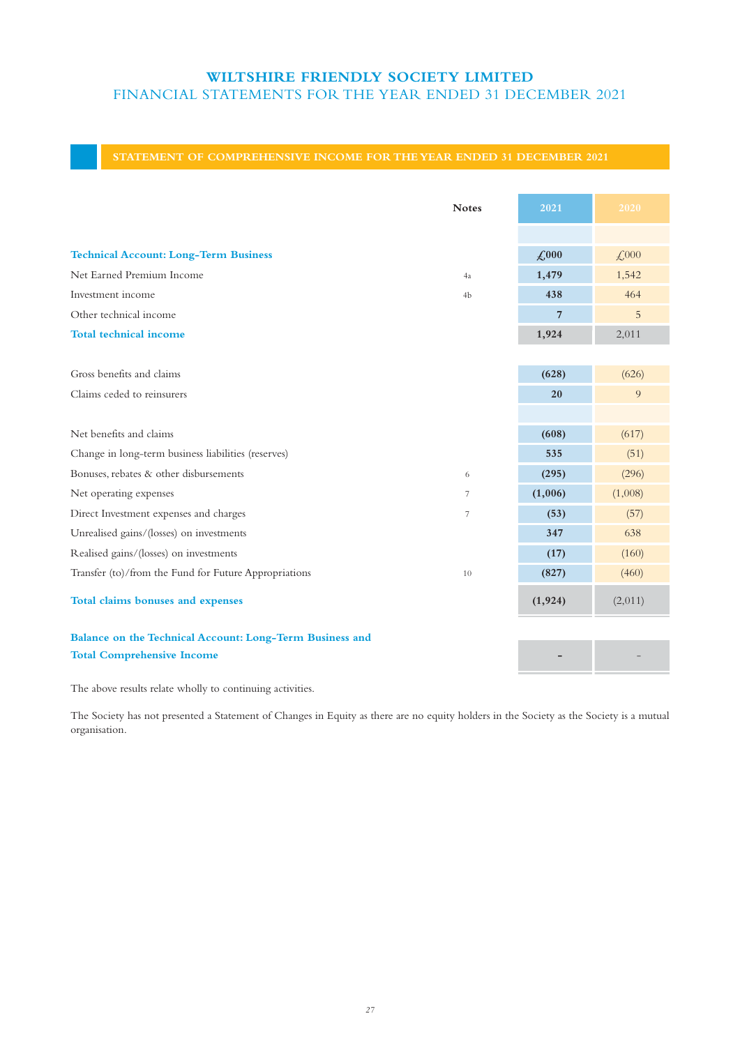# WILTSHIRE FRIENDLY SOCIETY LIMITED

## FINANCIAL STATEMENTS FOR THE YEAR ENDED 31 DECEMBER 2021

### STATEMENT OF COMPREHENSIVE INCOME FOR THE YEAR ENDED 31 DECEMBER 2021

| | Notes | 2021 | 2020 |
|---|---|---|---|
| **Technical Account: Long-Term Business** | | **£000** | £000 |
| Net Earned Premium Income | 4a | **1,479** | 1,542 |
| Investment income | 4b | **438** | 464 |
| Other technical income | | **7** | 5 |
| **Total technical income** | | **1,924** | 2,011 |
| | | | |
| Gross benefits and claims | | **(628)** | (626) |
| Claims ceded to reinsurers | | **20** | 9 |
| | | | |
| Net benefits and claims | | **(608)** | (617) |
| Change in long-term business liabilities (reserves) | | **535** | (51) |
| Bonuses, rebates & other disbursements | 6 | **(295)** | (296) |
| Net operating expenses | 7 | **(1,006)** | (1,008) |
| Direct Investment expenses and charges | 7 | **(53)** | (57) |
| Unrealised gains/(losses) on investments | | **347** | 638 |
| Realised gains/(losses) on investments | | **(17)** | (160) |
| Transfer (to)/from the Fund for Future Appropriations | 10 | **(827)** | (460) |
| **Total claims bonuses and expenses** | | **(1,924)** | (2,011) |
| | | | |
| **Balance on the Technical Account: Long-Term Business and Total Comprehensive Income** | | **-** | - |

The above results relate wholly to continuing activities.

The Society has not presented a Statement of Changes in Equity as there are no equity holders in the Society as the Society is a mutual organisation.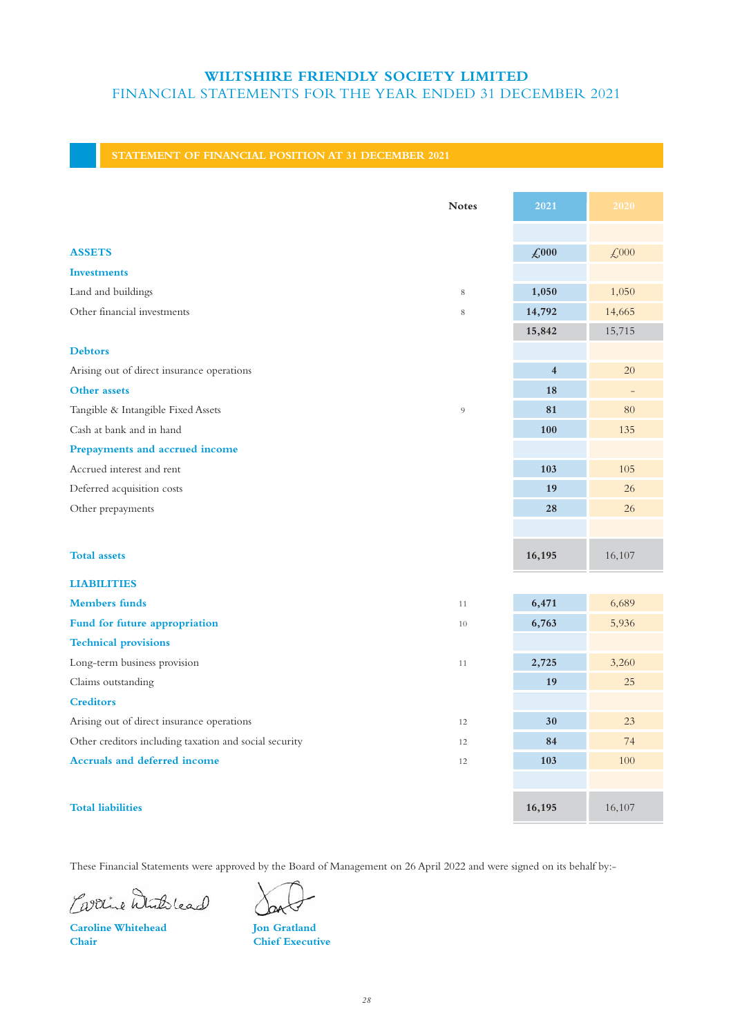# WILTSHIRE FRIENDLY SOCIETY LIMITED

FINANCIAL STATEMENTS FOR THE YEAR ENDED 31 DECEMBER 2021

## STATEMENT OF FINANCIAL POSITION AT 31 DECEMBER 2021

| | Notes | 2021 | 2020 |
|---|---|---|---|
| **ASSETS** | | **£000** | £000 |
| **Investments** | | | |
| Land and buildings | 8 | **1,050** | 1,050 |
| Other financial investments | 8 | **14,792** | 14,665 |
| | | **15,842** | 15,715 |
| **Debtors** | | | |
| Arising out of direct insurance operations | | **4** | 20 |
| **Other assets** | | **18** | - |
| Tangible & Intangible Fixed Assets | 9 | **81** | 80 |
| Cash at bank and in hand | | **100** | 135 |
| **Prepayments and accrued income** | | | |
| Accrued interest and rent | | **103** | 105 |
| Deferred acquisition costs | | **19** | 26 |
| Other prepayments | | **28** | 26 |
| **Total assets** | | **16,195** | 16,107 |
| **LIABILITIES** | | | |
| **Members funds** | 11 | **6,471** | 6,689 |
| **Fund for future appropriation** | 10 | **6,763** | 5,936 |
| **Technical provisions** | | | |
| Long-term business provision | 11 | **2,725** | 3,260 |
| Claims outstanding | | **19** | 25 |
| **Creditors** | | | |
| Arising out of direct insurance operations | 12 | **30** | 23 |
| Other creditors including taxation and social security | 12 | **84** | 74 |
| **Accruals and deferred income** | 12 | **103** | 100 |
| **Total liabilities** | | **16,195** | 16,107 |

These Financial Statements were approved by the Board of Management on 26 April 2022 and were signed on its behalf by:-

**Caroline Whitehead**
**Chair**

**Jon Gratland**
**Chief Executive**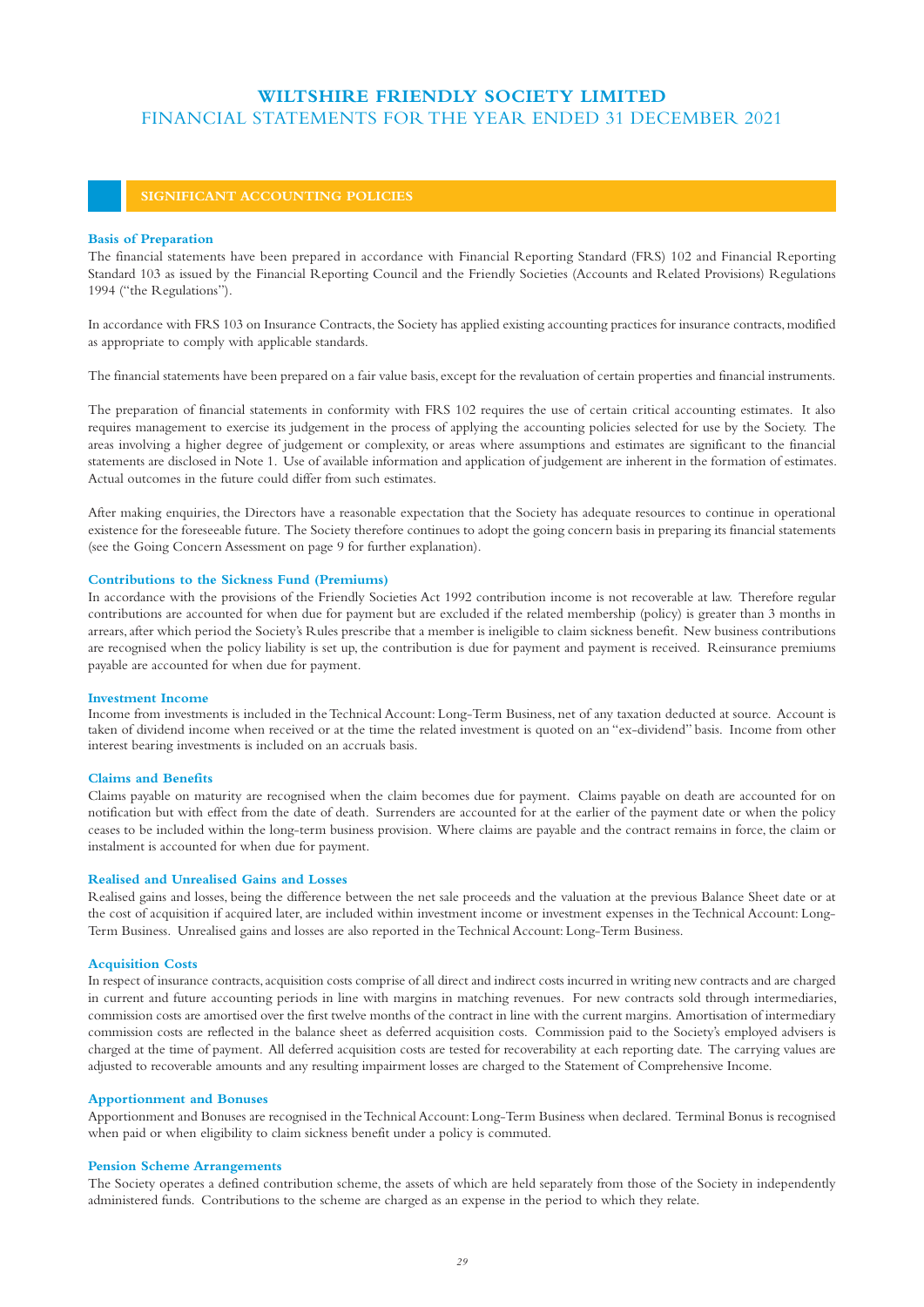## SIGNIFICANT ACCOUNTING POLICIES

### Basis of Preparation

The financial statements have been prepared in accordance with Financial Reporting Standard (FRS) 102 and Financial Reporting Standard 103 as issued by the Financial Reporting Council and the Friendly Societies (Accounts and Related Provisions) Regulations 1994 ("the Regulations").

In accordance with FRS 103 on Insurance Contracts, the Society has applied existing accounting practices for insurance contracts, modified as appropriate to comply with applicable standards.

The financial statements have been prepared on a fair value basis, except for the revaluation of certain properties and financial instruments.

The preparation of financial statements in conformity with FRS 102 requires the use of certain critical accounting estimates. It also requires management to exercise its judgement in the process of applying the accounting policies selected for use by the Society. The areas involving a higher degree of judgement or complexity, or areas where assumptions and estimates are significant to the financial statements are disclosed in Note 1. Use of available information and application of judgement are inherent in the formation of estimates. Actual outcomes in the future could differ from such estimates.

After making enquiries, the Directors have a reasonable expectation that the Society has adequate resources to continue in operational existence for the foreseeable future. The Society therefore continues to adopt the going concern basis in preparing its financial statements (see the Going Concern Assessment on page 9 for further explanation).

### Contributions to the Sickness Fund (Premiums)

In accordance with the provisions of the Friendly Societies Act 1992 contribution income is not recoverable at law. Therefore regular contributions are accounted for when due for payment but are excluded if the related membership (policy) is greater than 3 months in arrears, after which period the Society's Rules prescribe that a member is ineligible to claim sickness benefit. New business contributions are recognised when the policy liability is set up, the contribution is due for payment and payment is received. Reinsurance premiums payable are accounted for when due for payment.

### Investment Income

Income from investments is included in the Technical Account: Long-Term Business, net of any taxation deducted at source. Account is taken of dividend income when received or at the time the related investment is quoted on an "ex-dividend" basis. Income from other interest bearing investments is included on an accruals basis.

### Claims and Benefits

Claims payable on maturity are recognised when the claim becomes due for payment. Claims payable on death are accounted for on notification but with effect from the date of death. Surrenders are accounted for at the earlier of the payment date or when the policy ceases to be included within the long-term business provision. Where claims are payable and the contract remains in force, the claim or instalment is accounted for when due for payment.

### Realised and Unrealised Gains and Losses

Realised gains and losses, being the difference between the net sale proceeds and the valuation at the previous Balance Sheet date or at the cost of acquisition if acquired later, are included within investment income or investment expenses in the Technical Account: Long-Term Business. Unrealised gains and losses are also reported in the Technical Account: Long-Term Business.

### Acquisition Costs

In respect of insurance contracts, acquisition costs comprise of all direct and indirect costs incurred in writing new contracts and are charged in current and future accounting periods in line with margins in matching revenues. For new contracts sold through intermediaries, commission costs are amortised over the first twelve months of the contract in line with the current margins. Amortisation of intermediary commission costs are reflected in the balance sheet as deferred acquisition costs. Commission paid to the Society's employed advisers is charged at the time of payment. All deferred acquisition costs are tested for recoverability at each reporting date. The carrying values are adjusted to recoverable amounts and any resulting impairment losses are charged to the Statement of Comprehensive Income.

### Apportionment and Bonuses

Apportionment and Bonuses are recognised in the Technical Account: Long-Term Business when declared. Terminal Bonus is recognised when paid or when eligibility to claim sickness benefit under a policy is commuted.

### Pension Scheme Arrangements

The Society operates a defined contribution scheme, the assets of which are held separately from those of the Society in independently administered funds. Contributions to the scheme are charged as an expense in the period to which they relate.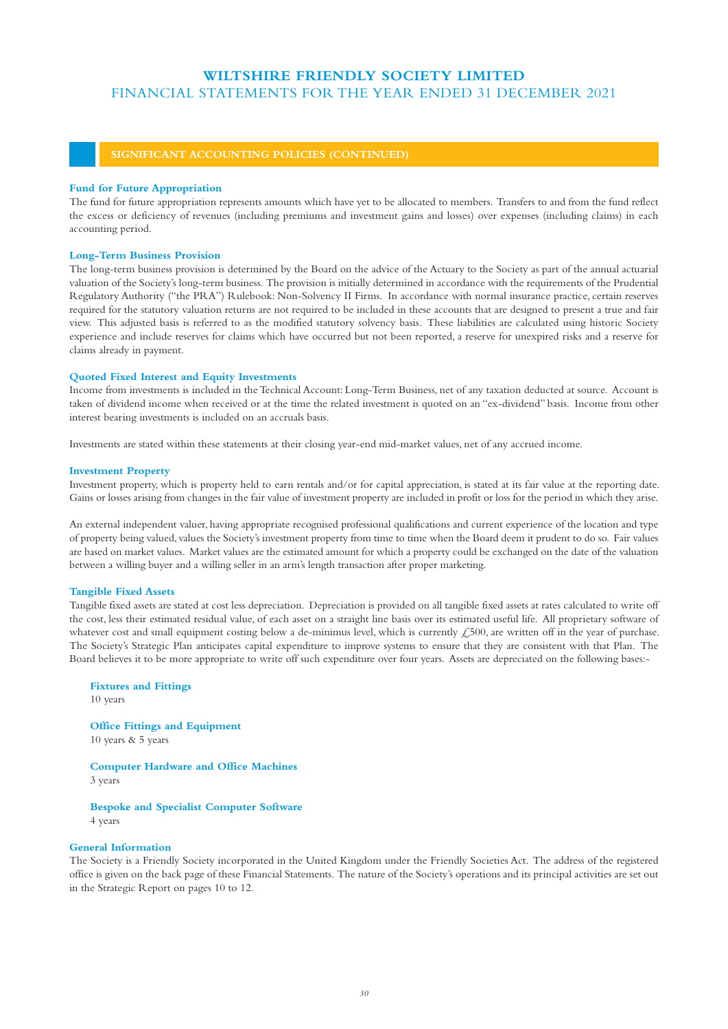## SIGNIFICANT ACCOUNTING POLICIES (CONTINUED)

### Fund for Future Appropriation

The fund for future appropriation represents amounts which have yet to be allocated to members. Transfers to and from the fund reflect the excess or deficiency of revenues (including premiums and investment gains and losses) over expenses (including claims) in each accounting period.

### Long-Term Business Provision

The long-term business provision is determined by the Board on the advice of the Actuary to the Society as part of the annual actuarial valuation of the Society's long-term business. The provision is initially determined in accordance with the requirements of the Prudential Regulatory Authority ("the PRA") Rulebook: Non-Solvency II Firms. In accordance with normal insurance practice, certain reserves required for the statutory valuation returns are not required to be included in these accounts that are designed to present a true and fair view. This adjusted basis is referred to as the modified statutory solvency basis. These liabilities are calculated using historic Society experience and include reserves for claims which have occurred but not been reported, a reserve for unexpired risks and a reserve for claims already in payment.

### Quoted Fixed Interest and Equity Investments

Income from investments is included in the Technical Account: Long-Term Business, net of any taxation deducted at source. Account is taken of dividend income when received or at the time the related investment is quoted on an "ex-dividend" basis. Income from other interest bearing investments is included on an accruals basis.

Investments are stated within these statements at their closing year-end mid-market values, net of any accrued income.

### Investment Property

Investment property, which is property held to earn rentals and/or for capital appreciation, is stated at its fair value at the reporting date. Gains or losses arising from changes in the fair value of investment property are included in profit or loss for the period in which they arise.

An external independent valuer, having appropriate recognised professional qualifications and current experience of the location and type of property being valued, values the Society's investment property from time to time when the Board deem it prudent to do so. Fair values are based on market values. Market values are the estimated amount for which a property could be exchanged on the date of the valuation between a willing buyer and a willing seller in an arm's length transaction after proper marketing.

### Tangible Fixed Assets

Tangible fixed assets are stated at cost less depreciation. Depreciation is provided on all tangible fixed assets at rates calculated to write off the cost, less their estimated residual value, of each asset on a straight line basis over its estimated useful life. All proprietary software of whatever cost and small equipment costing below a de-minimus level, which is currently £500, are written off in the year of purchase. The Society's Strategic Plan anticipates capital expenditure to improve systems to ensure that they are consistent with that Plan. The Board believes it to be more appropriate to write off such expenditure over four years. Assets are depreciated on the following bases:-

**Fixtures and Fittings**
10 years

**Office Fittings and Equipment**
10 years & 5 years

**Computer Hardware and Office Machines**
3 years

**Bespoke and Specialist Computer Software**
4 years

### General Information

The Society is a Friendly Society incorporated in the United Kingdom under the Friendly Societies Act. The address of the registered office is given on the back page of these Financial Statements. The nature of the Society's operations and its principal activities are set out in the Strategic Report on pages 10 to 12.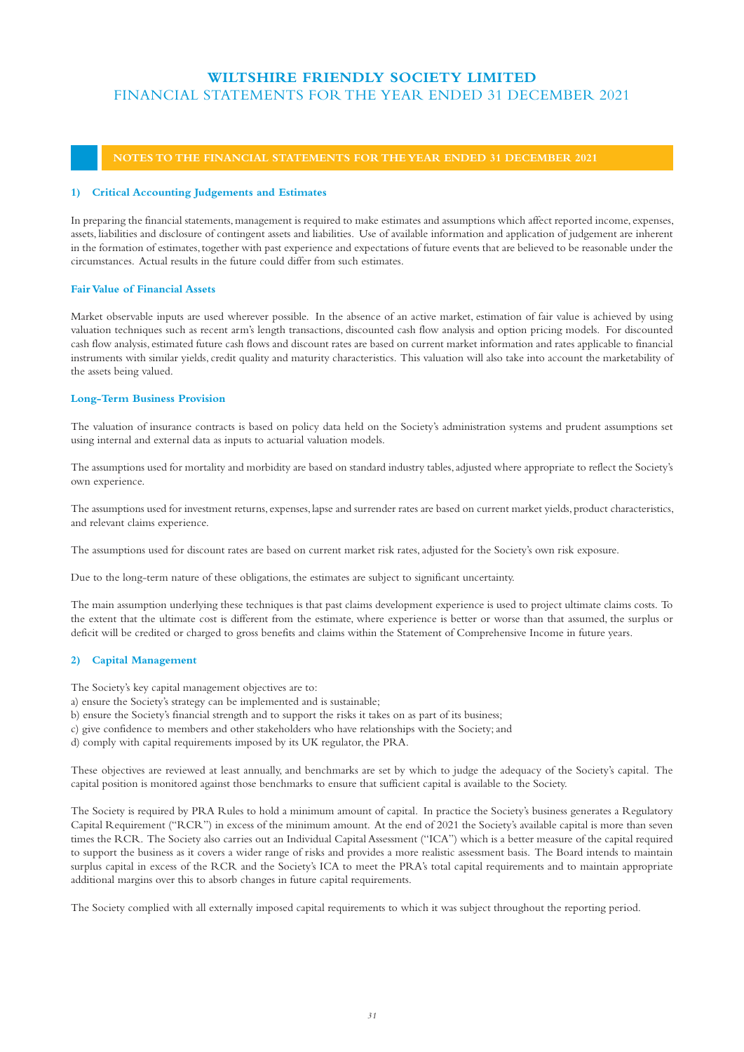## NOTES TO THE FINANCIAL STATEMENTS FOR THE YEAR ENDED 31 DECEMBER 2021

### 1) Critical Accounting Judgements and Estimates

In preparing the financial statements, management is required to make estimates and assumptions which affect reported income, expenses, assets, liabilities and disclosure of contingent assets and liabilities. Use of available information and application of judgement are inherent in the formation of estimates, together with past experience and expectations of future events that are believed to be reasonable under the circumstances. Actual results in the future could differ from such estimates.

#### Fair Value of Financial Assets

Market observable inputs are used wherever possible. In the absence of an active market, estimation of fair value is achieved by using valuation techniques such as recent arm's length transactions, discounted cash flow analysis and option pricing models. For discounted cash flow analysis, estimated future cash flows and discount rates are based on current market information and rates applicable to financial instruments with similar yields, credit quality and maturity characteristics. This valuation will also take into account the marketability of the assets being valued.

#### Long-Term Business Provision

The valuation of insurance contracts is based on policy data held on the Society's administration systems and prudent assumptions set using internal and external data as inputs to actuarial valuation models.

The assumptions used for mortality and morbidity are based on standard industry tables, adjusted where appropriate to reflect the Society's own experience.

The assumptions used for investment returns, expenses, lapse and surrender rates are based on current market yields, product characteristics, and relevant claims experience.

The assumptions used for discount rates are based on current market risk rates, adjusted for the Society's own risk exposure.

Due to the long-term nature of these obligations, the estimates are subject to significant uncertainty.

The main assumption underlying these techniques is that past claims development experience is used to project ultimate claims costs. To the extent that the ultimate cost is different from the estimate, where experience is better or worse than that assumed, the surplus or deficit will be credited or charged to gross benefits and claims within the Statement of Comprehensive Income in future years.

### 2) Capital Management

The Society's key capital management objectives are to:

a) ensure the Society's strategy can be implemented and is sustainable;
b) ensure the Society's financial strength and to support the risks it takes on as part of its business;
c) give confidence to members and other stakeholders who have relationships with the Society; and
d) comply with capital requirements imposed by its UK regulator, the PRA.

These objectives are reviewed at least annually, and benchmarks are set by which to judge the adequacy of the Society's capital. The capital position is monitored against those benchmarks to ensure that sufficient capital is available to the Society.

The Society is required by PRA Rules to hold a minimum amount of capital. In practice the Society's business generates a Regulatory Capital Requirement ("RCR") in excess of the minimum amount. At the end of 2021 the Society's available capital is more than seven times the RCR. The Society also carries out an Individual Capital Assessment ("ICA") which is a better measure of the capital required to support the business as it covers a wider range of risks and provides a more realistic assessment basis. The Board intends to maintain surplus capital in excess of the RCR and the Society's ICA to meet the PRA's total capital requirements and to maintain appropriate additional margins over this to absorb changes in future capital requirements.

The Society complied with all externally imposed capital requirements to which it was subject throughout the reporting period.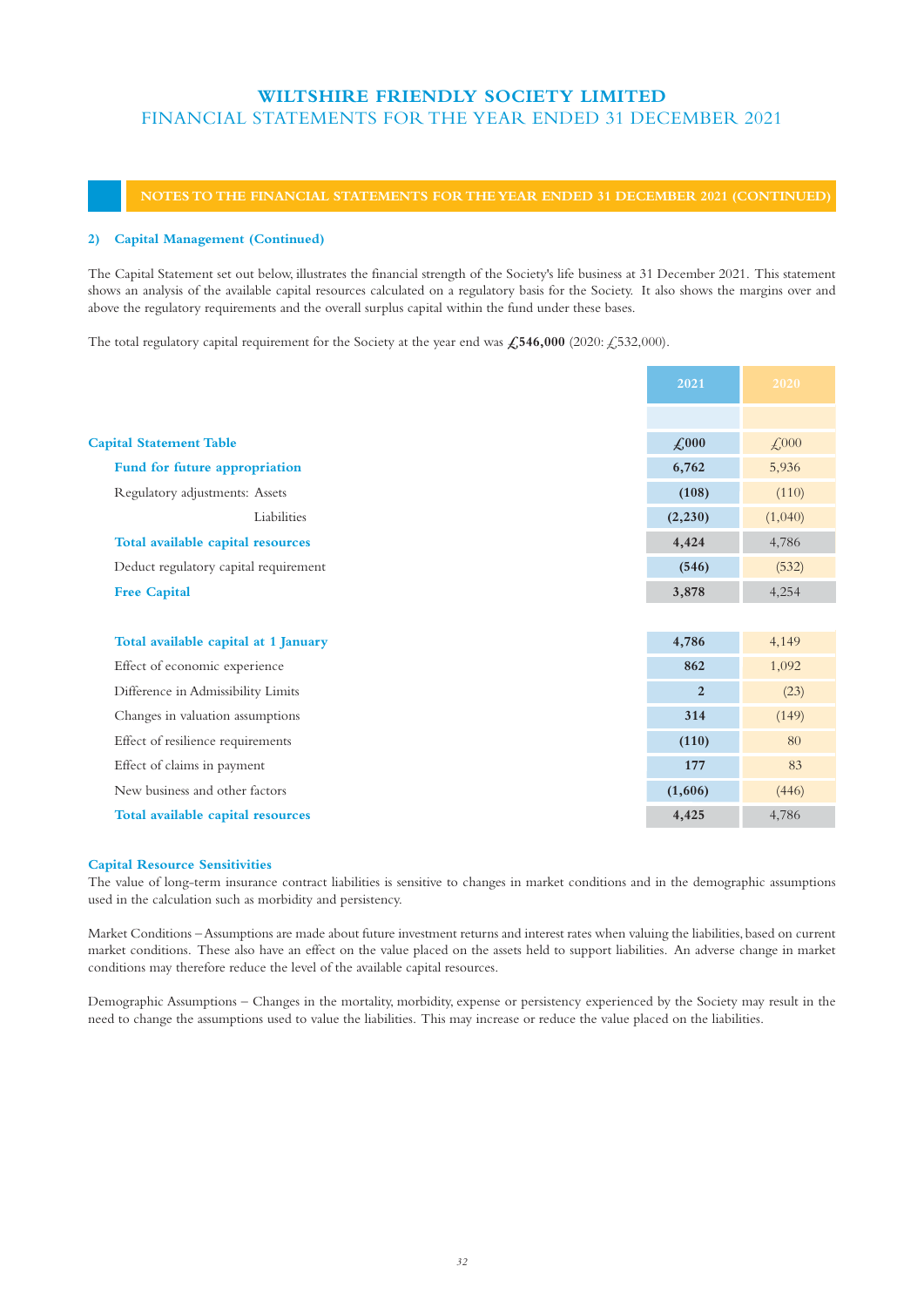## NOTES TO THE FINANCIAL STATEMENTS FOR THE YEAR ENDED 31 DECEMBER 2021 (CONTINUED)

### 2) Capital Management (Continued)

The Capital Statement set out below, illustrates the financial strength of the Society's life business at 31 December 2021. This statement shows an analysis of the available capital resources calculated on a regulatory basis for the Society. It also shows the margins over and above the regulatory requirements and the overall surplus capital within the fund under these bases.

The total regulatory capital requirement for the Society at the year end was **£546,000** (2020: £532,000).

| | 2021 | 2020 |
|---|---|---|
| **Capital Statement Table** | **£000** | £000 |
| **Fund for future appropriation** | **6,762** | 5,936 |
| Regulatory adjustments: Assets | **(108)** | (110) |
| Liabilities | **(2,230)** | (1,040) |
| **Total available capital resources** | **4,424** | 4,786 |
| Deduct regulatory capital requirement | **(546)** | (532) |
| **Free Capital** | **3,878** | 4,254 |
| | | |
| **Total available capital at 1 January** | **4,786** | 4,149 |
| Effect of economic experience | **862** | 1,092 |
| Difference in Admissibility Limits | **2** | (23) |
| Changes in valuation assumptions | **314** | (149) |
| Effect of resilience requirements | **(110)** | 80 |
| Effect of claims in payment | **177** | 83 |
| New business and other factors | **(1,606)** | (446) |
| **Total available capital resources** | **4,425** | 4,786 |

### Capital Resource Sensitivities

The value of long-term insurance contract liabilities is sensitive to changes in market conditions and in the demographic assumptions used in the calculation such as morbidity and persistency.

Market Conditions – Assumptions are made about future investment returns and interest rates when valuing the liabilities, based on current market conditions. These also have an effect on the value placed on the assets held to support liabilities. An adverse change in market conditions may therefore reduce the level of the available capital resources.

Demographic Assumptions – Changes in the mortality, morbidity, expense or persistency experienced by the Society may result in the need to change the assumptions used to value the liabilities. This may increase or reduce the value placed on the liabilities.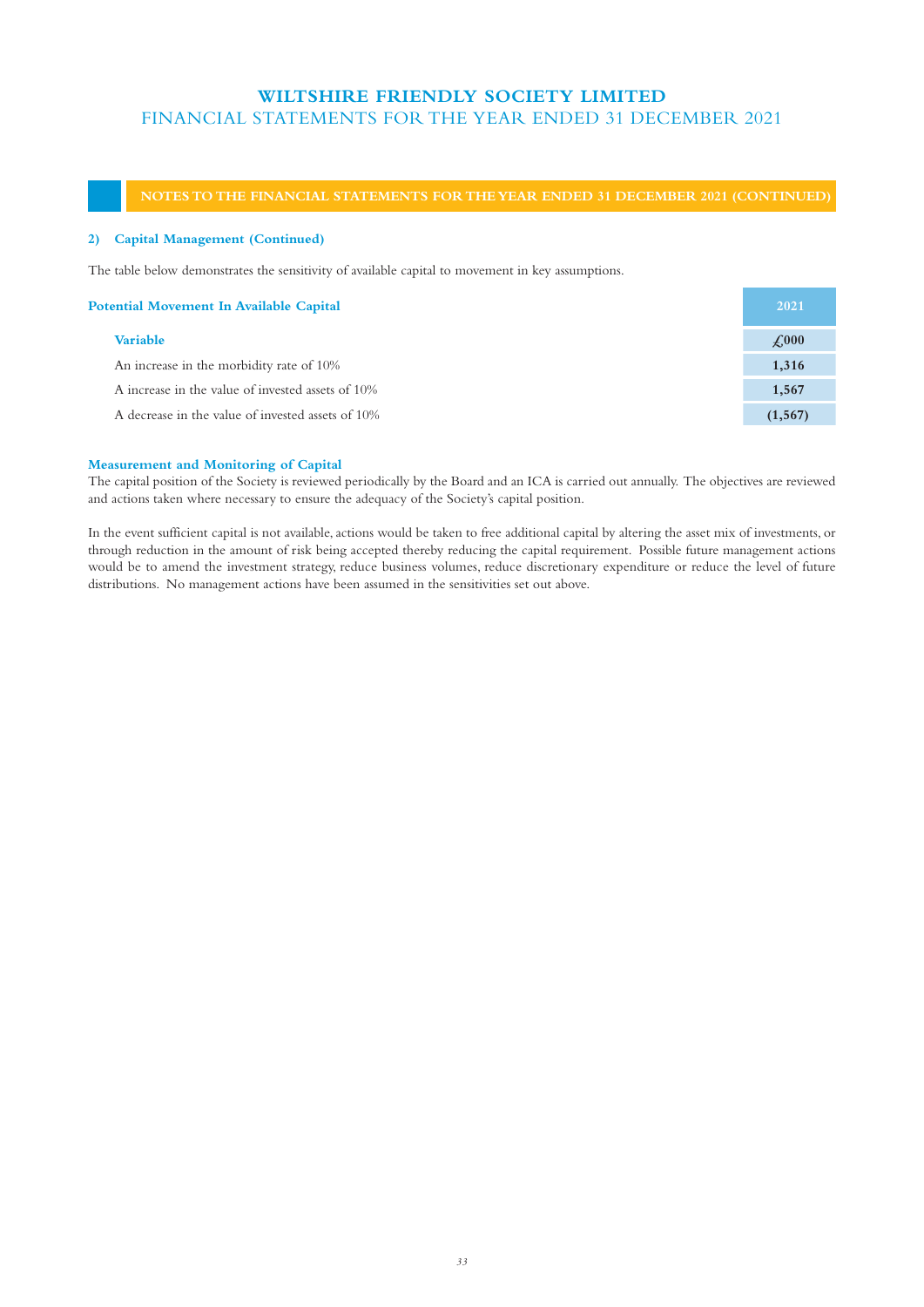## NOTES TO THE FINANCIAL STATEMENTS FOR THE YEAR ENDED 31 DECEMBER 2021 (CONTINUED)

### 2) Capital Management (Continued)

The table below demonstrates the sensitivity of available capital to movement in key assumptions.

| Potential Movement In Available Capital | 2021 |
|---|---|
| **Variable** | **£000** |
| An increase in the morbidity rate of 10% | **1,316** |
| A increase in the value of invested assets of 10% | **1,567** |
| A decrease in the value of invested assets of 10% | **(1,567)** |

**Measurement and Monitoring of Capital**

The capital position of the Society is reviewed periodically by the Board and an ICA is carried out annually. The objectives are reviewed and actions taken where necessary to ensure the adequacy of the Society's capital position.

In the event sufficient capital is not available, actions would be taken to free additional capital by altering the asset mix of investments, or through reduction in the amount of risk being accepted thereby reducing the capital requirement. Possible future management actions would be to amend the investment strategy, reduce business volumes, reduce discretionary expenditure or reduce the level of future distributions. No management actions have been assumed in the sensitivities set out above.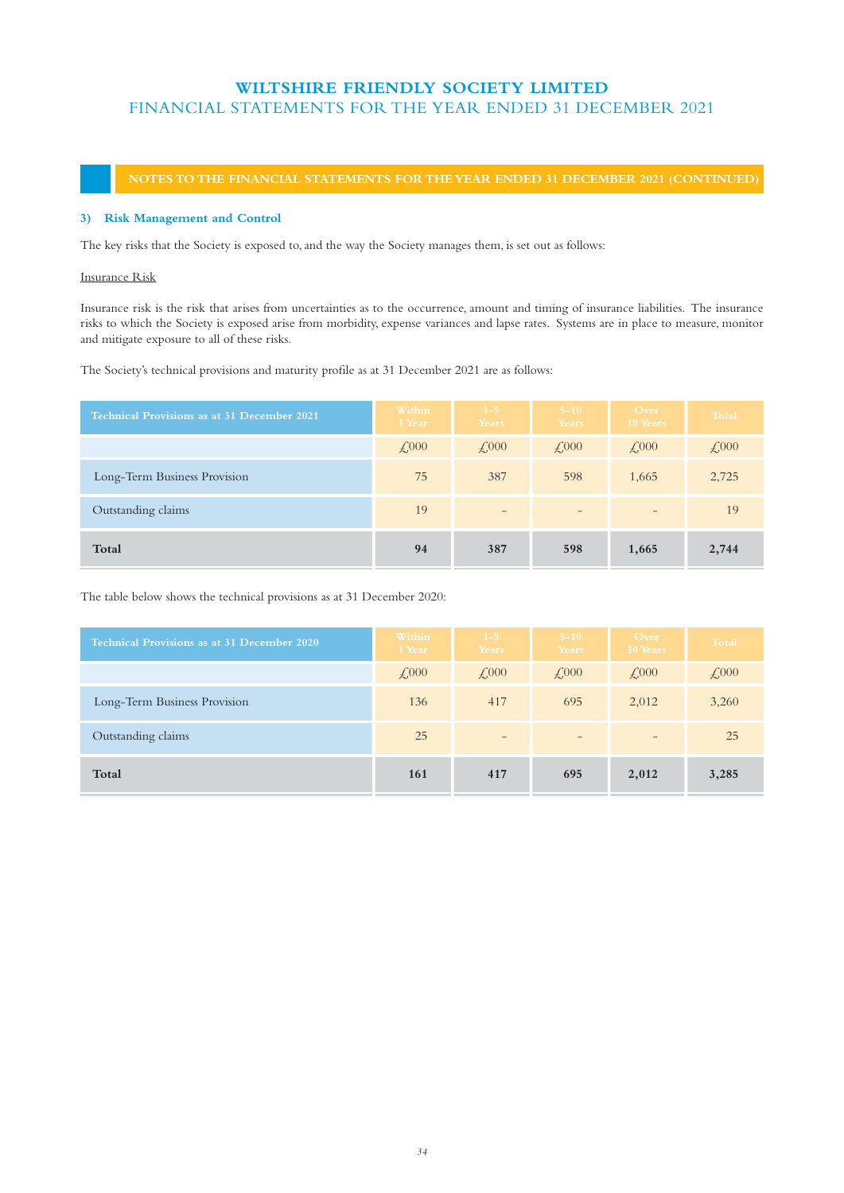## NOTES TO THE FINANCIAL STATEMENTS FOR THE YEAR ENDED 31 DECEMBER 2021 (CONTINUED)

### 3) Risk Management and Control

The key risks that the Society is exposed to, and the way the Society manages them, is set out as follows:

Insurance Risk

Insurance risk is the risk that arises from uncertainties as to the occurrence, amount and timing of insurance liabilities. The insurance risks to which the Society is exposed arise from morbidity, expense variances and lapse rates. Systems are in place to measure, monitor and mitigate exposure to all of these risks.

The Society's technical provisions and maturity profile as at 31 December 2021 are as follows:

| Technical Provisions as at 31 December 2021 | Within 1 Year | 1-5 Years | 5-10 Years | Over 10 Years | Total |
|---|---|---|---|---|---|
| | £000 | £000 | £000 | £000 | £000 |
| Long-Term Business Provision | 75 | 387 | 598 | 1,665 | 2,725 |
| Outstanding claims | 19 | - | - | - | 19 |
| **Total** | **94** | **387** | **598** | **1,665** | **2,744** |

The table below shows the technical provisions as at 31 December 2020:

| Technical Provisions as at 31 December 2020 | Within 1 Year | 1-5 Years | 5-10 Years | Over 10 Years | Total |
|---|---|---|---|---|---|
| | £000 | £000 | £000 | £000 | £000 |
| Long-Term Business Provision | 136 | 417 | 695 | 2,012 | 3,260 |
| Outstanding claims | 25 | - | - | - | 25 |
| **Total** | **161** | **417** | **695** | **2,012** | **3,285** |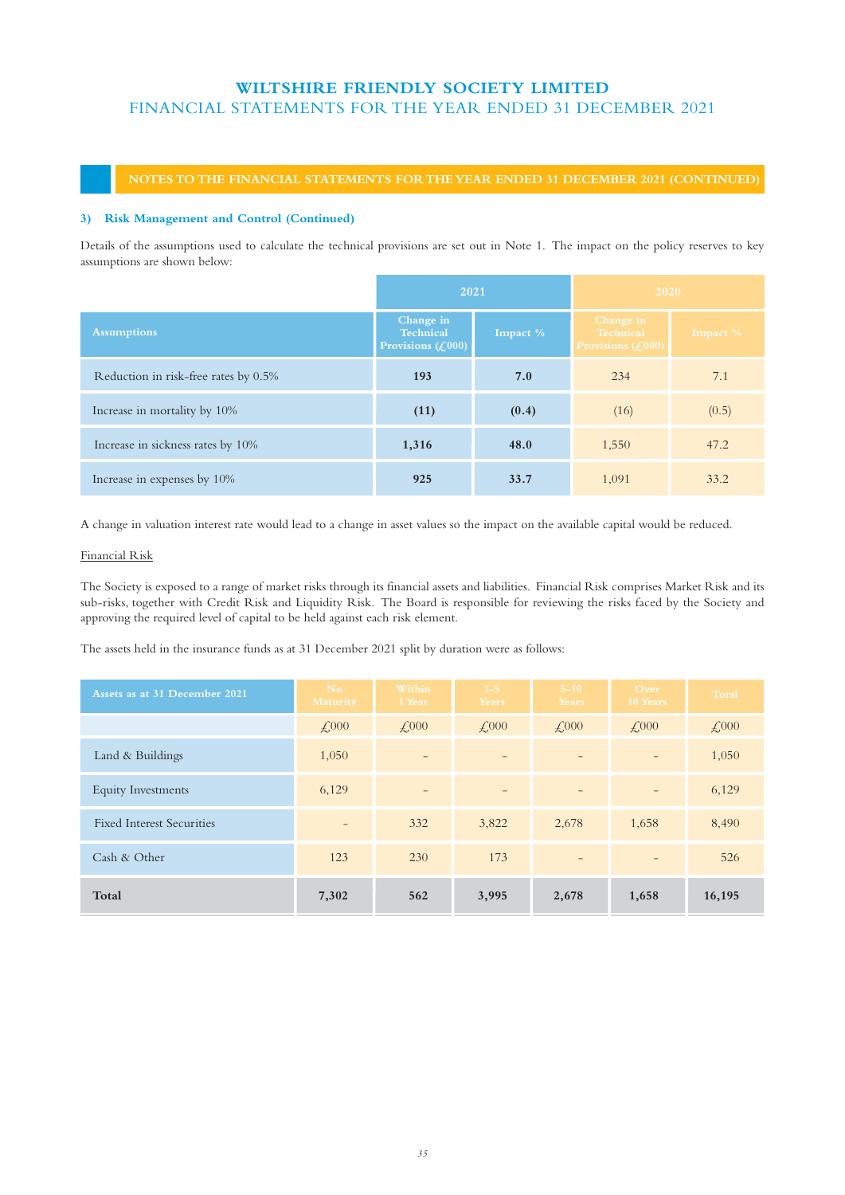## NOTES TO THE FINANCIAL STATEMENTS FOR THE YEAR ENDED 31 DECEMBER 2021 (CONTINUED)

### 3) Risk Management and Control (Continued)

Details of the assumptions used to calculate the technical provisions are set out in Note 1. The impact on the policy reserves to key assumptions are shown below:

| | 2021 | | 2020 | |
|---|---|---|---|---|
| **Assumptions** | **Change in Technical Provisions (£000)** | **Impact %** | **Change in Technical Provisions (£000)** | **Impact %** |
| Reduction in risk-free rates by 0.5% | **193** | **7.0** | 234 | 7.1 |
| Increase in mortality by 10% | **(11)** | **(0.4)** | (16) | (0.5) |
| Increase in sickness rates by 10% | **1,316** | **48.0** | 1,550 | 47.2 |
| Increase in expenses by 10% | **925** | **33.7** | 1,091 | 33.2 |

A change in valuation interest rate would lead to a change in asset values so the impact on the available capital would be reduced.

<u>Financial Risk</u>

The Society is exposed to a range of market risks through its financial assets and liabilities. Financial Risk comprises Market Risk and its sub-risks, together with Credit Risk and Liquidity Risk. The Board is responsible for reviewing the risks faced by the Society and approving the required level of capital to be held against each risk element.

The assets held in the insurance funds as at 31 December 2021 split by duration were as follows:

| Assets as at 31 December 2021 | No Maturity | Within 1 Year | 1-5 Years | 5-10 Years | Over 10 Years | Total |
|---|---|---|---|---|---|---|
| | £000 | £000 | £000 | £000 | £000 | £000 |
| Land & Buildings | 1,050 | - | - | - | - | 1,050 |
| Equity Investments | 6,129 | - | - | - | - | 6,129 |
| Fixed Interest Securities | - | 332 | 3,822 | 2,678 | 1,658 | 8,490 |
| Cash & Other | 123 | 230 | 173 | - | - | 526 |
| **Total** | **7,302** | **562** | **3,995** | **2,678** | **1,658** | **16,195** |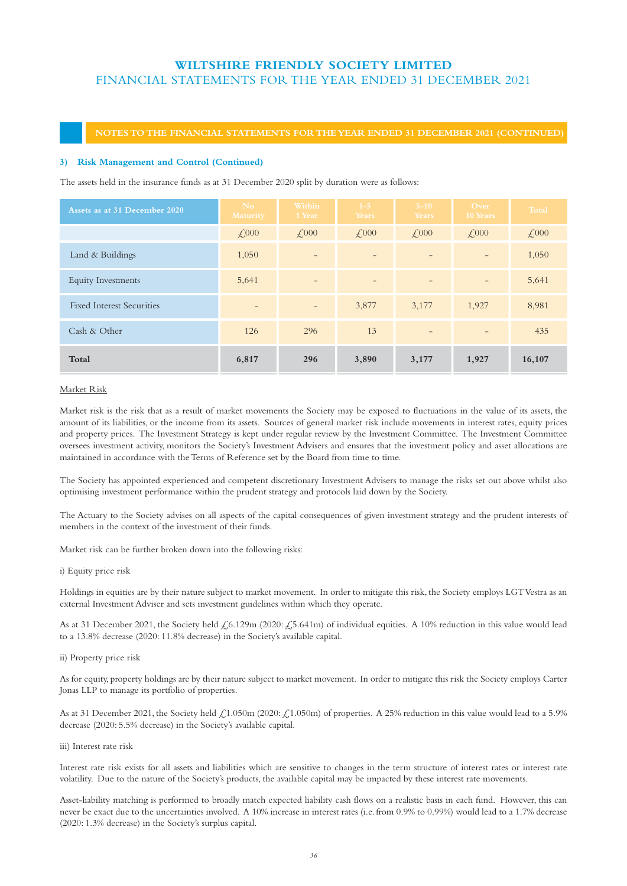## NOTES TO THE FINANCIAL STATEMENTS FOR THE YEAR ENDED 31 DECEMBER 2021 (CONTINUED)

### 3) Risk Management and Control (Continued)

The assets held in the insurance funds as at 31 December 2020 split by duration were as follows:

| Assets as at 31 December 2020 | No Maturity | Within 1 Year | 1-5 Years | 5-10 Years | Over 10 Years | Total |
|---|---|---|---|---|---|---|
| | £000 | £000 | £000 | £000 | £000 | £000 |
| Land & Buildings | 1,050 | - | - | - | - | 1,050 |
| Equity Investments | 5,641 | - | - | - | - | 5,641 |
| Fixed Interest Securities | - | - | 3,877 | 3,177 | 1,927 | 8,981 |
| Cash & Other | 126 | 296 | 13 | - | - | 435 |
| **Total** | **6,817** | **296** | **3,890** | **3,177** | **1,927** | **16,107** |

Market Risk

Market risk is the risk that as a result of market movements the Society may be exposed to fluctuations in the value of its assets, the amount of its liabilities, or the income from its assets. Sources of general market risk include movements in interest rates, equity prices and property prices. The Investment Strategy is kept under regular review by the Investment Committee. The Investment Committee oversees investment activity, monitors the Society's Investment Advisers and ensures that the investment policy and asset allocations are maintained in accordance with the Terms of Reference set by the Board from time to time.

The Society has appointed experienced and competent discretionary Investment Advisers to manage the risks set out above whilst also optimising investment performance within the prudent strategy and protocols laid down by the Society.

The Actuary to the Society advises on all aspects of the capital consequences of given investment strategy and the prudent interests of members in the context of the investment of their funds.

Market risk can be further broken down into the following risks:

i) Equity price risk

Holdings in equities are by their nature subject to market movement. In order to mitigate this risk, the Society employs LGT Vestra as an external Investment Adviser and sets investment guidelines within which they operate.

As at 31 December 2021, the Society held £6.129m (2020: £5.641m) of individual equities. A 10% reduction in this value would lead to a 13.8% decrease (2020: 11.8% decrease) in the Society's available capital.

ii) Property price risk

As for equity, property holdings are by their nature subject to market movement. In order to mitigate this risk the Society employs Carter Jonas LLP to manage its portfolio of properties.

As at 31 December 2021, the Society held £1.050m (2020: £1.050m) of properties. A 25% reduction in this value would lead to a 5.9% decrease (2020: 5.5% decrease) in the Society's available capital.

iii) Interest rate risk

Interest rate risk exists for all assets and liabilities which are sensitive to changes in the term structure of interest rates or interest rate volatility. Due to the nature of the Society's products, the available capital may be impacted by these interest rate movements.

Asset-liability matching is performed to broadly match expected liability cash flows on a realistic basis in each fund. However, this can never be exact due to the uncertainties involved. A 10% increase in interest rates (i.e. from 0.9% to 0.99%) would lead to a 1.7% decrease (2020: 1.3% decrease) in the Society's surplus capital.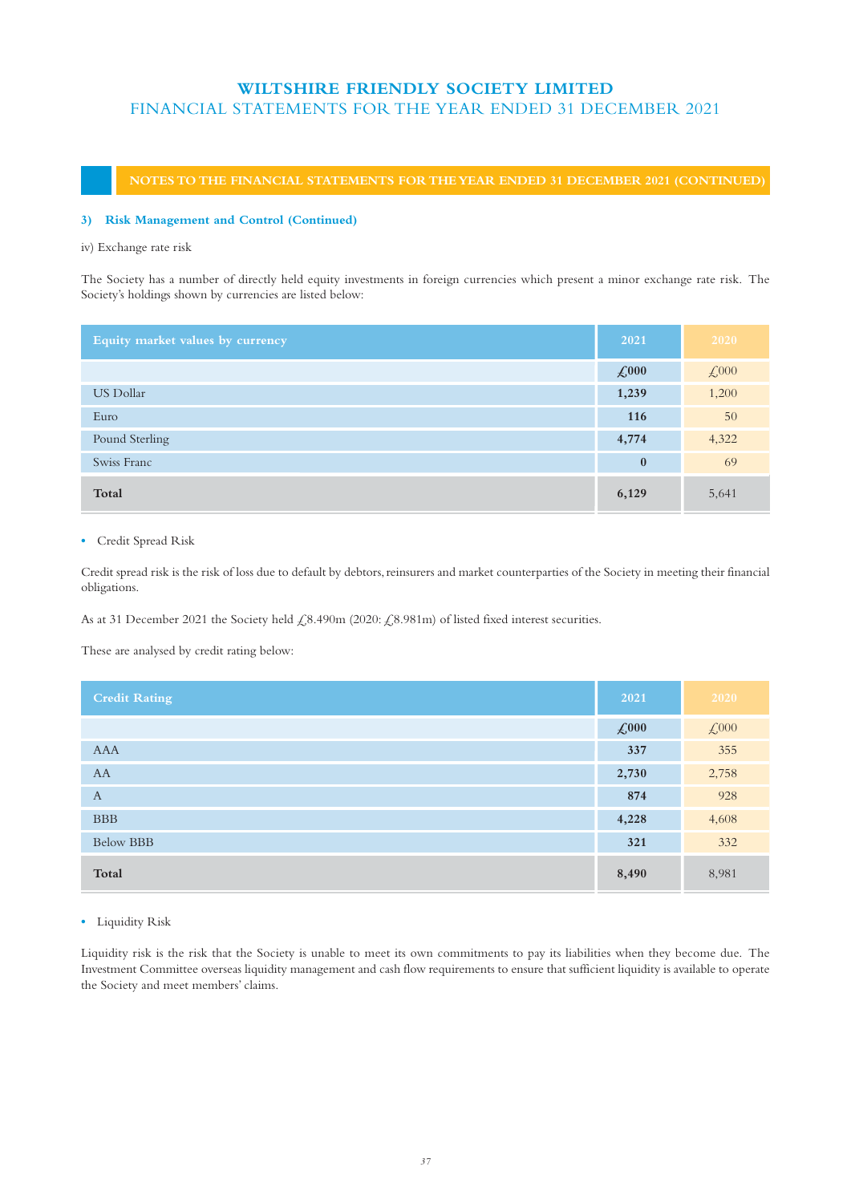## NOTES TO THE FINANCIAL STATEMENTS FOR THE YEAR ENDED 31 DECEMBER 2021 (CONTINUED)

### 3) Risk Management and Control (Continued)

iv) Exchange rate risk

The Society has a number of directly held equity investments in foreign currencies which present a minor exchange rate risk. The Society's holdings shown by currencies are listed below:

| Equity market values by currency | 2021 | 2020 |
|---|---|---|
| | **£000** | £000 |
| US Dollar | **1,239** | 1,200 |
| Euro | **116** | 50 |
| Pound Sterling | **4,774** | 4,322 |
| Swiss Franc | **0** | 69 |
| **Total** | **6,129** | 5,641 |

- Credit Spread Risk

Credit spread risk is the risk of loss due to default by debtors, reinsurers and market counterparties of the Society in meeting their financial obligations.

As at 31 December 2021 the Society held £8.490m (2020: £8.981m) of listed fixed interest securities.

These are analysed by credit rating below:

| Credit Rating | 2021 | 2020 |
|---|---|---|
| | **£000** | £000 |
| AAA | **337** | 355 |
| AA | **2,730** | 2,758 |
| A | **874** | 928 |
| BBB | **4,228** | 4,608 |
| Below BBB | **321** | 332 |
| **Total** | **8,490** | 8,981 |

- Liquidity Risk

Liquidity risk is the risk that the Society is unable to meet its own commitments to pay its liabilities when they become due. The Investment Committee oversees liquidity management and cash flow requirements to ensure that sufficient liquidity is available to operate the Society and meet members' claims.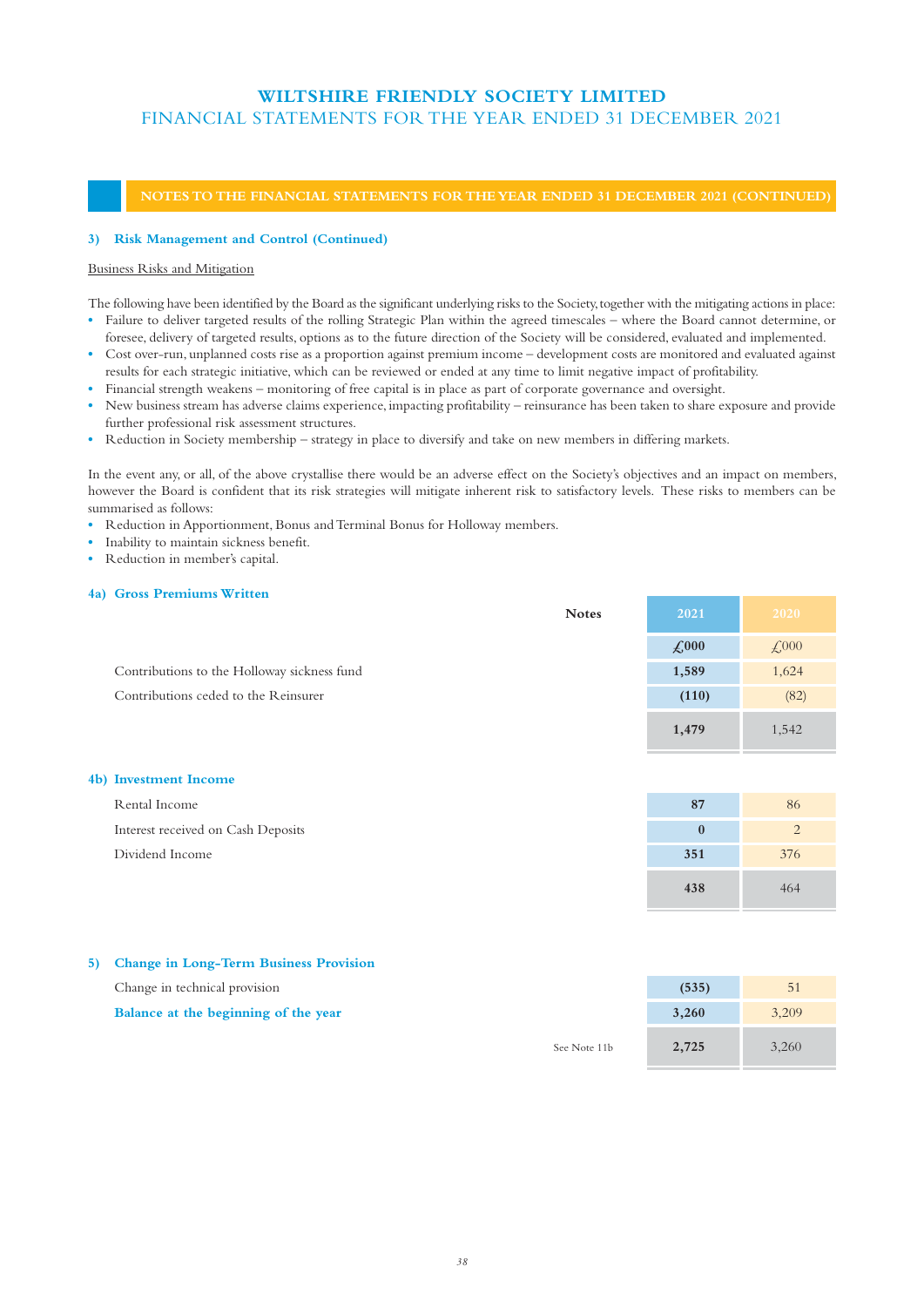## NOTES TO THE FINANCIAL STATEMENTS FOR THE YEAR ENDED 31 DECEMBER 2021 (CONTINUED)

### 3) Risk Management and Control (Continued)

Business Risks and Mitigation

The following have been identified by the Board as the significant underlying risks to the Society, together with the mitigating actions in place:

- Failure to deliver targeted results of the rolling Strategic Plan within the agreed timescales – where the Board cannot determine, or foresee, delivery of targeted results, options as to the future direction of the Society will be considered, evaluated and implemented.
- Cost over-run, unplanned costs rise as a proportion against premium income – development costs are monitored and evaluated against results for each strategic initiative, which can be reviewed or ended at any time to limit negative impact of profitability.
- Financial strength weakens – monitoring of free capital is in place as part of corporate governance and oversight.
- New business stream has adverse claims experience, impacting profitability – reinsurance has been taken to share exposure and provide further professional risk assessment structures.
- Reduction in Society membership – strategy in place to diversify and take on new members in differing markets.

In the event any, or all, of the above crystallise there would be an adverse effect on the Society's objectives and an impact on members, however the Board is confident that its risk strategies will mitigate inherent risk to satisfactory levels. These risks to members can be summarised as follows:

- Reduction in Apportionment, Bonus and Terminal Bonus for Holloway members.
- Inability to maintain sickness benefit.
- Reduction in member's capital.

### 4a) Gross Premiums Written

| | Notes | 2021 | 2020 |
|---|---|---|---|
| | | £000 | £000 |
| Contributions to the Holloway sickness fund | | **1,589** | 1,624 |
| Contributions ceded to the Reinsurer | | **(110)** | (82) |
| | | **1,479** | 1,542 |

### 4b) Investment Income

| | | 2021 | 2020 |
|---|---|---|---|
| Rental Income | | **87** | 86 |
| Interest received on Cash Deposits | | **0** | 2 |
| Dividend Income | | **351** | 376 |
| | | **438** | 464 |

### 5) Change in Long-Term Business Provision

| | | 2021 | 2020 |
|---|---|---|---|
| Change in technical provision | | **(535)** | 51 |
| **Balance at the beginning of the year** | | **3,260** | 3,209 |
| | See Note 11b | **2,725** | 3,260 |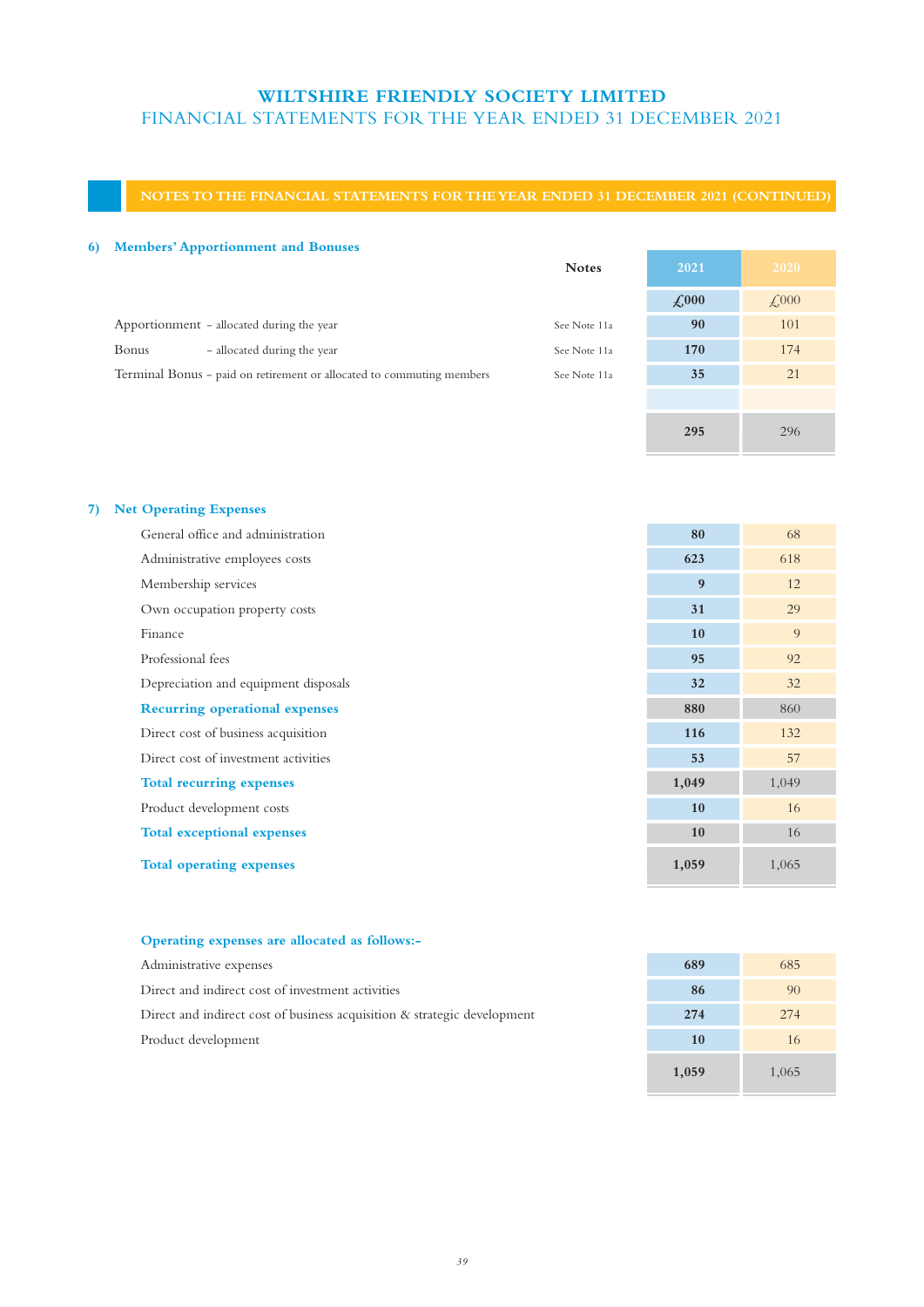## NOTES TO THE FINANCIAL STATEMENTS FOR THE YEAR ENDED 31 DECEMBER 2021 (CONTINUED)

### 6) Members' Apportionment and Bonuses

| | Notes | 2021 | 2020 |
|---|---|---|---|
| | | £000 | £000 |
| Apportionment - allocated during the year | See Note 11a | **90** | 101 |
| Bonus - allocated during the year | See Note 11a | **170** | 174 |
| Terminal Bonus - paid on retirement or allocated to commuting members | See Note 11a | **35** | 21 |
| | | | |
| | | **295** | 296 |

### 7) Net Operating Expenses

| | 2021 | 2020 |
|---|---|---|
| General office and administration | **80** | 68 |
| Administrative employees costs | **623** | 618 |
| Membership services | **9** | 12 |
| Own occupation property costs | **31** | 29 |
| Finance | **10** | 9 |
| Professional fees | **95** | 92 |
| Depreciation and equipment disposals | **32** | 32 |
| **Recurring operational expenses** | **880** | 860 |
| Direct cost of business acquisition | **116** | 132 |
| Direct cost of investment activities | **53** | 57 |
| **Total recurring expenses** | **1,049** | 1,049 |
| Product development costs | **10** | 16 |
| **Total exceptional expenses** | **10** | 16 |
| **Total operating expenses** | **1,059** | 1,065 |

**Operating expenses are allocated as follows:-**

| | 2021 | 2020 |
|---|---|---|
| Administrative expenses | **689** | 685 |
| Direct and indirect cost of investment activities | **86** | 90 |
| Direct and indirect cost of business acquisition & strategic development | **274** | 274 |
| Product development | **10** | 16 |
| | **1,059** | 1,065 |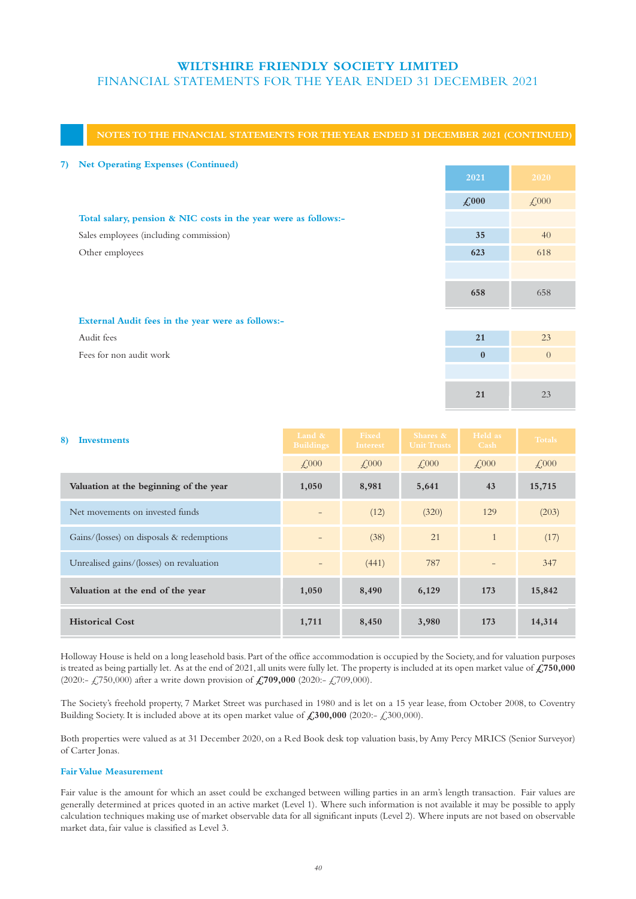## NOTES TO THE FINANCIAL STATEMENTS FOR THE YEAR ENDED 31 DECEMBER 2021 (CONTINUED)

### 7) Net Operating Expenses (Continued)

| | 2021 | 2020 |
|---|---|---|
| | £000 | £000 |
| **Total salary, pension & NIC costs in the year were as follows:-** | | |
| Sales employees (including commission) | **35** | 40 |
| Other employees | **623** | 618 |
| | | |
| | **658** | 658 |

| | 2021 | 2020 |
|---|---|---|
| **External Audit fees in the year were as follows:-** | | |
| Audit fees | **21** | 23 |
| Fees for non audit work | **0** | 0 |
| | | |
| | **21** | 23 |

### 8) Investments

| | Land & Buildings | Fixed Interest | Shares & Unit Trusts | Held as Cash | Totals |
|---|---|---|---|---|---|
| | £000 | £000 | £000 | £000 | £000 |
| **Valuation at the beginning of the year** | **1,050** | **8,981** | **5,641** | **43** | **15,715** |
| Net movements on invested funds | - | (12) | (320) | 129 | (203) |
| Gains/(losses) on disposals & redemptions | - | (38) | 21 | 1 | (17) |
| Unrealised gains/(losses) on revaluation | - | (441) | 787 | - | 347 |
| **Valuation at the end of the year** | **1,050** | **8,490** | **6,129** | **173** | **15,842** |
| **Historical Cost** | **1,711** | **8,450** | **3,980** | **173** | **14,314** |

Holloway House is held on a long leasehold basis. Part of the office accommodation is occupied by the Society, and for valuation purposes is treated as being partially let. As at the end of 2021, all units were fully let. The property is included at its open market value of **£750,000** (2020:- £750,000) after a write down provision of **£709,000** (2020:- £709,000).

The Society's freehold property, 7 Market Street was purchased in 1980 and is let on a 15 year lease, from October 2008, to Coventry Building Society. It is included above at its open market value of **£300,000** (2020:- £300,000).

Both properties were valued as at 31 December 2020, on a Red Book desk top valuation basis, by Amy Percy MRICS (Senior Surveyor) of Carter Jonas.

#### Fair Value Measurement

Fair value is the amount for which an asset could be exchanged between willing parties in an arm's length transaction. Fair values are generally determined at prices quoted in an active market (Level 1). Where such information is not available it may be possible to apply calculation techniques making use of market observable data for all significant inputs (Level 2). Where inputs are not based on observable market data, fair value is classified as Level 3.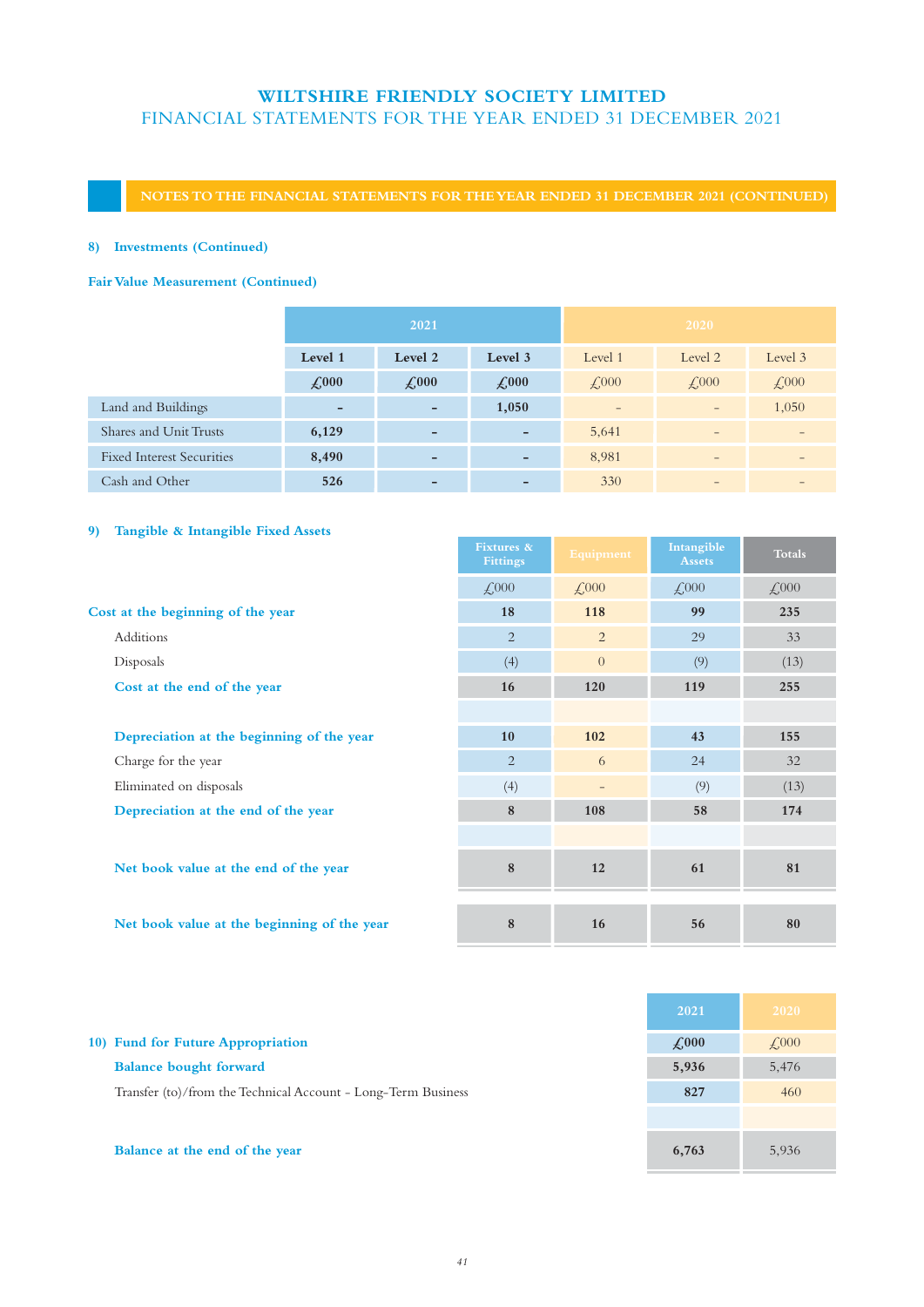## NOTES TO THE FINANCIAL STATEMENTS FOR THE YEAR ENDED 31 DECEMBER 2021 (CONTINUED)

### 8) Investments (Continued)

#### Fair Value Measurement (Continued)

| | 2021 | | | 2020 | | |
|---|---|---|---|---|---|---|
| | **Level 1** | **Level 2** | **Level 3** | Level 1 | Level 2 | Level 3 |
| | **£000** | **£000** | **£000** | £000 | £000 | £000 |
| Land and Buildings | **-** | **-** | **1,050** | - | - | 1,050 |
| Shares and Unit Trusts | **6,129** | **-** | **-** | 5,641 | - | - |
| Fixed Interest Securities | **8,490** | **-** | **-** | 8,981 | - | - |
| Cash and Other | **526** | **-** | **-** | 330 | - | - |

### 9) Tangible & Intangible Fixed Assets

| | Fixtures & Fittings | Equipment | Intangible Assets | Totals |
|---|---|---|---|---|
| | £000 | £000 | £000 | £000 |
| **Cost at the beginning of the year** | **18** | **118** | **99** | **235** |
| Additions | 2 | 2 | 29 | 33 |
| Disposals | (4) | 0 | (9) | (13) |
| **Cost at the end of the year** | **16** | **120** | **119** | **255** |
| | | | | |
| **Depreciation at the beginning of the year** | **10** | **102** | **43** | **155** |
| Charge for the year | 2 | 6 | 24 | 32 |
| Eliminated on disposals | (4) | - | (9) | (13) |
| **Depreciation at the end of the year** | **8** | **108** | **58** | **174** |
| | | | | |
| **Net book value at the end of the year** | **8** | **12** | **61** | **81** |
| | | | | |
| **Net book value at the beginning of the year** | **8** | **16** | **56** | **80** |

### 10) Fund for Future Appropriation

| | 2021 | 2020 |
|---|---|---|
| | **£000** | £000 |
| **Balance bought forward** | **5,936** | 5,476 |
| Transfer (to)/from the Technical Account - Long-Term Business | **827** | 460 |
| | | |
| **Balance at the end of the year** | **6,763** | 5,936 |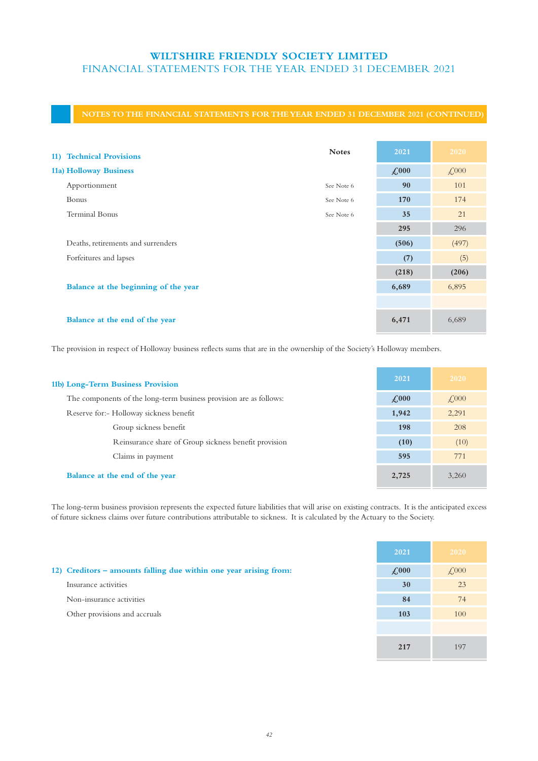## NOTES TO THE FINANCIAL STATEMENTS FOR THE YEAR ENDED 31 DECEMBER 2021 (CONTINUED)

### 11) Technical Provisions

| 11a) Holloway Business | Notes | 2021 | 2020 |
|---|---|---|---|
| | | **£000** | £000 |
| Apportionment | See Note 6 | **90** | 101 |
| Bonus | See Note 6 | **170** | 174 |
| Terminal Bonus | See Note 6 | **35** | 21 |
| | | **295** | 296 |
| Deaths, retirements and surrenders | | **(506)** | (497) |
| Forfeitures and lapses | | **(7)** | (5) |
| | | **(218)** | **(206)** |
| **Balance at the beginning of the year** | | **6,689** | 6,895 |
| | | | |
| **Balance at the end of the year** | | **6,471** | 6,689 |

The provision in respect of Holloway business reflects sums that are in the ownership of the Society's Holloway members.

| 11b) Long-Term Business Provision | 2021 | 2020 |
|---|---|---|
| The components of the long-term business provision are as follows: | **£000** | £000 |
| Reserve for:- Holloway sickness benefit | **1,942** | 2,291 |
| Group sickness benefit | **198** | 208 |
| Reinsurance share of Group sickness benefit provision | **(10)** | (10) |
| Claims in payment | **595** | 771 |
| **Balance at the end of the year** | **2,725** | 3,260 |

The long-term business provision represents the expected future liabilities that will arise on existing contracts. It is the anticipated excess of future sickness claims over future contributions attributable to sickness. It is calculated by the Actuary to the Society.

| 12) Creditors – amounts falling due within one year arising from: | 2021 | 2020 |
|---|---|---|
| | **£000** | £000 |
| Insurance activities | **30** | 23 |
| Non-insurance activities | **84** | 74 |
| Other provisions and accruals | **103** | 100 |
| | | |
| | **217** | 197 |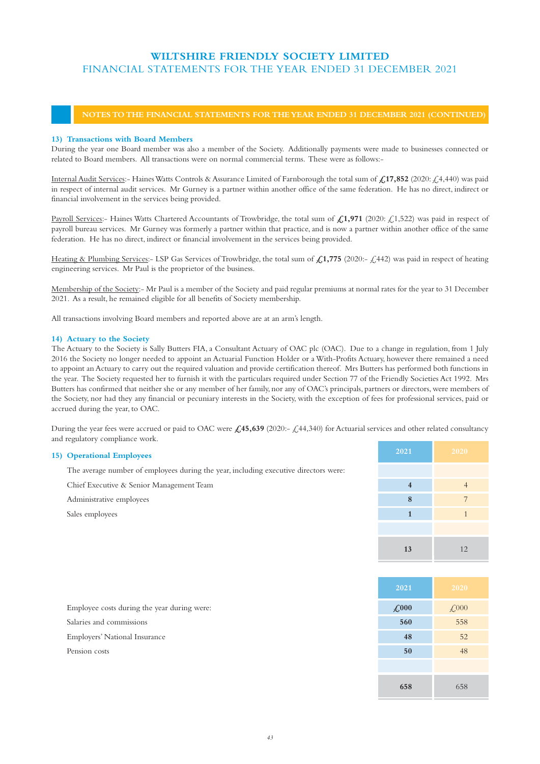## NOTES TO THE FINANCIAL STATEMENTS FOR THE YEAR ENDED 31 DECEMBER 2021 (CONTINUED)

### 13) Transactions with Board Members

During the year one Board member was also a member of the Society. Additionally payments were made to businesses connected or related to Board members. All transactions were on normal commercial terms. These were as follows:-

Internal Audit Services:- Haines Watts Controls & Assurance Limited of Farnborough the total sum of **£17,852** (2020: £4,440) was paid in respect of internal audit services. Mr Gurney is a partner within another office of the same federation. He has no direct, indirect or financial involvement in the services being provided.

Payroll Services:- Haines Watts Chartered Accountants of Trowbridge, the total sum of **£1,971** (2020: £1,522) was paid in respect of payroll bureau services. Mr Gurney was formerly a partner within that practice, and is now a partner within another office of the same federation. He has no direct, indirect or financial involvement in the services being provided.

Heating & Plumbing Services:- LSP Gas Services of Trowbridge, the total sum of **£1,775** (2020:- £442) was paid in respect of heating engineering services. Mr Paul is the proprietor of the business.

Membership of the Society:- Mr Paul is a member of the Society and paid regular premiums at normal rates for the year to 31 December 2021. As a result, he remained eligible for all benefits of Society membership.

All transactions involving Board members and reported above are at an arm's length.

### 14) Actuary to the Society

The Actuary to the Society is Sally Butters FIA, a Consultant Actuary of OAC plc (OAC). Due to a change in regulation, from 1 July 2016 the Society no longer needed to appoint an Actuarial Function Holder or a With-Profits Actuary, however there remained a need to appoint an Actuary to carry out the required valuation and provide certification thereof. Mrs Butters has performed both functions in the year. The Society requested her to furnish it with the particulars required under Section 77 of the Friendly Societies Act 1992. Mrs Butters has confirmed that neither she or any member of her family, nor any of OAC's principals, partners or directors, were members of the Society, nor had they any financial or pecuniary interests in the Society, with the exception of fees for professional services, paid or accrued during the year, to OAC.

During the year fees were accrued or paid to OAC were **£45,639** (2020:- £44,340) for Actuarial services and other related consultancy and regulatory compliance work.

### 15) Operational Employees

| | 2021 | 2020 |
|---|---|---|
| The average number of employees during the year, including executive directors were: | | |
| Chief Executive & Senior Management Team | **4** | 4 |
| Administrative employees | **8** | 7 |
| Sales employees | **1** | 1 |
| | **13** | 12 |

| | 2021 | 2020 |
|---|---|---|
| Employee costs during the year during were: | **£000** | £000 |
| Salaries and commissions | **560** | 558 |
| Employers' National Insurance | **48** | 52 |
| Pension costs | **50** | 48 |
| | **658** | 658 |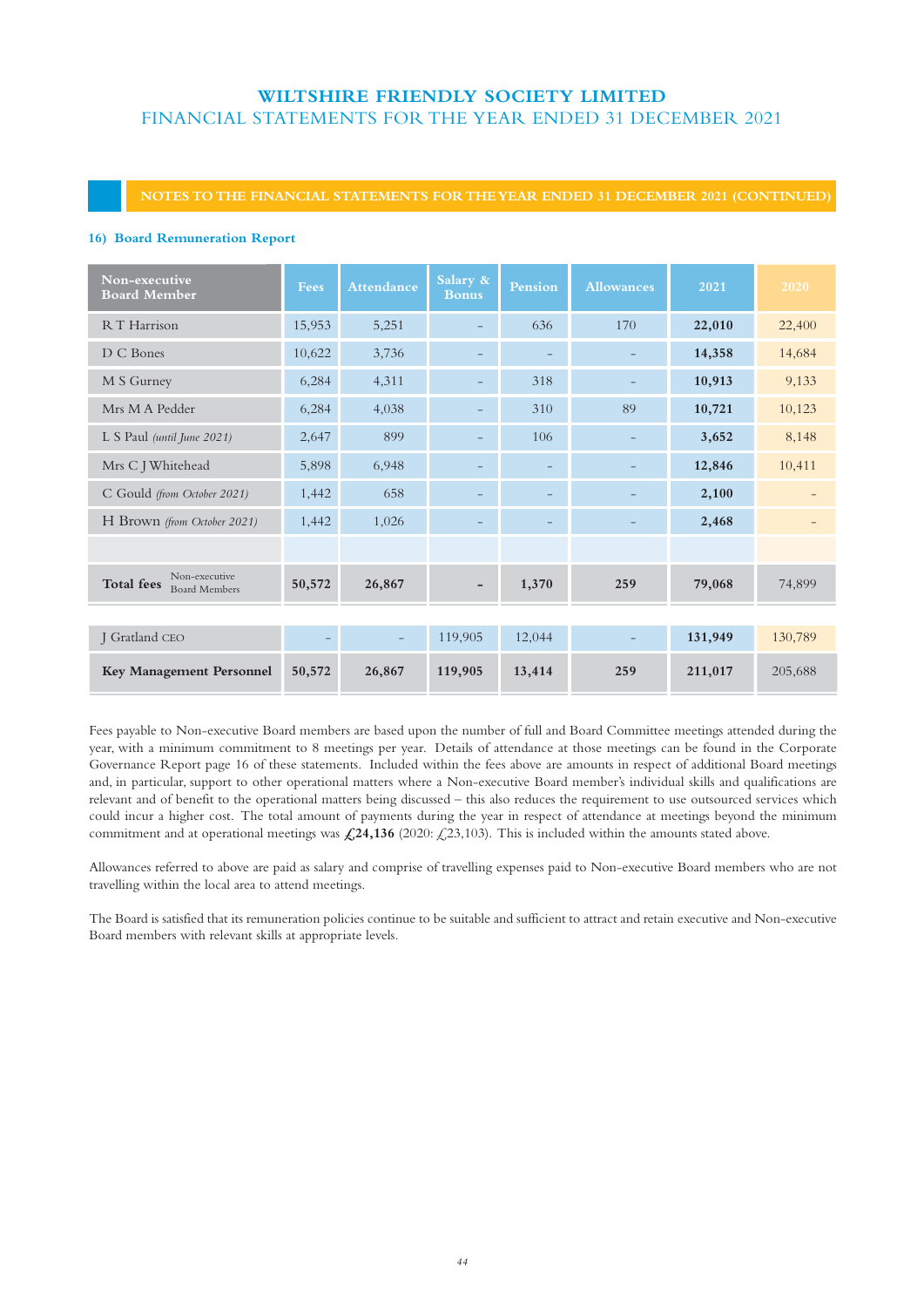## NOTES TO THE FINANCIAL STATEMENTS FOR THE YEAR ENDED 31 DECEMBER 2021 (CONTINUED)

### 16) Board Remuneration Report

| Non-executive Board Member | Fees | Attendance | Salary & Bonus | Pension | Allowances | 2021 | 2020 |
|---|---|---|---|---|---|---|---|
| R T Harrison | 15,953 | 5,251 | – | 636 | 170 | **22,010** | 22,400 |
| D C Bones | 10,622 | 3,736 | – | – | – | **14,358** | 14,684 |
| M S Gurney | 6,284 | 4,311 | – | 318 | – | **10,913** | 9,133 |
| Mrs M A Pedder | 6,284 | 4,038 | – | 310 | 89 | **10,721** | 10,123 |
| L S Paul *(until June 2021)* | 2,647 | 899 | – | 106 | – | **3,652** | 8,148 |
| Mrs C J Whitehead | 5,898 | 6,948 | – | – | – | **12,846** | 10,411 |
| C Gould *(from October 2021)* | 1,442 | 658 | – | – | – | **2,100** | – |
| H Brown *(from October 2021)* | 1,442 | 1,026 | – | – | – | **2,468** | – |
| | | | | | | | |
| **Total fees** Non-executive Board Members | **50,572** | **26,867** | **–** | **1,370** | **259** | **79,068** | 74,899 |
| | | | | | | | |
| J Gratland CEO | – | – | 119,905 | 12,044 | – | **131,949** | 130,789 |
| **Key Management Personnel** | **50,572** | **26,867** | **119,905** | **13,414** | **259** | **211,017** | 205,688 |

Fees payable to Non-executive Board members are based upon the number of full and Board Committee meetings attended during the year, with a minimum commitment to 8 meetings per year. Details of attendance at those meetings can be found in the Corporate Governance Report page 16 of these statements. Included within the fees above are amounts in respect of additional Board meetings and, in particular, support to other operational matters where a Non-executive Board member's individual skills and qualifications are relevant and of benefit to the operational matters being discussed – this also reduces the requirement to use outsourced services which could incur a higher cost. The total amount of payments during the year in respect of attendance at meetings beyond the minimum commitment and at operational meetings was **£24,136** (2020: £23,103). This is included within the amounts stated above.

Allowances referred to above are paid as salary and comprise of travelling expenses paid to Non-executive Board members who are not travelling within the local area to attend meetings.

The Board is satisfied that its remuneration policies continue to be suitable and sufficient to attract and retain executive and Non-executive Board members with relevant skills at appropriate levels.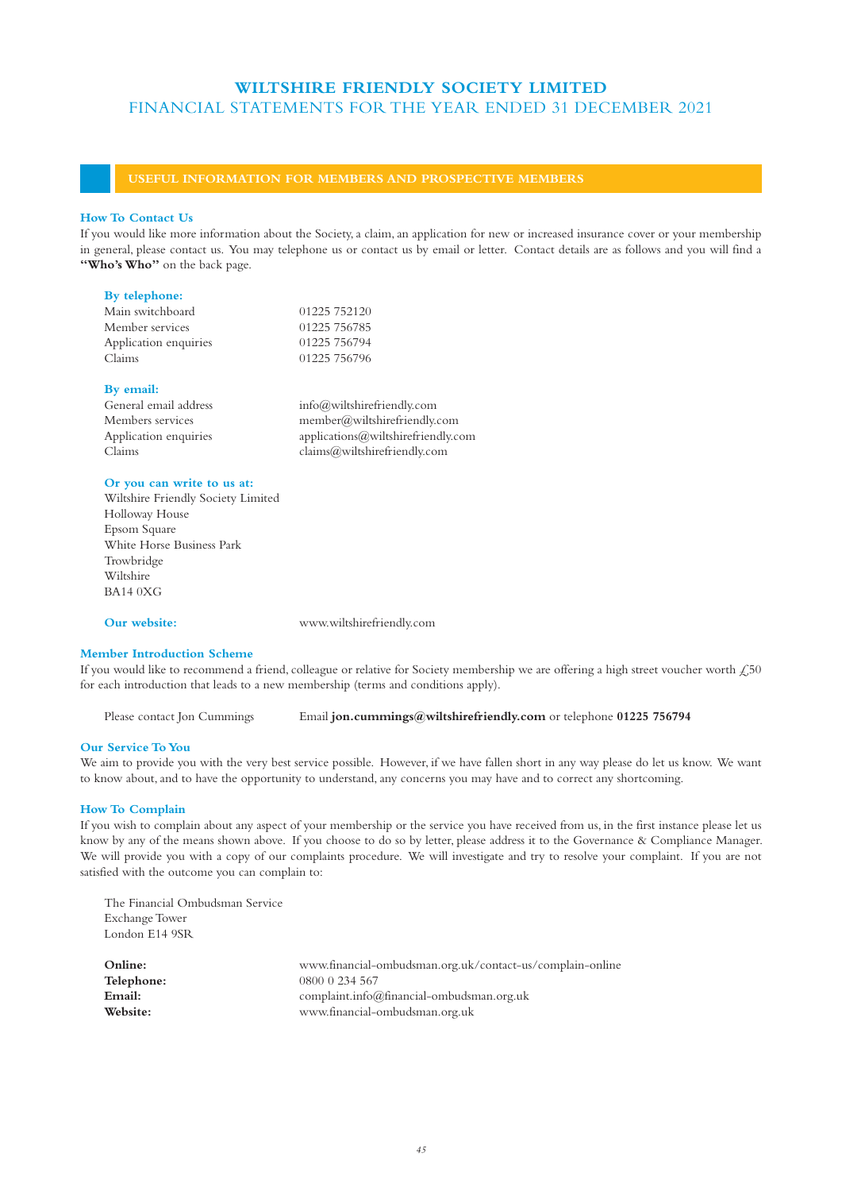# WILTSHIRE FRIENDLY SOCIETY LIMITED

FINANCIAL STATEMENTS FOR THE YEAR ENDED 31 DECEMBER 2021

## USEFUL INFORMATION FOR MEMBERS AND PROSPECTIVE MEMBERS

### How To Contact Us

If you would like more information about the Society, a claim, an application for new or increased insurance cover or your membership in general, please contact us. You may telephone us or contact us by email or letter. Contact details are as follows and you will find a **"Who's Who"** on the back page.

**By telephone:**

| | |
|---|---|
| Main switchboard | 01225 752120 |
| Member services | 01225 756785 |
| Application enquiries | 01225 756794 |
| Claims | 01225 756796 |

**By email:**

| | |
|---|---|
| General email address | info@wiltshirefriendly.com |
| Members services | member@wiltshirefriendly.com |
| Application enquiries | applications@wiltshirefriendly.com |
| Claims | claims@wiltshirefriendly.com |

**Or you can write to us at:**

Wiltshire Friendly Society Limited
Holloway House
Epsom Square
White Horse Business Park
Trowbridge
Wiltshire
BA14 0XG

**Our website:** www.wiltshirefriendly.com

### Member Introduction Scheme

If you would like to recommend a friend, colleague or relative for Society membership we are offering a high street voucher worth £50 for each introduction that leads to a new membership (terms and conditions apply).

Please contact Jon Cummings — Email **jon.cummings@wiltshirefriendly.com** or telephone **01225 756794**

### Our Service To You

We aim to provide you with the very best service possible. However, if we have fallen short in any way please do let us know. We want to know about, and to have the opportunity to understand, any concerns you may have and to correct any shortcoming.

### How To Complain

If you wish to complain about any aspect of your membership or the service you have received from us, in the first instance please let us know by any of the means shown above. If you choose to do so by letter, please address it to the Governance & Compliance Manager. We will provide you with a copy of our complaints procedure. We will investigate and try to resolve your complaint. If you are not satisfied with the outcome you can complain to:

The Financial Ombudsman Service
Exchange Tower
London E14 9SR

| | |
|---|---|
| **Online:** | www.financial-ombudsman.org.uk/contact-us/complain-online |
| **Telephone:** | 0800 0 234 567 |
| **Email:** | complaint.info@financial-ombudsman.org.uk |
| **Website:** | www.financial-ombudsman.org.uk |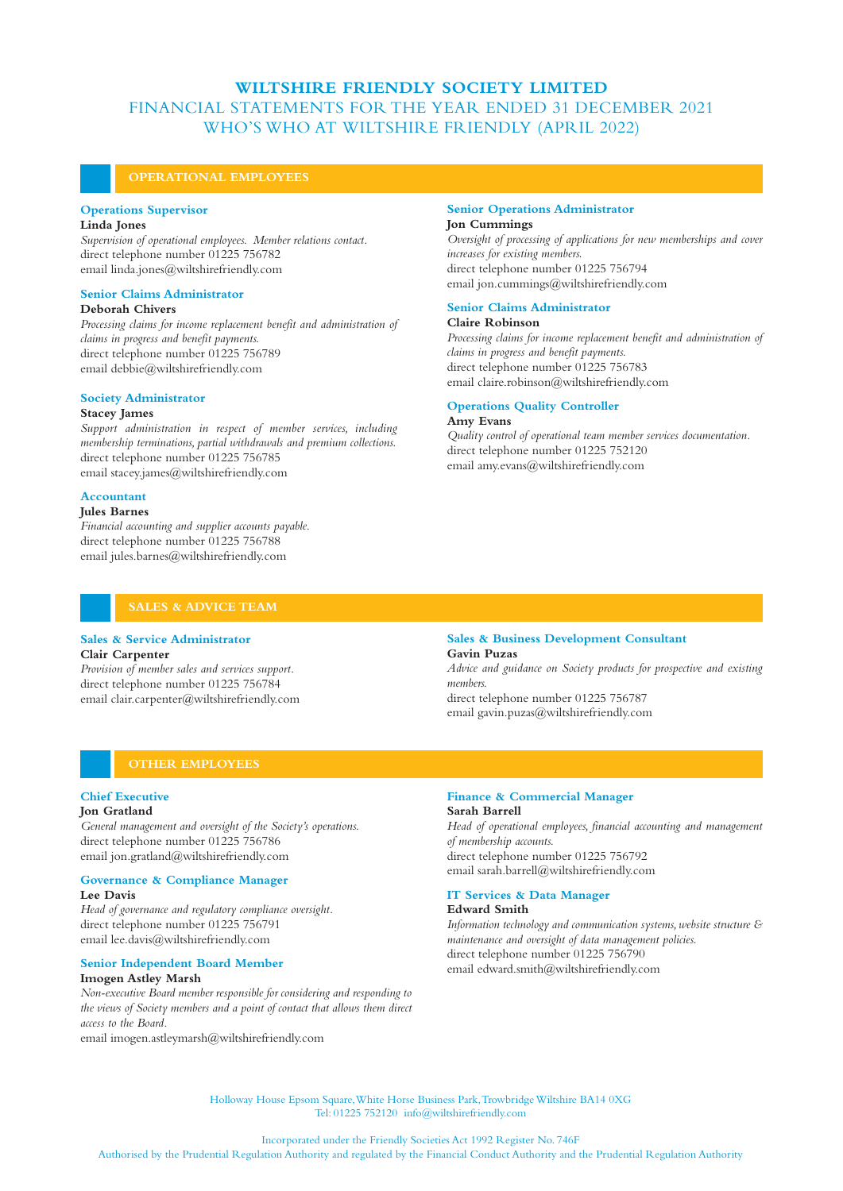# WILTSHIRE FRIENDLY SOCIETY LIMITED

## FINANCIAL STATEMENTS FOR THE YEAR ENDED 31 DECEMBER 2021

## WHO'S WHO AT WILTSHIRE FRIENDLY (APRIL 2022)

## OPERATIONAL EMPLOYEES

### Operations Supervisor

**Linda Jones**

*Supervision of operational employees. Member relations contact.*

direct telephone number 01225 756782

email linda.jones@wiltshirefriendly.com

### Senior Claims Administrator

**Deborah Chivers**

*Processing claims for income replacement benefit and administration of claims in progress and benefit payments.*

direct telephone number 01225 756789

email debbie@wiltshirefriendly.com

### Society Administrator

**Stacey James**

*Support administration in respect of member services, including membership terminations, partial withdrawals and premium collections.*

direct telephone number 01225 756785

email stacey.james@wiltshirefriendly.com

### Accountant

**Jules Barnes**

*Financial accounting and supplier accounts payable.*

direct telephone number 01225 756788

email jules.barnes@wiltshirefriendly.com

### Senior Operations Administrator

**Jon Cummings**

*Oversight of processing of applications for new memberships and cover increases for existing members.*

direct telephone number 01225 756794

email jon.cummings@wiltshirefriendly.com

### Senior Claims Administrator

**Claire Robinson**

*Processing claims for income replacement benefit and administration of claims in progress and benefit payments.*

direct telephone number 01225 756783

email claire.robinson@wiltshirefriendly.com

### Operations Quality Controller

**Amy Evans**

*Quality control of operational team member services documentation.*

direct telephone number 01225 752120

email amy.evans@wiltshirefriendly.com

## SALES & ADVICE TEAM

### Sales & Service Administrator

**Clair Carpenter**

*Provision of member sales and services support.*

direct telephone number 01225 756784

email clair.carpenter@wiltshirefriendly.com

### Sales & Business Development Consultant

**Gavin Puzas**

*Advice and guidance on Society products for prospective and existing members.*

direct telephone number 01225 756787

email gavin.puzas@wiltshirefriendly.com

## OTHER EMPLOYEES

### Chief Executive

**Jon Gratland**

*General management and oversight of the Society's operations.*

direct telephone number 01225 756786

email jon.gratland@wiltshirefriendly.com

### Governance & Compliance Manager

**Lee Davis**

*Head of governance and regulatory compliance oversight.*

direct telephone number 01225 756791

email lee.davis@wiltshirefriendly.com

### Senior Independent Board Member

**Imogen Astley Marsh**

*Non-executive Board member responsible for considering and responding to the views of Society members and a point of contact that allows them direct access to the Board.*

email imogen.astleymarsh@wiltshirefriendly.com

### Finance & Commercial Manager

**Sarah Barrell**

*Head of operational employees, financial accounting and management of membership accounts.*

direct telephone number 01225 756792

email sarah.barrell@wiltshirefriendly.com

### IT Services & Data Manager

**Edward Smith**

*Information technology and communication systems, website structure & maintenance and oversight of data management policies.*

direct telephone number 01225 756790

email edward.smith@wiltshirefriendly.com

Holloway House Epsom Square, White Horse Business Park, Trowbridge Wiltshire BA14 0XG
Tel: 01225 752120 info@wiltshirefriendly.com

Incorporated under the Friendly Societies Act 1992 Register No. 746F
Authorised by the Prudential Regulation Authority and regulated by the Financial Conduct Authority and the Prudential Regulation Authority